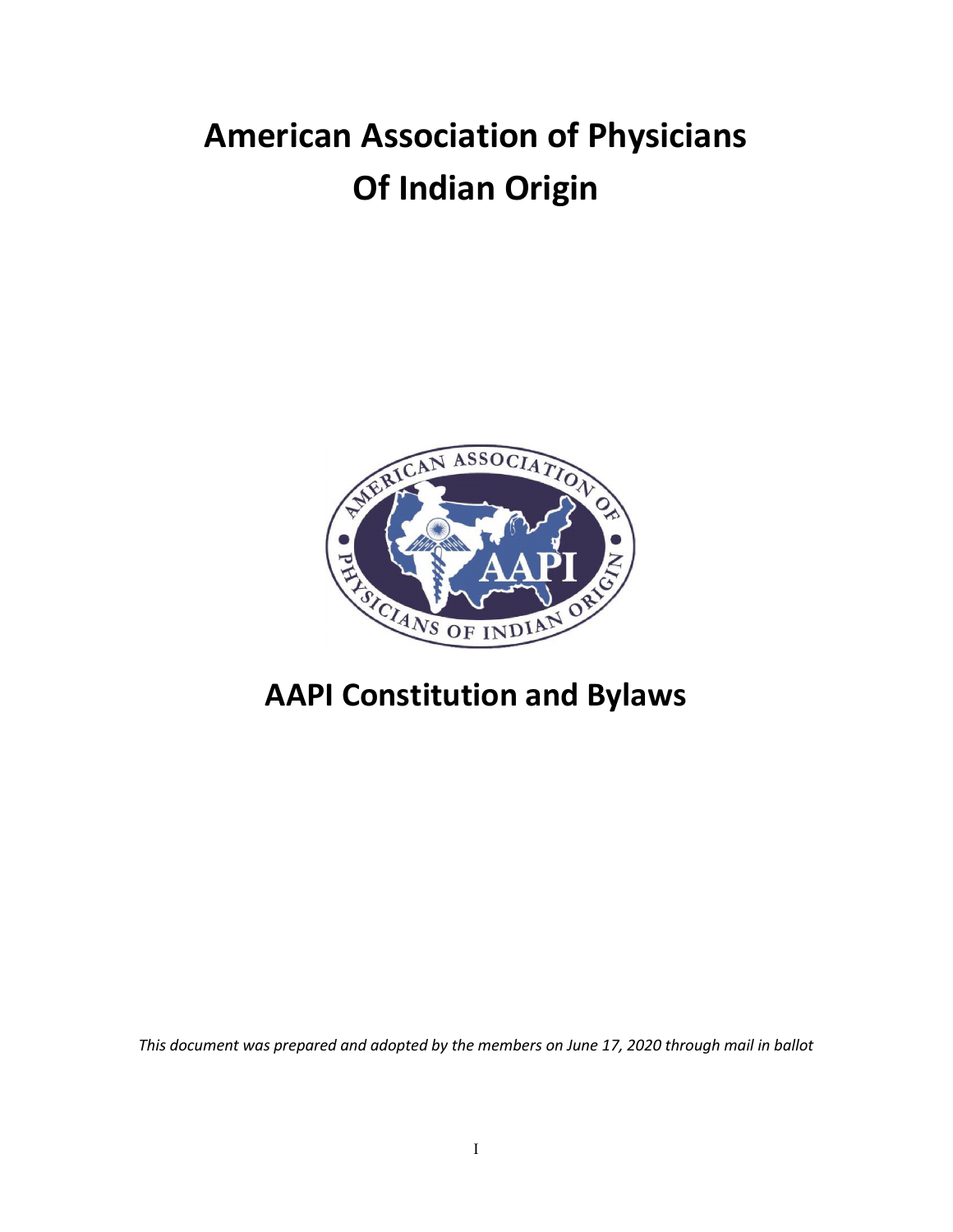# American Association of Physicians Of Indian Origin

# AAPI Constitution and Bylaws

*This document was prepared and adopted by the members on June 17, 2020 through mail in ballot*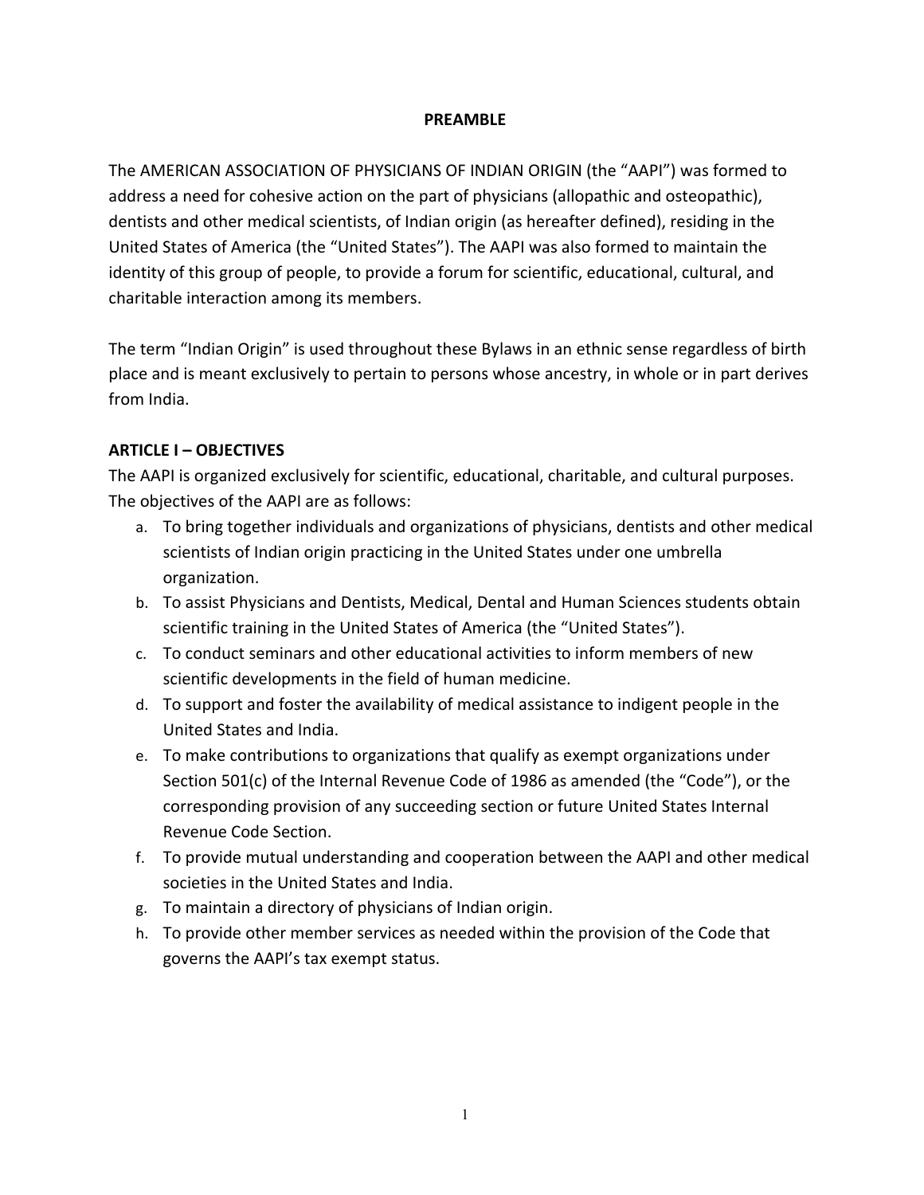## PREAMBLE

The AMERICAN ASSOCIATION OF PHYSICIANS OF INDIAN ORIGIN (the "AAPI") was formed to address a need for cohesive action on the part of physicians (allopathic and osteopathic), dentists and other medical scientists, of Indian origin (as hereafter defined), residing in the United States of America (the "United States"). The AAPI was also formed to maintain the identity of this group of people, to provide a forum for scientific, educational, cultural, and charitable interaction among its members.

The term "Indian Origin" is used throughout these Bylaws in an ethnic sense regardless of birth place and is meant exclusively to pertain to persons whose ancestry, in whole or in part derives from India.

### ARTICLE I – OBJECTIVES

The AAPI is organized exclusively for scientific, educational, charitable, and cultural purposes. The objectives of the AAPI are as follows:

a. To bring together individuals and organizations of physicians, dentists and other medical scientists of Indian origin practicing in the United States under one umbrella organization.
b. To assist Physicians and Dentists, Medical, Dental and Human Sciences students obtain scientific training in the United States of America (the "United States").
c. To conduct seminars and other educational activities to inform members of new scientific developments in the field of human medicine.
d. To support and foster the availability of medical assistance to indigent people in the United States and India.
e. To make contributions to organizations that qualify as exempt organizations under Section 501(c) of the Internal Revenue Code of 1986 as amended (the "Code"), or the corresponding provision of any succeeding section or future United States Internal Revenue Code Section.
f. To provide mutual understanding and cooperation between the AAPI and other medical societies in the United States and India.
g. To maintain a directory of physicians of Indian origin.
h. To provide other member services as needed within the provision of the Code that governs the AAPI's tax exempt status.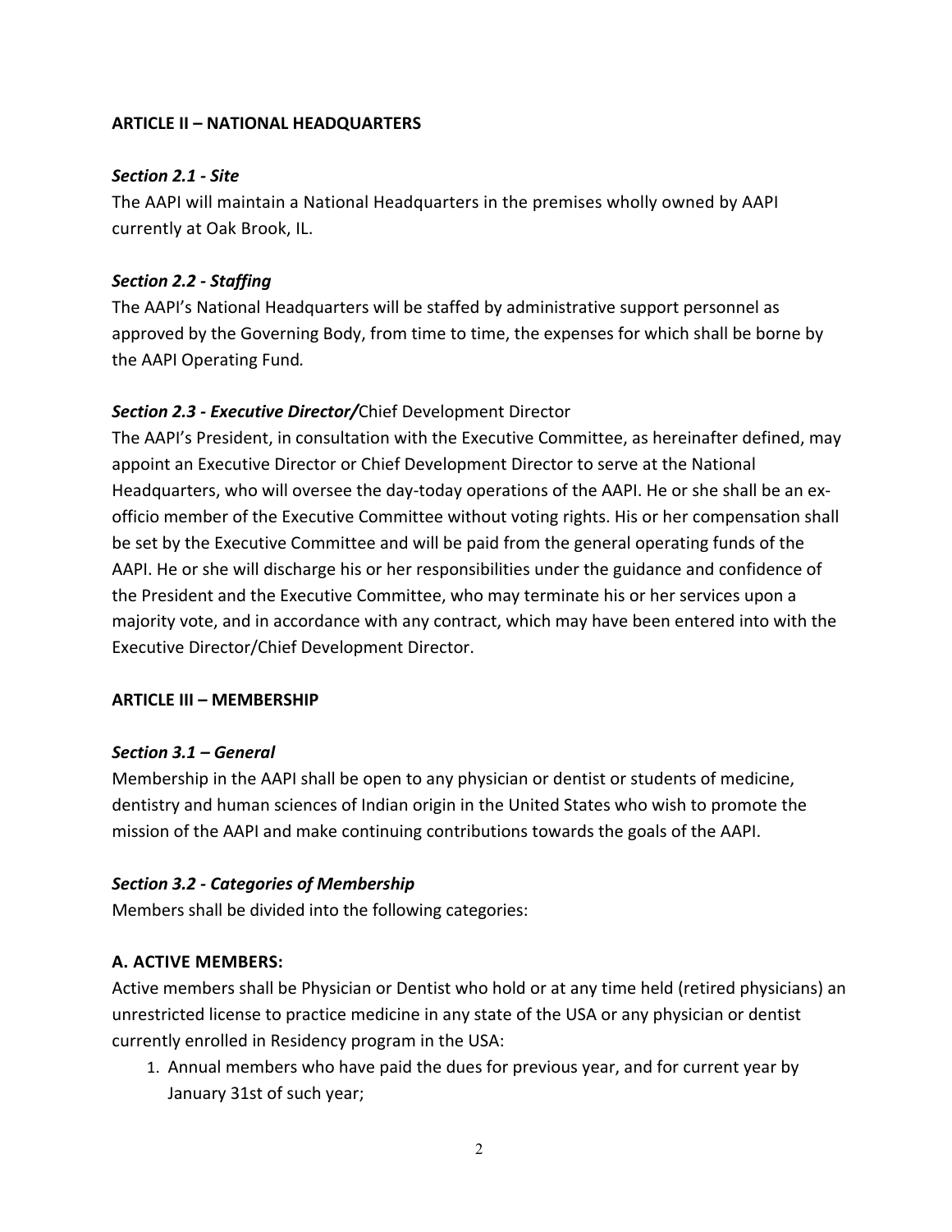**ARTICLE II – NATIONAL HEADQUARTERS**

***Section 2.1 - Site***

The AAPI will maintain a National Headquarters in the premises wholly owned by AAPI currently at Oak Brook, IL.

***Section 2.2 - Staffing***

The AAPI's National Headquarters will be staffed by administrative support personnel as approved by the Governing Body, from time to time, the expenses for which shall be borne by the AAPI Operating Fund*.*

***Section 2.3 - Executive Director/***Chief Development Director

The AAPI's President, in consultation with the Executive Committee, as hereinafter defined, may appoint an Executive Director or Chief Development Director to serve at the National Headquarters, who will oversee the day-today operations of the AAPI. He or she shall be an ex-officio member of the Executive Committee without voting rights. His or her compensation shall be set by the Executive Committee and will be paid from the general operating funds of the AAPI. He or she will discharge his or her responsibilities under the guidance and confidence of the President and the Executive Committee, who may terminate his or her services upon a majority vote, and in accordance with any contract, which may have been entered into with the Executive Director/Chief Development Director.

**ARTICLE III – MEMBERSHIP**

***Section 3.1 – General***

Membership in the AAPI shall be open to any physician or dentist or students of medicine, dentistry and human sciences of Indian origin in the United States who wish to promote the mission of the AAPI and make continuing contributions towards the goals of the AAPI.

***Section 3.2 - Categories of Membership***

Members shall be divided into the following categories:

**A. ACTIVE MEMBERS:**

Active members shall be Physician or Dentist who hold or at any time held (retired physicians) an unrestricted license to practice medicine in any state of the USA or any physician or dentist currently enrolled in Residency program in the USA:

1. Annual members who have paid the dues for previous year, and for current year by January 31st of such year;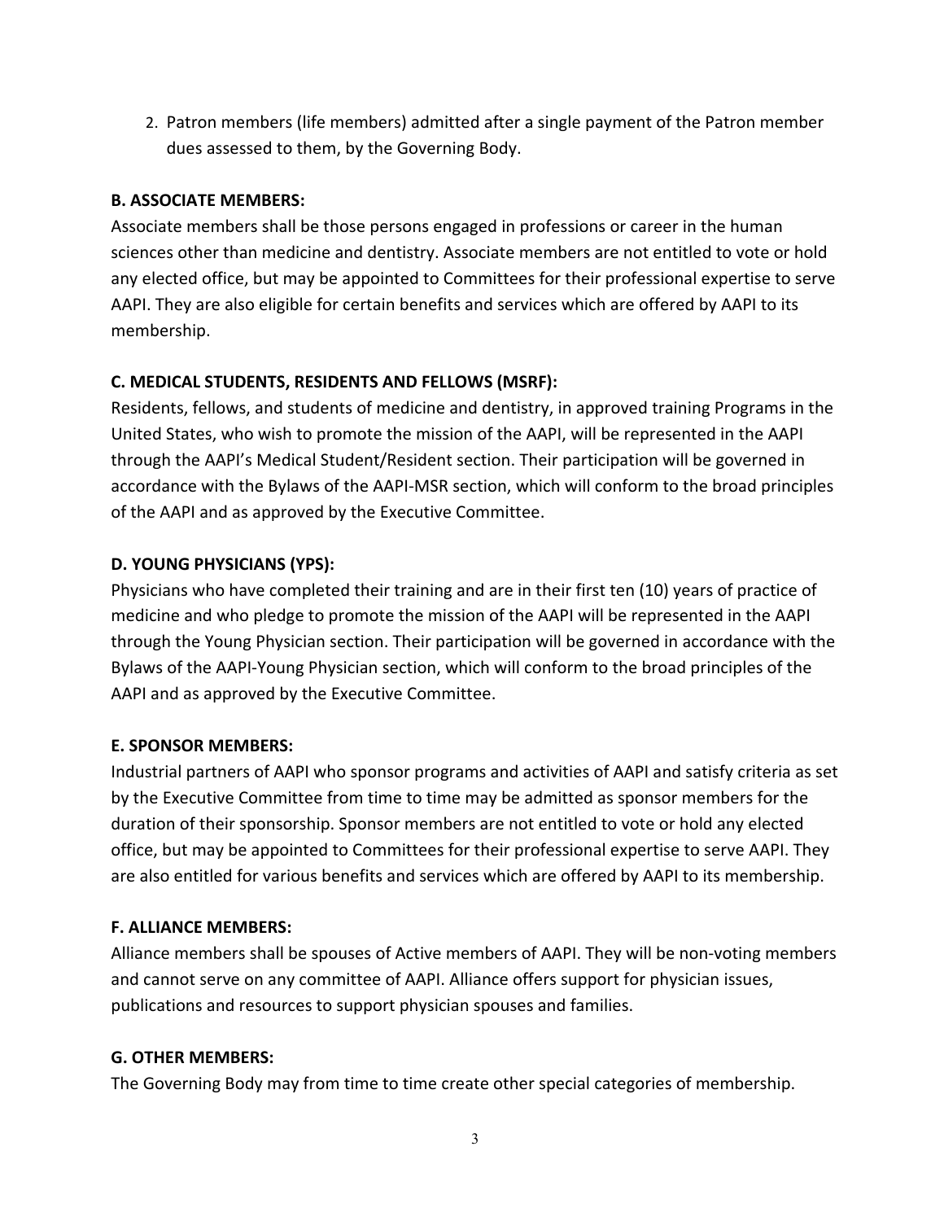2. Patron members (life members) admitted after a single payment of the Patron member dues assessed to them, by the Governing Body.

**B. ASSOCIATE MEMBERS:**

Associate members shall be those persons engaged in professions or career in the human sciences other than medicine and dentistry. Associate members are not entitled to vote or hold any elected office, but may be appointed to Committees for their professional expertise to serve AAPI. They are also eligible for certain benefits and services which are offered by AAPI to its membership.

**C. MEDICAL STUDENTS, RESIDENTS AND FELLOWS (MSRF):**

Residents, fellows, and students of medicine and dentistry, in approved training Programs in the United States, who wish to promote the mission of the AAPI, will be represented in the AAPI through the AAPI's Medical Student/Resident section. Their participation will be governed in accordance with the Bylaws of the AAPI-MSR section, which will conform to the broad principles of the AAPI and as approved by the Executive Committee.

**D. YOUNG PHYSICIANS (YPS):**

Physicians who have completed their training and are in their first ten (10) years of practice of medicine and who pledge to promote the mission of the AAPI will be represented in the AAPI through the Young Physician section. Their participation will be governed in accordance with the Bylaws of the AAPI-Young Physician section, which will conform to the broad principles of the AAPI and as approved by the Executive Committee.

**E. SPONSOR MEMBERS:**

Industrial partners of AAPI who sponsor programs and activities of AAPI and satisfy criteria as set by the Executive Committee from time to time may be admitted as sponsor members for the duration of their sponsorship. Sponsor members are not entitled to vote or hold any elected office, but may be appointed to Committees for their professional expertise to serve AAPI. They are also entitled for various benefits and services which are offered by AAPI to its membership.

**F. ALLIANCE MEMBERS:**

Alliance members shall be spouses of Active members of AAPI. They will be non-voting members and cannot serve on any committee of AAPI. Alliance offers support for physician issues, publications and resources to support physician spouses and families.

**G. OTHER MEMBERS:**

The Governing Body may from time to time create other special categories of membership.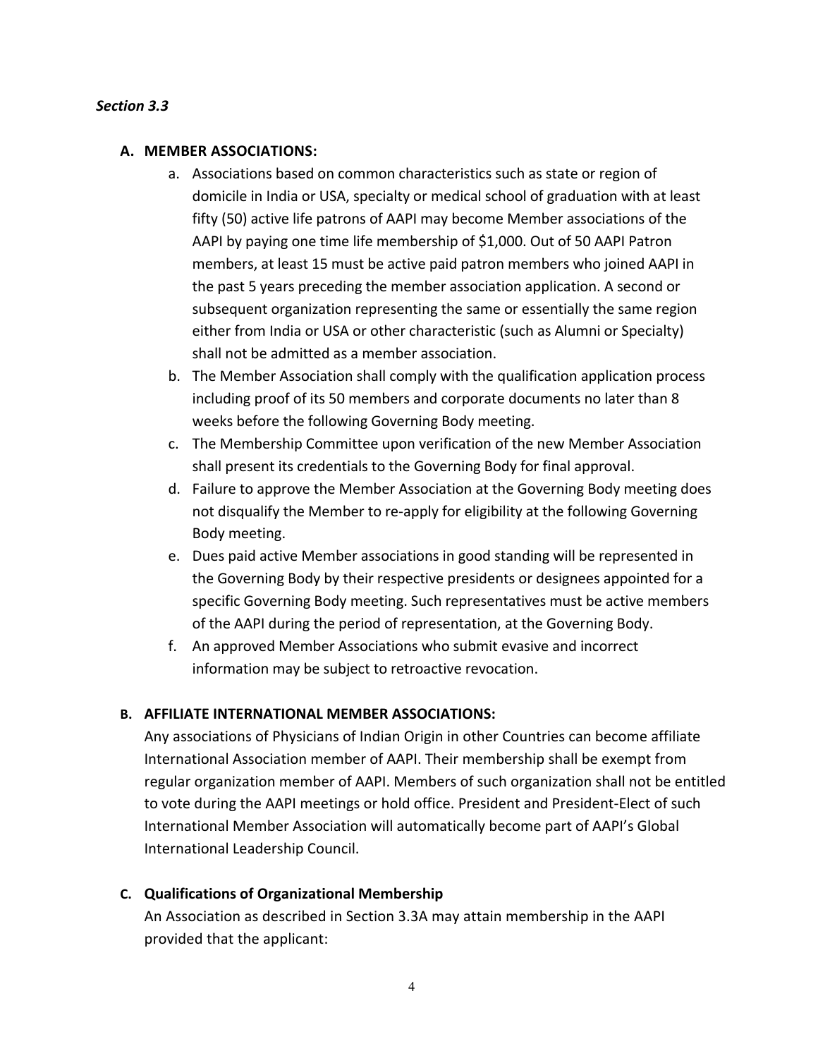***Section 3.3***

**A. MEMBER ASSOCIATIONS:**

a. Associations based on common characteristics such as state or region of domicile in India or USA, specialty or medical school of graduation with at least fifty (50) active life patrons of AAPI may become Member associations of the AAPI by paying one time life membership of $1,000. Out of 50 AAPI Patron members, at least 15 must be active paid patron members who joined AAPI in the past 5 years preceding the member association application. A second or subsequent organization representing the same or essentially the same region either from India or USA or other characteristic (such as Alumni or Specialty) shall not be admitted as a member association.

b. The Member Association shall comply with the qualification application process including proof of its 50 members and corporate documents no later than 8 weeks before the following Governing Body meeting.

c. The Membership Committee upon verification of the new Member Association shall present its credentials to the Governing Body for final approval.

d. Failure to approve the Member Association at the Governing Body meeting does not disqualify the Member to re-apply for eligibility at the following Governing Body meeting.

e. Dues paid active Member associations in good standing will be represented in the Governing Body by their respective presidents or designees appointed for a specific Governing Body meeting. Such representatives must be active members of the AAPI during the period of representation, at the Governing Body.

f. An approved Member Associations who submit evasive and incorrect information may be subject to retroactive revocation.

**B. AFFILIATE INTERNATIONAL MEMBER ASSOCIATIONS:**

Any associations of Physicians of Indian Origin in other Countries can become affiliate International Association member of AAPI. Their membership shall be exempt from regular organization member of AAPI. Members of such organization shall not be entitled to vote during the AAPI meetings or hold office. President and President-Elect of such International Member Association will automatically become part of AAPI's Global International Leadership Council.

**C. Qualifications of Organizational Membership**

An Association as described in Section 3.3A may attain membership in the AAPI provided that the applicant: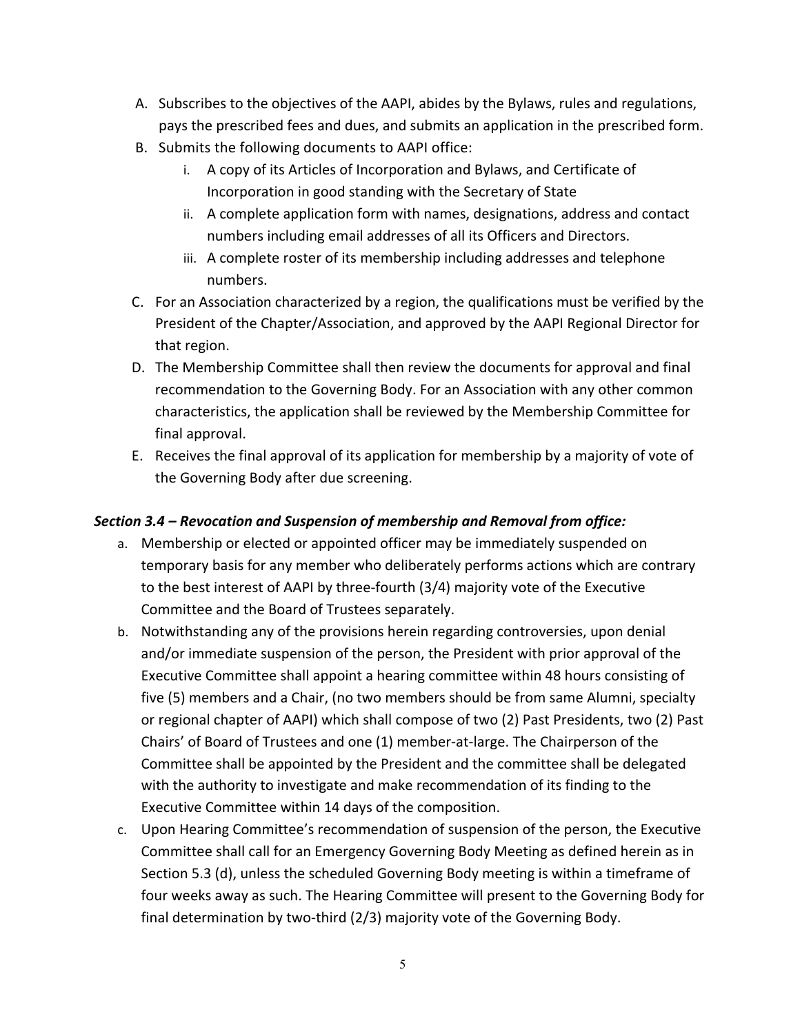A. Subscribes to the objectives of the AAPI, abides by the Bylaws, rules and regulations, pays the prescribed fees and dues, and submits an application in the prescribed form.
B. Submits the following documents to AAPI office:
   i. A copy of its Articles of Incorporation and Bylaws, and Certificate of Incorporation in good standing with the Secretary of State
   ii. A complete application form with names, designations, address and contact numbers including email addresses of all its Officers and Directors.
   iii. A complete roster of its membership including addresses and telephone numbers.
C. For an Association characterized by a region, the qualifications must be verified by the President of the Chapter/Association, and approved by the AAPI Regional Director for that region.
D. The Membership Committee shall then review the documents for approval and final recommendation to the Governing Body. For an Association with any other common characteristics, the application shall be reviewed by the Membership Committee for final approval.
E. Receives the final approval of its application for membership by a majority of vote of the Governing Body after due screening.

***Section 3.4 – Revocation and Suspension of membership and Removal from office:***

a. Membership or elected or appointed officer may be immediately suspended on temporary basis for any member who deliberately performs actions which are contrary to the best interest of AAPI by three-fourth (3/4) majority vote of the Executive Committee and the Board of Trustees separately.
b. Notwithstanding any of the provisions herein regarding controversies, upon denial and/or immediate suspension of the person, the President with prior approval of the Executive Committee shall appoint a hearing committee within 48 hours consisting of five (5) members and a Chair, (no two members should be from same Alumni, specialty or regional chapter of AAPI) which shall compose of two (2) Past Presidents, two (2) Past Chairs' of Board of Trustees and one (1) member-at-large. The Chairperson of the Committee shall be appointed by the President and the committee shall be delegated with the authority to investigate and make recommendation of its finding to the Executive Committee within 14 days of the composition.
c. Upon Hearing Committee's recommendation of suspension of the person, the Executive Committee shall call for an Emergency Governing Body Meeting as defined herein as in Section 5.3 (d), unless the scheduled Governing Body meeting is within a timeframe of four weeks away as such. The Hearing Committee will present to the Governing Body for final determination by two-third (2/3) majority vote of the Governing Body.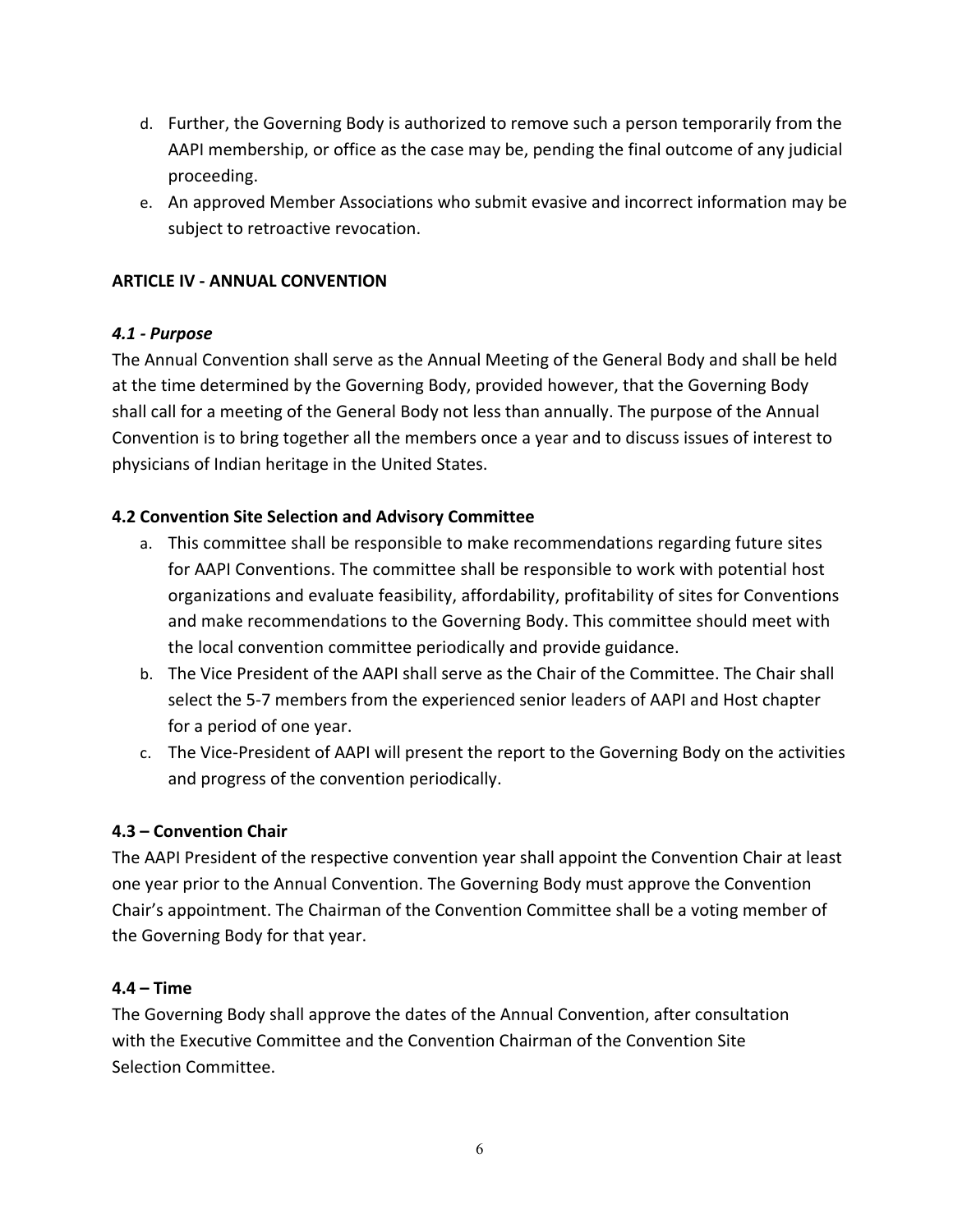d. Further, the Governing Body is authorized to remove such a person temporarily from the AAPI membership, or office as the case may be, pending the final outcome of any judicial proceeding.
e. An approved Member Associations who submit evasive and incorrect information may be subject to retroactive revocation.

**ARTICLE IV - ANNUAL CONVENTION**

***4.1 - Purpose***

The Annual Convention shall serve as the Annual Meeting of the General Body and shall be held at the time determined by the Governing Body, provided however, that the Governing Body shall call for a meeting of the General Body not less than annually. The purpose of the Annual Convention is to bring together all the members once a year and to discuss issues of interest to physicians of Indian heritage in the United States.

**4.2 Convention Site Selection and Advisory Committee**

a. This committee shall be responsible to make recommendations regarding future sites for AAPI Conventions. The committee shall be responsible to work with potential host organizations and evaluate feasibility, affordability, profitability of sites for Conventions and make recommendations to the Governing Body. This committee should meet with the local convention committee periodically and provide guidance.
b. The Vice President of the AAPI shall serve as the Chair of the Committee. The Chair shall select the 5-7 members from the experienced senior leaders of AAPI and Host chapter for a period of one year.
c. The Vice-President of AAPI will present the report to the Governing Body on the activities and progress of the convention periodically.

**4.3 – Convention Chair**

The AAPI President of the respective convention year shall appoint the Convention Chair at least one year prior to the Annual Convention. The Governing Body must approve the Convention Chair's appointment. The Chairman of the Convention Committee shall be a voting member of the Governing Body for that year.

**4.4 – Time**

The Governing Body shall approve the dates of the Annual Convention, after consultation with the Executive Committee and the Convention Chairman of the Convention Site Selection Committee.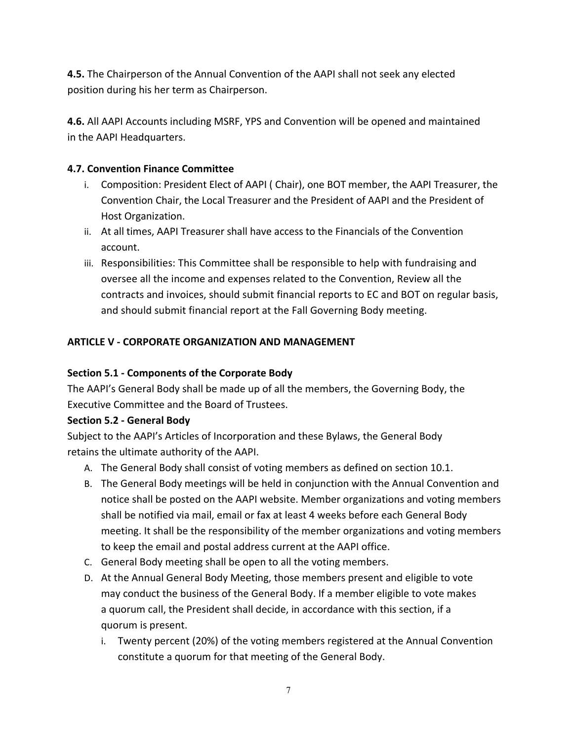**4.5.** The Chairperson of the Annual Convention of the AAPI shall not seek any elected position during his her term as Chairperson.

**4.6.** All AAPI Accounts including MSRF, YPS and Convention will be opened and maintained in the AAPI Headquarters.

**4.7. Convention Finance Committee**

i. Composition: President Elect of AAPI ( Chair), one BOT member, the AAPI Treasurer, the Convention Chair, the Local Treasurer and the President of AAPI and the President of Host Organization.
ii. At all times, AAPI Treasurer shall have access to the Financials of the Convention account.
iii. Responsibilities: This Committee shall be responsible to help with fundraising and oversee all the income and expenses related to the Convention, Review all the contracts and invoices, should submit financial reports to EC and BOT on regular basis, and should submit financial report at the Fall Governing Body meeting.

## ARTICLE V - CORPORATE ORGANIZATION AND MANAGEMENT

### Section 5.1 - Components of the Corporate Body

The AAPI's General Body shall be made up of all the members, the Governing Body, the Executive Committee and the Board of Trustees.

### Section 5.2 - General Body

Subject to the AAPI's Articles of Incorporation and these Bylaws, the General Body retains the ultimate authority of the AAPI.

A. The General Body shall consist of voting members as defined on section 10.1.
B. The General Body meetings will be held in conjunction with the Annual Convention and notice shall be posted on the AAPI website. Member organizations and voting members shall be notified via mail, email or fax at least 4 weeks before each General Body meeting. It shall be the responsibility of the member organizations and voting members to keep the email and postal address current at the AAPI office.
C. General Body meeting shall be open to all the voting members.
D. At the Annual General Body Meeting, those members present and eligible to vote may conduct the business of the General Body. If a member eligible to vote makes a quorum call, the President shall decide, in accordance with this section, if a quorum is present.
    i. Twenty percent (20%) of the voting members registered at the Annual Convention constitute a quorum for that meeting of the General Body.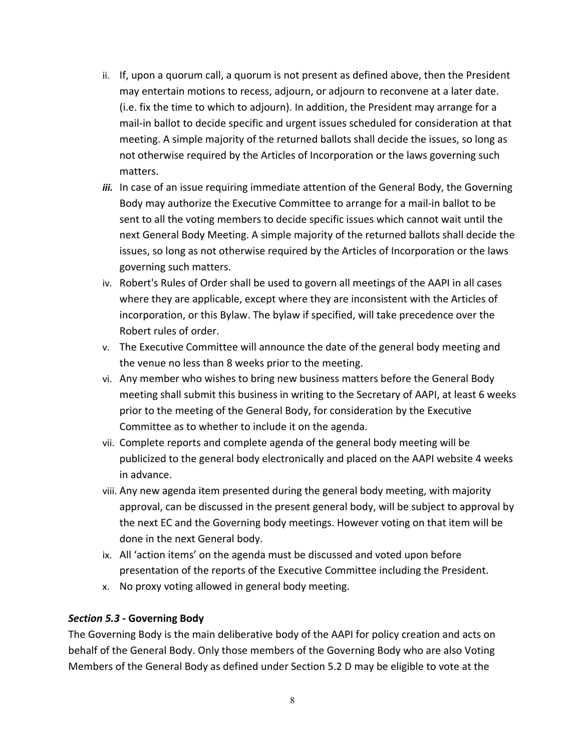ii. If, upon a quorum call, a quorum is not present as defined above, then the President may entertain motions to recess, adjourn, or adjourn to reconvene at a later date. (i.e. fix the time to which to adjourn). In addition, the President may arrange for a mail-in ballot to decide specific and urgent issues scheduled for consideration at that meeting. A simple majority of the returned ballots shall decide the issues, so long as not otherwise required by the Articles of Incorporation or the laws governing such matters.

***iii.*** In case of an issue requiring immediate attention of the General Body, the Governing Body may authorize the Executive Committee to arrange for a mail-in ballot to be sent to all the voting members to decide specific issues which cannot wait until the next General Body Meeting. A simple majority of the returned ballots shall decide the issues, so long as not otherwise required by the Articles of Incorporation or the laws governing such matters.

iv. Robert's Rules of Order shall be used to govern all meetings of the AAPI in all cases where they are applicable, except where they are inconsistent with the Articles of incorporation, or this Bylaw. The bylaw if specified, will take precedence over the Robert rules of order.

v. The Executive Committee will announce the date of the general body meeting and the venue no less than 8 weeks prior to the meeting.

vi. Any member who wishes to bring new business matters before the General Body meeting shall submit this business in writing to the Secretary of AAPI, at least 6 weeks prior to the meeting of the General Body, for consideration by the Executive Committee as to whether to include it on the agenda.

vii. Complete reports and complete agenda of the general body meeting will be publicized to the general body electronically and placed on the AAPI website 4 weeks in advance.

viii. Any new agenda item presented during the general body meeting, with majority approval, can be discussed in the present general body, will be subject to approval by the next EC and the Governing body meetings. However voting on that item will be done in the next General body.

ix. All 'action items' on the agenda must be discussed and voted upon before presentation of the reports of the Executive Committee including the President.

x. No proxy voting allowed in general body meeting.

***Section 5.3*** **- Governing Body**

The Governing Body is the main deliberative body of the AAPI for policy creation and acts on behalf of the General Body. Only those members of the Governing Body who are also Voting Members of the General Body as defined under Section 5.2 D may be eligible to vote at the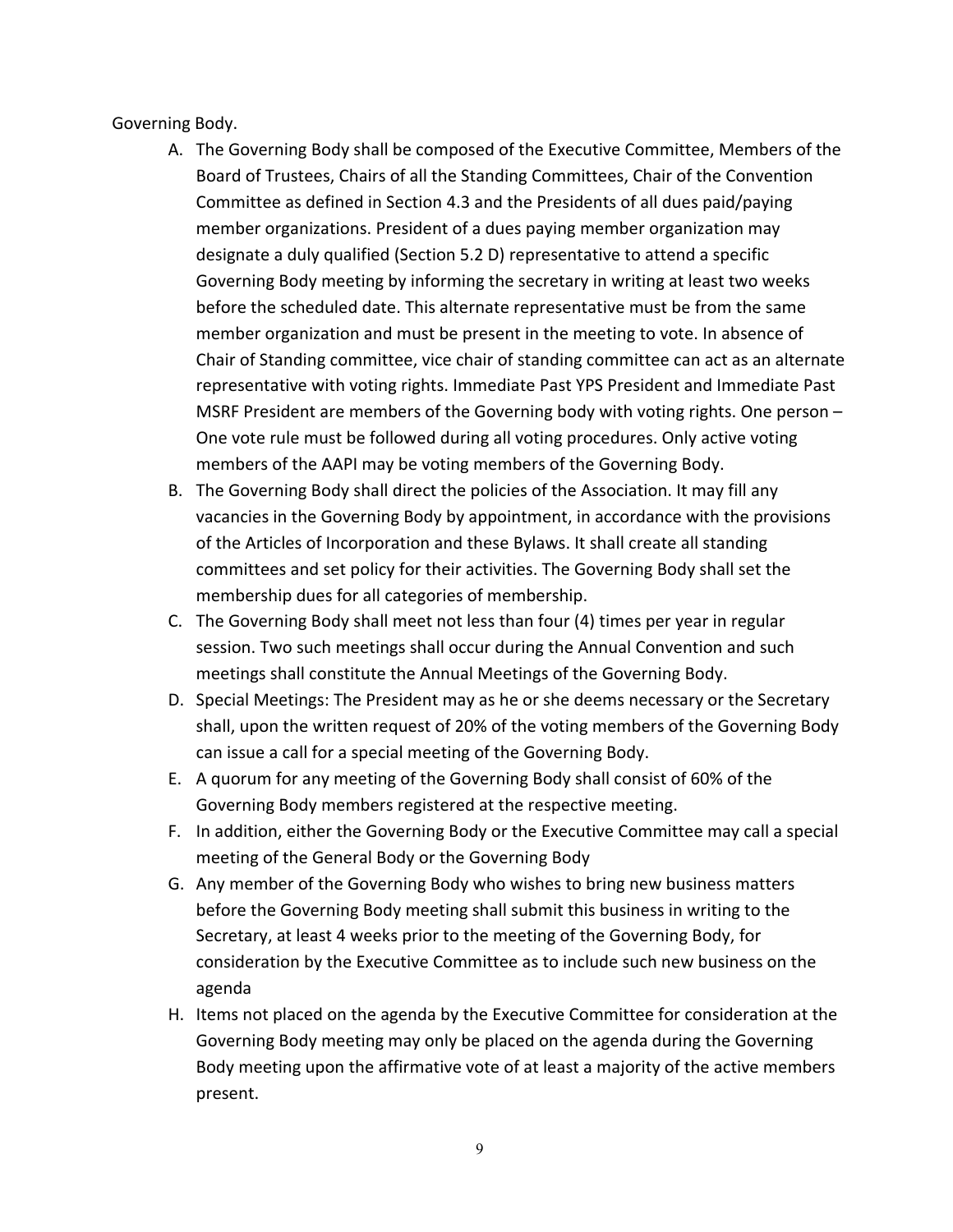Governing Body.

A. The Governing Body shall be composed of the Executive Committee, Members of the Board of Trustees, Chairs of all the Standing Committees, Chair of the Convention Committee as defined in Section 4.3 and the Presidents of all dues paid/paying member organizations. President of a dues paying member organization may designate a duly qualified (Section 5.2 D) representative to attend a specific Governing Body meeting by informing the secretary in writing at least two weeks before the scheduled date. This alternate representative must be from the same member organization and must be present in the meeting to vote. In absence of Chair of Standing committee, vice chair of standing committee can act as an alternate representative with voting rights. Immediate Past YPS President and Immediate Past MSRF President are members of the Governing body with voting rights. One person – One vote rule must be followed during all voting procedures. Only active voting members of the AAPI may be voting members of the Governing Body.
B. The Governing Body shall direct the policies of the Association. It may fill any vacancies in the Governing Body by appointment, in accordance with the provisions of the Articles of Incorporation and these Bylaws. It shall create all standing committees and set policy for their activities. The Governing Body shall set the membership dues for all categories of membership.
C. The Governing Body shall meet not less than four (4) times per year in regular session. Two such meetings shall occur during the Annual Convention and such meetings shall constitute the Annual Meetings of the Governing Body.
D. Special Meetings: The President may as he or she deems necessary or the Secretary shall, upon the written request of 20% of the voting members of the Governing Body can issue a call for a special meeting of the Governing Body.
E. A quorum for any meeting of the Governing Body shall consist of 60% of the Governing Body members registered at the respective meeting.
F. In addition, either the Governing Body or the Executive Committee may call a special meeting of the General Body or the Governing Body
G. Any member of the Governing Body who wishes to bring new business matters before the Governing Body meeting shall submit this business in writing to the Secretary, at least 4 weeks prior to the meeting of the Governing Body, for consideration by the Executive Committee as to include such new business on the agenda
H. Items not placed on the agenda by the Executive Committee for consideration at the Governing Body meeting may only be placed on the agenda during the Governing Body meeting upon the affirmative vote of at least a majority of the active members present.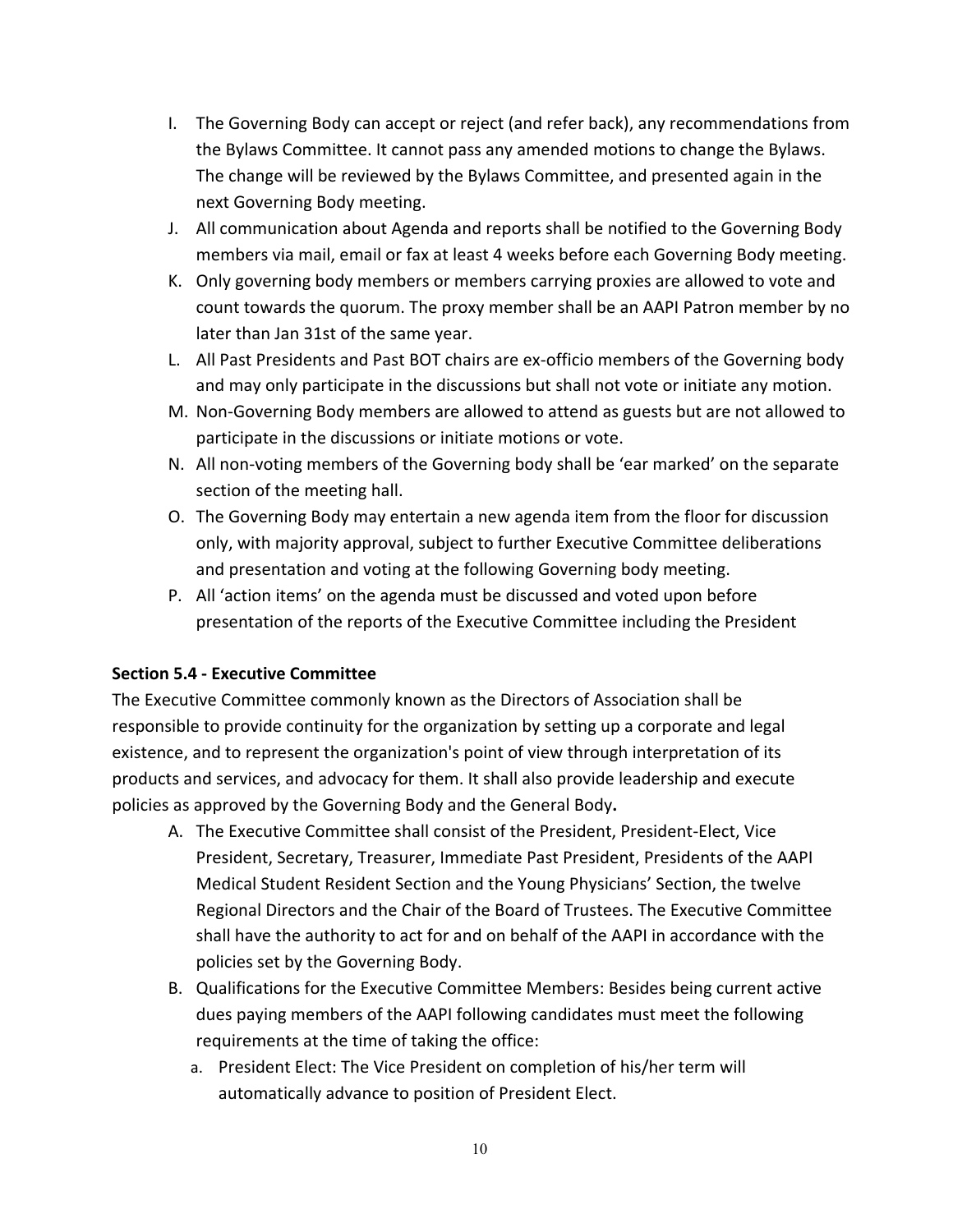I. The Governing Body can accept or reject (and refer back), any recommendations from the Bylaws Committee. It cannot pass any amended motions to change the Bylaws. The change will be reviewed by the Bylaws Committee, and presented again in the next Governing Body meeting.

J. All communication about Agenda and reports shall be notified to the Governing Body members via mail, email or fax at least 4 weeks before each Governing Body meeting.

K. Only governing body members or members carrying proxies are allowed to vote and count towards the quorum. The proxy member shall be an AAPI Patron member by no later than Jan 31st of the same year.

L. All Past Presidents and Past BOT chairs are ex-officio members of the Governing body and may only participate in the discussions but shall not vote or initiate any motion.

M. Non-Governing Body members are allowed to attend as guests but are not allowed to participate in the discussions or initiate motions or vote.

N. All non-voting members of the Governing body shall be 'ear marked' on the separate section of the meeting hall.

O. The Governing Body may entertain a new agenda item from the floor for discussion only, with majority approval, subject to further Executive Committee deliberations and presentation and voting at the following Governing body meeting.

P. All 'action items' on the agenda must be discussed and voted upon before presentation of the reports of the Executive Committee including the President

**Section 5.4 - Executive Committee**

The Executive Committee commonly known as the Directors of Association shall be responsible to provide continuity for the organization by setting up a corporate and legal existence, and to represent the organization's point of view through interpretation of its products and services, and advocacy for them. It shall also provide leadership and execute policies as approved by the Governing Body and the General Body**.**

A. The Executive Committee shall consist of the President, President-Elect, Vice President, Secretary, Treasurer, Immediate Past President, Presidents of the AAPI Medical Student Resident Section and the Young Physicians' Section, the twelve Regional Directors and the Chair of the Board of Trustees. The Executive Committee shall have the authority to act for and on behalf of the AAPI in accordance with the policies set by the Governing Body.

B. Qualifications for the Executive Committee Members: Besides being current active dues paying members of the AAPI following candidates must meet the following requirements at the time of taking the office:

   a. President Elect: The Vice President on completion of his/her term will automatically advance to position of President Elect.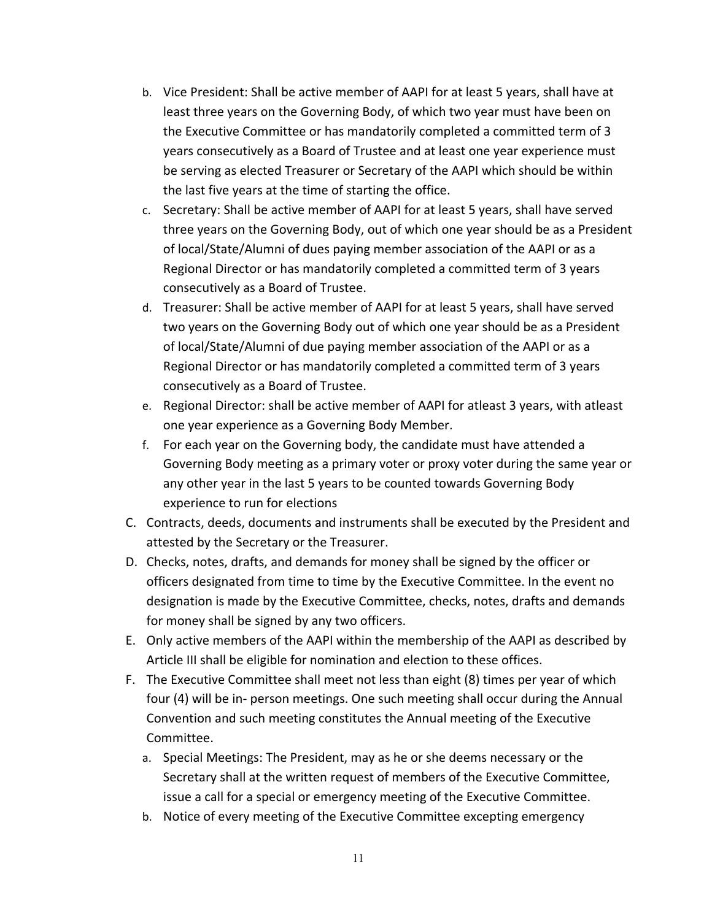b. Vice President: Shall be active member of AAPI for at least 5 years, shall have at least three years on the Governing Body, of which two year must have been on the Executive Committee or has mandatorily completed a committed term of 3 years consecutively as a Board of Trustee and at least one year experience must be serving as elected Treasurer or Secretary of the AAPI which should be within the last five years at the time of starting the office.

c. Secretary: Shall be active member of AAPI for at least 5 years, shall have served three years on the Governing Body, out of which one year should be as a President of local/State/Alumni of dues paying member association of the AAPI or as a Regional Director or has mandatorily completed a committed term of 3 years consecutively as a Board of Trustee.

d. Treasurer: Shall be active member of AAPI for at least 5 years, shall have served two years on the Governing Body out of which one year should be as a President of local/State/Alumni of due paying member association of the AAPI or as a Regional Director or has mandatorily completed a committed term of 3 years consecutively as a Board of Trustee.

e. Regional Director: shall be active member of AAPI for atleast 3 years, with atleast one year experience as a Governing Body Member.

f. For each year on the Governing body, the candidate must have attended a Governing Body meeting as a primary voter or proxy voter during the same year or any other year in the last 5 years to be counted towards Governing Body experience to run for elections

C. Contracts, deeds, documents and instruments shall be executed by the President and attested by the Secretary or the Treasurer.

D. Checks, notes, drafts, and demands for money shall be signed by the officer or officers designated from time to time by the Executive Committee. In the event no designation is made by the Executive Committee, checks, notes, drafts and demands for money shall be signed by any two officers.

E. Only active members of the AAPI within the membership of the AAPI as described by Article III shall be eligible for nomination and election to these offices.

F. The Executive Committee shall meet not less than eight (8) times per year of which four (4) will be in- person meetings. One such meeting shall occur during the Annual Convention and such meeting constitutes the Annual meeting of the Executive Committee.

   a. Special Meetings: The President, may as he or she deems necessary or the Secretary shall at the written request of members of the Executive Committee, issue a call for a special or emergency meeting of the Executive Committee.

   b. Notice of every meeting of the Executive Committee excepting emergency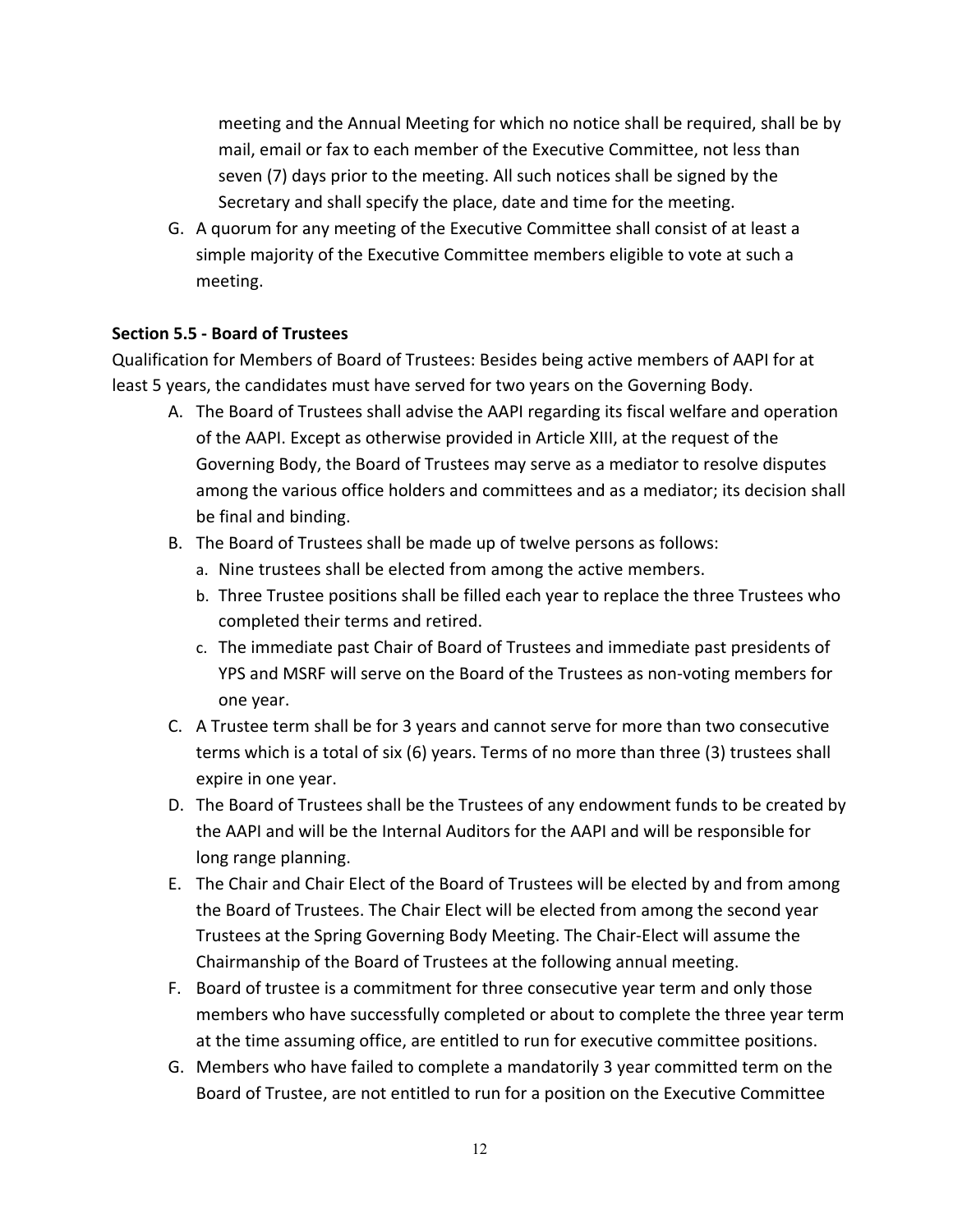meeting and the Annual Meeting for which no notice shall be required, shall be by mail, email or fax to each member of the Executive Committee, not less than seven (7) days prior to the meeting. All such notices shall be signed by the Secretary and shall specify the place, date and time for the meeting.

G. A quorum for any meeting of the Executive Committee shall consist of at least a simple majority of the Executive Committee members eligible to vote at such a meeting.

**Section 5.5 - Board of Trustees**

Qualification for Members of Board of Trustees: Besides being active members of AAPI for at least 5 years, the candidates must have served for two years on the Governing Body.

A. The Board of Trustees shall advise the AAPI regarding its fiscal welfare and operation of the AAPI. Except as otherwise provided in Article XIII, at the request of the Governing Body, the Board of Trustees may serve as a mediator to resolve disputes among the various office holders and committees and as a mediator; its decision shall be final and binding.

B. The Board of Trustees shall be made up of twelve persons as follows:
   a. Nine trustees shall be elected from among the active members.
   b. Three Trustee positions shall be filled each year to replace the three Trustees who completed their terms and retired.
   c. The immediate past Chair of Board of Trustees and immediate past presidents of YPS and MSRF will serve on the Board of the Trustees as non-voting members for one year.

C. A Trustee term shall be for 3 years and cannot serve for more than two consecutive terms which is a total of six (6) years. Terms of no more than three (3) trustees shall expire in one year.

D. The Board of Trustees shall be the Trustees of any endowment funds to be created by the AAPI and will be the Internal Auditors for the AAPI and will be responsible for long range planning.

E. The Chair and Chair Elect of the Board of Trustees will be elected by and from among the Board of Trustees. The Chair Elect will be elected from among the second year Trustees at the Spring Governing Body Meeting. The Chair-Elect will assume the Chairmanship of the Board of Trustees at the following annual meeting.

F. Board of trustee is a commitment for three consecutive year term and only those members who have successfully completed or about to complete the three year term at the time assuming office, are entitled to run for executive committee positions.

G. Members who have failed to complete a mandatorily 3 year committed term on the Board of Trustee, are not entitled to run for a position on the Executive Committee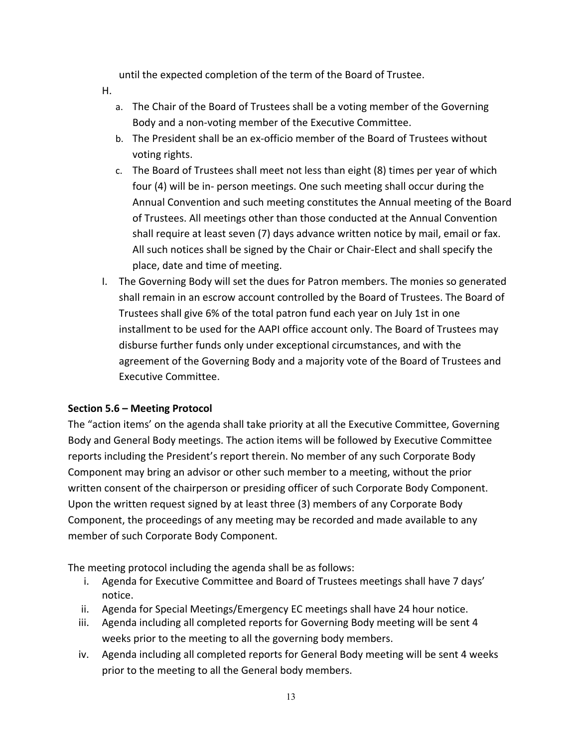until the expected completion of the term of the Board of Trustee.

H.

a. The Chair of the Board of Trustees shall be a voting member of the Governing Body and a non-voting member of the Executive Committee.

b. The President shall be an ex-officio member of the Board of Trustees without voting rights.

c. The Board of Trustees shall meet not less than eight (8) times per year of which four (4) will be in- person meetings. One such meeting shall occur during the Annual Convention and such meeting constitutes the Annual meeting of the Board of Trustees. All meetings other than those conducted at the Annual Convention shall require at least seven (7) days advance written notice by mail, email or fax. All such notices shall be signed by the Chair or Chair-Elect and shall specify the place, date and time of meeting.

I. The Governing Body will set the dues for Patron members. The monies so generated shall remain in an escrow account controlled by the Board of Trustees. The Board of Trustees shall give 6% of the total patron fund each year on July 1st in one installment to be used for the AAPI office account only. The Board of Trustees may disburse further funds only under exceptional circumstances, and with the agreement of the Governing Body and a majority vote of the Board of Trustees and Executive Committee.

**Section 5.6 – Meeting Protocol**

The "action items' on the agenda shall take priority at all the Executive Committee, Governing Body and General Body meetings. The action items will be followed by Executive Committee reports including the President's report therein. No member of any such Corporate Body Component may bring an advisor or other such member to a meeting, without the prior written consent of the chairperson or presiding officer of such Corporate Body Component. Upon the written request signed by at least three (3) members of any Corporate Body Component, the proceedings of any meeting may be recorded and made available to any member of such Corporate Body Component.

The meeting protocol including the agenda shall be as follows:

i. Agenda for Executive Committee and Board of Trustees meetings shall have 7 days' notice.

ii. Agenda for Special Meetings/Emergency EC meetings shall have 24 hour notice.

iii. Agenda including all completed reports for Governing Body meeting will be sent 4 weeks prior to the meeting to all the governing body members.

iv. Agenda including all completed reports for General Body meeting will be sent 4 weeks prior to the meeting to all the General body members.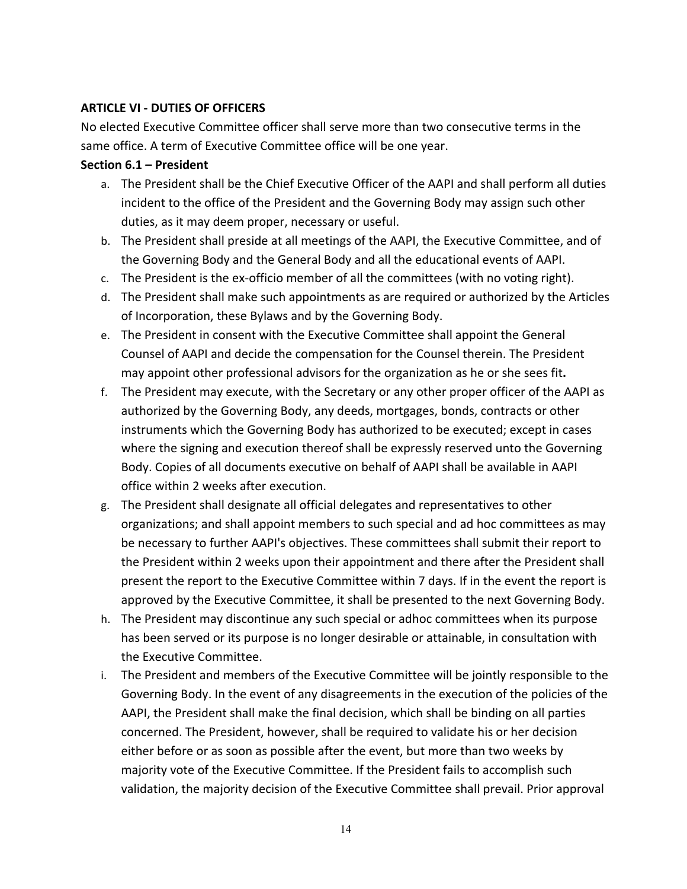**ARTICLE VI - DUTIES OF OFFICERS**

No elected Executive Committee officer shall serve more than two consecutive terms in the same office. A term of Executive Committee office will be one year.

**Section 6.1 – President**

a. The President shall be the Chief Executive Officer of the AAPI and shall perform all duties incident to the office of the President and the Governing Body may assign such other duties, as it may deem proper, necessary or useful.

b. The President shall preside at all meetings of the AAPI, the Executive Committee, and of the Governing Body and the General Body and all the educational events of AAPI.

c. The President is the ex-officio member of all the committees (with no voting right).

d. The President shall make such appointments as are required or authorized by the Articles of Incorporation, these Bylaws and by the Governing Body.

e. The President in consent with the Executive Committee shall appoint the General Counsel of AAPI and decide the compensation for the Counsel therein. The President may appoint other professional advisors for the organization as he or she sees fit**.**

f. The President may execute, with the Secretary or any other proper officer of the AAPI as authorized by the Governing Body, any deeds, mortgages, bonds, contracts or other instruments which the Governing Body has authorized to be executed; except in cases where the signing and execution thereof shall be expressly reserved unto the Governing Body. Copies of all documents executive on behalf of AAPI shall be available in AAPI office within 2 weeks after execution.

g. The President shall designate all official delegates and representatives to other organizations; and shall appoint members to such special and ad hoc committees as may be necessary to further AAPI's objectives. These committees shall submit their report to the President within 2 weeks upon their appointment and there after the President shall present the report to the Executive Committee within 7 days. If in the event the report is approved by the Executive Committee, it shall be presented to the next Governing Body.

h. The President may discontinue any such special or adhoc committees when its purpose has been served or its purpose is no longer desirable or attainable, in consultation with the Executive Committee.

i. The President and members of the Executive Committee will be jointly responsible to the Governing Body. In the event of any disagreements in the execution of the policies of the AAPI, the President shall make the final decision, which shall be binding on all parties concerned. The President, however, shall be required to validate his or her decision either before or as soon as possible after the event, but more than two weeks by majority vote of the Executive Committee. If the President fails to accomplish such validation, the majority decision of the Executive Committee shall prevail. Prior approval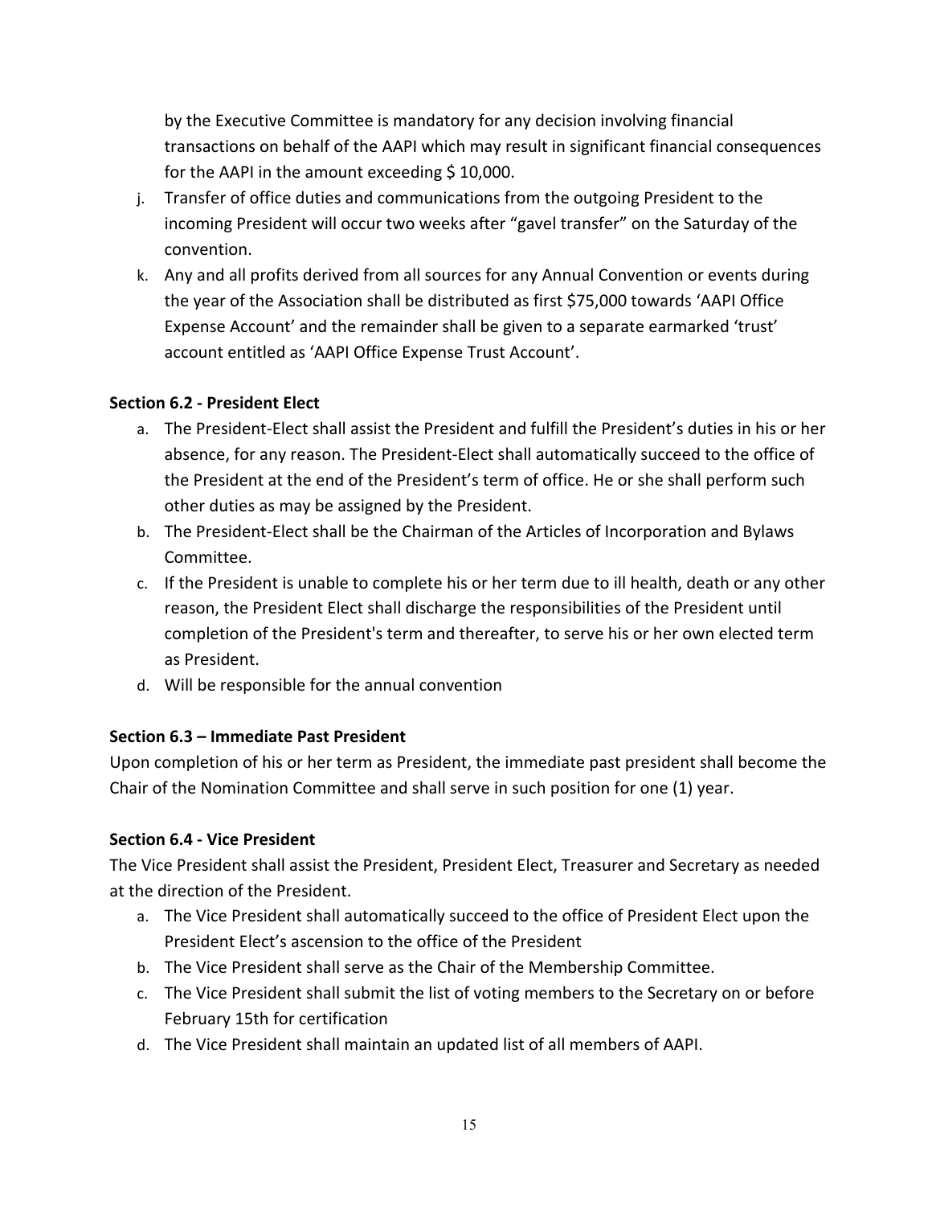by the Executive Committee is mandatory for any decision involving financial transactions on behalf of the AAPI which may result in significant financial consequences for the AAPI in the amount exceeding $ 10,000.

j. Transfer of office duties and communications from the outgoing President to the incoming President will occur two weeks after "gavel transfer" on the Saturday of the convention.
k. Any and all profits derived from all sources for any Annual Convention or events during the year of the Association shall be distributed as first $75,000 towards 'AAPI Office Expense Account' and the remainder shall be given to a separate earmarked 'trust' account entitled as 'AAPI Office Expense Trust Account'.

**Section 6.2 - President Elect**

a. The President-Elect shall assist the President and fulfill the President's duties in his or her absence, for any reason. The President-Elect shall automatically succeed to the office of the President at the end of the President's term of office. He or she shall perform such other duties as may be assigned by the President.
b. The President-Elect shall be the Chairman of the Articles of Incorporation and Bylaws Committee.
c. If the President is unable to complete his or her term due to ill health, death or any other reason, the President Elect shall discharge the responsibilities of the President until completion of the President's term and thereafter, to serve his or her own elected term as President.
d. Will be responsible for the annual convention

**Section 6.3 – Immediate Past President**

Upon completion of his or her term as President, the immediate past president shall become the Chair of the Nomination Committee and shall serve in such position for one (1) year.

**Section 6.4 - Vice President**

The Vice President shall assist the President, President Elect, Treasurer and Secretary as needed at the direction of the President.

a. The Vice President shall automatically succeed to the office of President Elect upon the President Elect's ascension to the office of the President
b. The Vice President shall serve as the Chair of the Membership Committee.
c. The Vice President shall submit the list of voting members to the Secretary on or before February 15th for certification
d. The Vice President shall maintain an updated list of all members of AAPI.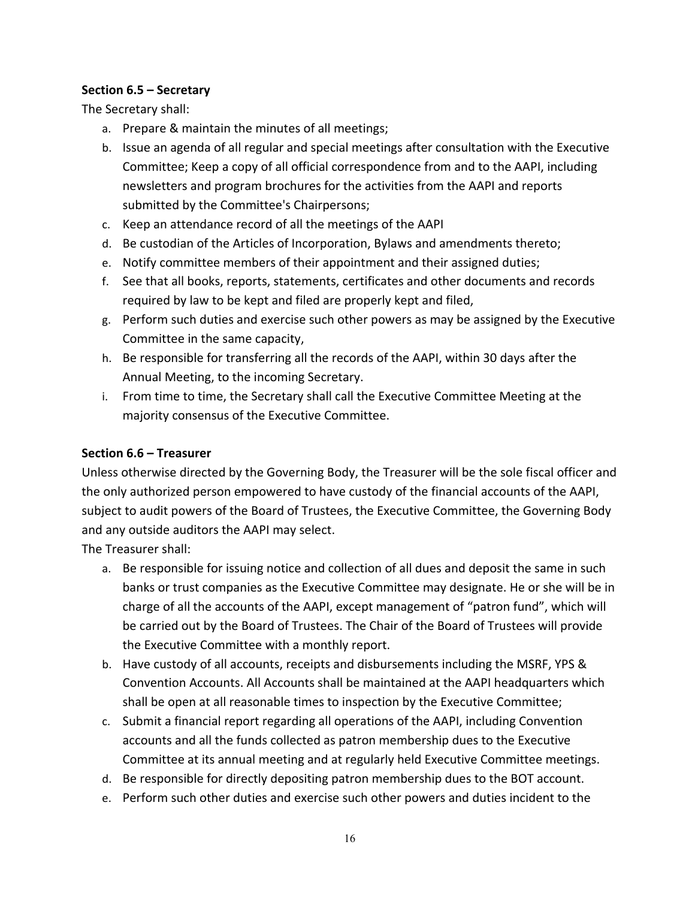**Section 6.5 – Secretary**

The Secretary shall:

a. Prepare & maintain the minutes of all meetings;
b. Issue an agenda of all regular and special meetings after consultation with the Executive Committee; Keep a copy of all official correspondence from and to the AAPI, including newsletters and program brochures for the activities from the AAPI and reports submitted by the Committee's Chairpersons;
c. Keep an attendance record of all the meetings of the AAPI
d. Be custodian of the Articles of Incorporation, Bylaws and amendments thereto;
e. Notify committee members of their appointment and their assigned duties;
f. See that all books, reports, statements, certificates and other documents and records required by law to be kept and filed are properly kept and filed,
g. Perform such duties and exercise such other powers as may be assigned by the Executive Committee in the same capacity,
h. Be responsible for transferring all the records of the AAPI, within 30 days after the Annual Meeting, to the incoming Secretary.
i. From time to time, the Secretary shall call the Executive Committee Meeting at the majority consensus of the Executive Committee.

**Section 6.6 – Treasurer**

Unless otherwise directed by the Governing Body, the Treasurer will be the sole fiscal officer and the only authorized person empowered to have custody of the financial accounts of the AAPI, subject to audit powers of the Board of Trustees, the Executive Committee, the Governing Body and any outside auditors the AAPI may select.

The Treasurer shall:

a. Be responsible for issuing notice and collection of all dues and deposit the same in such banks or trust companies as the Executive Committee may designate. He or she will be in charge of all the accounts of the AAPI, except management of "patron fund", which will be carried out by the Board of Trustees. The Chair of the Board of Trustees will provide the Executive Committee with a monthly report.
b. Have custody of all accounts, receipts and disbursements including the MSRF, YPS & Convention Accounts. All Accounts shall be maintained at the AAPI headquarters which shall be open at all reasonable times to inspection by the Executive Committee;
c. Submit a financial report regarding all operations of the AAPI, including Convention accounts and all the funds collected as patron membership dues to the Executive Committee at its annual meeting and at regularly held Executive Committee meetings.
d. Be responsible for directly depositing patron membership dues to the BOT account.
e. Perform such other duties and exercise such other powers and duties incident to the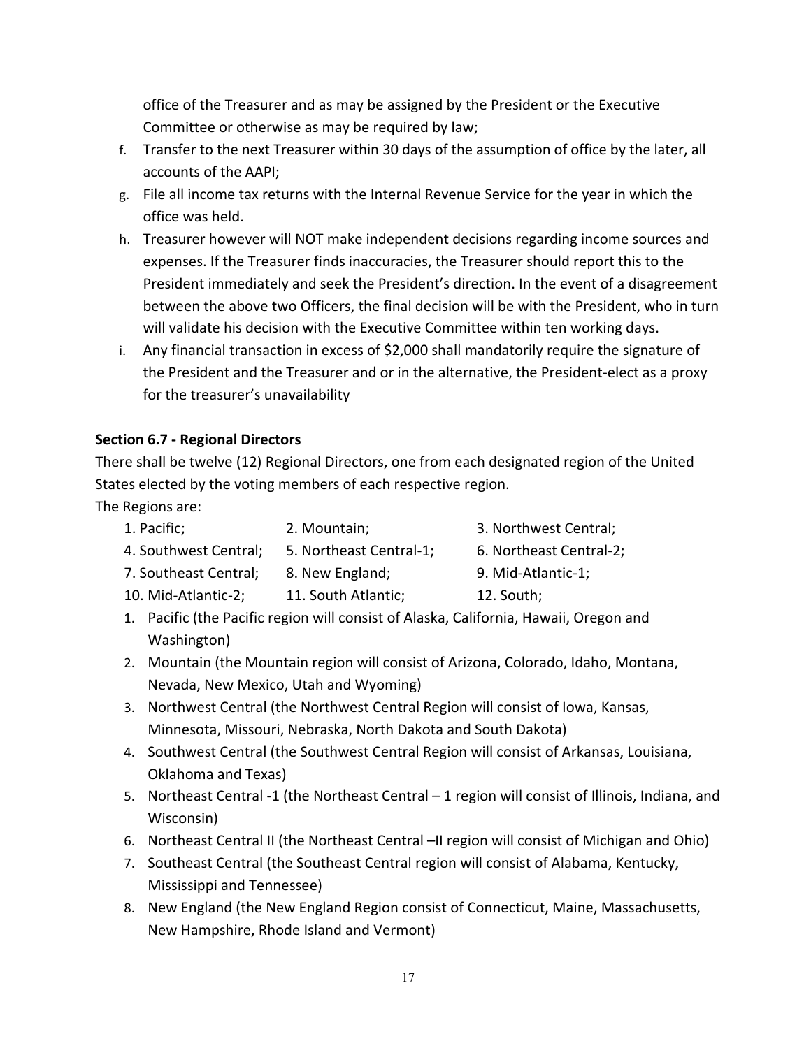office of the Treasurer and as may be assigned by the President or the Executive Committee or otherwise as may be required by law;

f. Transfer to the next Treasurer within 30 days of the assumption of office by the later, all accounts of the AAPI;
g. File all income tax returns with the Internal Revenue Service for the year in which the office was held.
h. Treasurer however will NOT make independent decisions regarding income sources and expenses. If the Treasurer finds inaccuracies, the Treasurer should report this to the President immediately and seek the President's direction. In the event of a disagreement between the above two Officers, the final decision will be with the President, who in turn will validate his decision with the Executive Committee within ten working days.
i. Any financial transaction in excess of $2,000 shall mandatorily require the signature of the President and the Treasurer and or in the alternative, the President-elect as a proxy for the treasurer's unavailability

**Section 6.7 - Regional Directors**

There shall be twelve (12) Regional Directors, one from each designated region of the United States elected by the voting members of each respective region.

The Regions are:

| | | |
|---|---|---|
| 1. Pacific; | 2. Mountain; | 3. Northwest Central; |
| 4. Southwest Central; | 5. Northeast Central-1; | 6. Northeast Central-2; |
| 7. Southeast Central; | 8. New England; | 9. Mid-Atlantic-1; |
| 10. Mid-Atlantic-2; | 11. South Atlantic; | 12. South; |

1. Pacific (the Pacific region will consist of Alaska, California, Hawaii, Oregon and Washington)
2. Mountain (the Mountain region will consist of Arizona, Colorado, Idaho, Montana, Nevada, New Mexico, Utah and Wyoming)
3. Northwest Central (the Northwest Central Region will consist of Iowa, Kansas, Minnesota, Missouri, Nebraska, North Dakota and South Dakota)
4. Southwest Central (the Southwest Central Region will consist of Arkansas, Louisiana, Oklahoma and Texas)
5. Northeast Central -1 (the Northeast Central – 1 region will consist of Illinois, Indiana, and Wisconsin)
6. Northeast Central II (the Northeast Central –II region will consist of Michigan and Ohio)
7. Southeast Central (the Southeast Central region will consist of Alabama, Kentucky, Mississippi and Tennessee)
8. New England (the New England Region consist of Connecticut, Maine, Massachusetts, New Hampshire, Rhode Island and Vermont)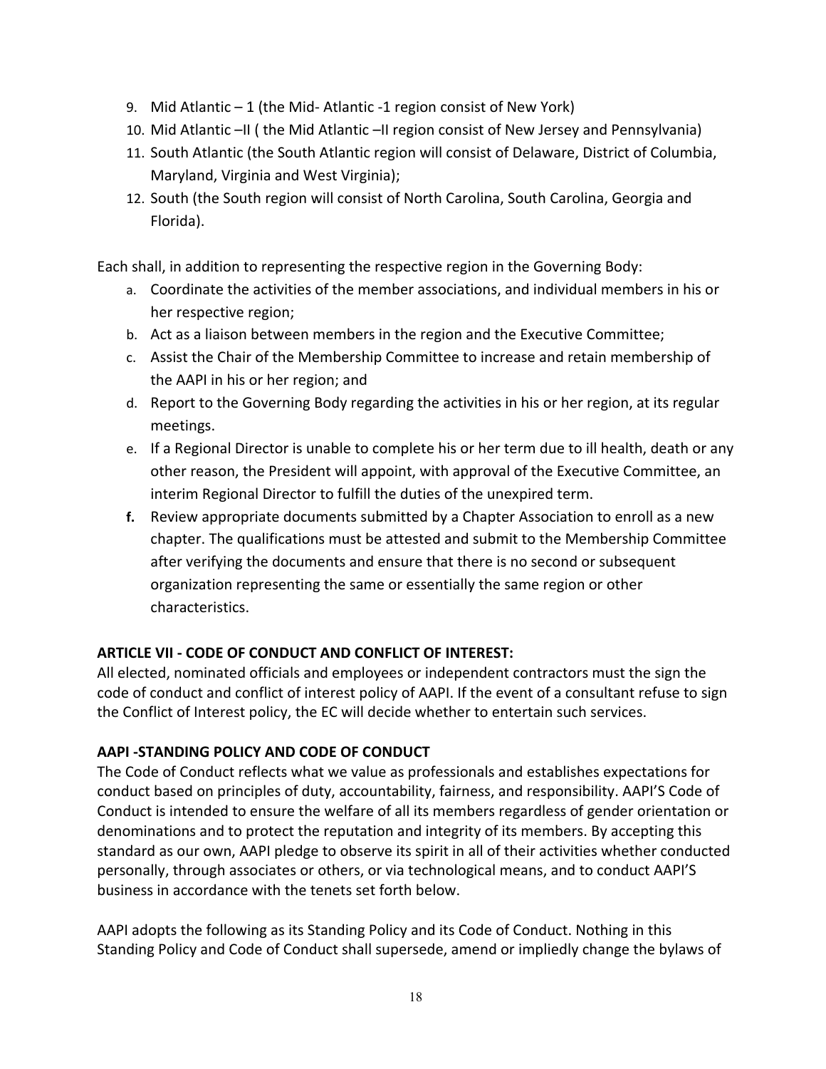9. Mid Atlantic – 1 (the Mid- Atlantic -1 region consist of New York)
10. Mid Atlantic –II ( the Mid Atlantic –II region consist of New Jersey and Pennsylvania)
11. South Atlantic (the South Atlantic region will consist of Delaware, District of Columbia, Maryland, Virginia and West Virginia);
12. South (the South region will consist of North Carolina, South Carolina, Georgia and Florida).

Each shall, in addition to representing the respective region in the Governing Body:

a. Coordinate the activities of the member associations, and individual members in his or her respective region;
b. Act as a liaison between members in the region and the Executive Committee;
c. Assist the Chair of the Membership Committee to increase and retain membership of the AAPI in his or her region; and
d. Report to the Governing Body regarding the activities in his or her region, at its regular meetings.
e. If a Regional Director is unable to complete his or her term due to ill health, death or any other reason, the President will appoint, with approval of the Executive Committee, an interim Regional Director to fulfill the duties of the unexpired term.
**f.** Review appropriate documents submitted by a Chapter Association to enroll as a new chapter. The qualifications must be attested and submit to the Membership Committee after verifying the documents and ensure that there is no second or subsequent organization representing the same or essentially the same region or other characteristics.

**ARTICLE VII - CODE OF CONDUCT AND CONFLICT OF INTEREST:**

All elected, nominated officials and employees or independent contractors must the sign the code of conduct and conflict of interest policy of AAPI. If the event of a consultant refuse to sign the Conflict of Interest policy, the EC will decide whether to entertain such services.

**AAPI -STANDING POLICY AND CODE OF CONDUCT**

The Code of Conduct reflects what we value as professionals and establishes expectations for conduct based on principles of duty, accountability, fairness, and responsibility. AAPI'S Code of Conduct is intended to ensure the welfare of all its members regardless of gender orientation or denominations and to protect the reputation and integrity of its members. By accepting this standard as our own, AAPI pledge to observe its spirit in all of their activities whether conducted personally, through associates or others, or via technological means, and to conduct AAPI'S business in accordance with the tenets set forth below.

AAPI adopts the following as its Standing Policy and its Code of Conduct. Nothing in this Standing Policy and Code of Conduct shall supersede, amend or impliedly change the bylaws of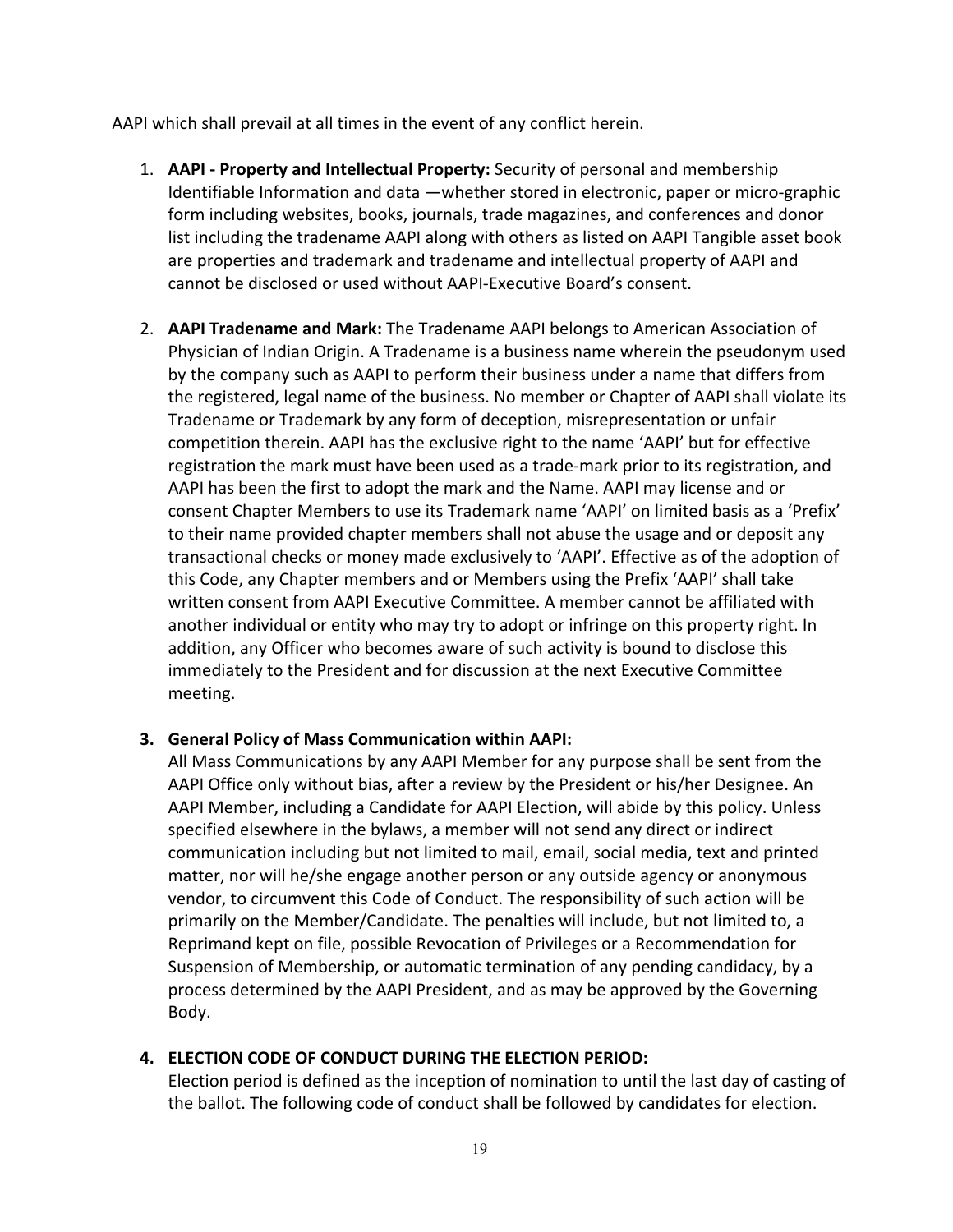AAPI which shall prevail at all times in the event of any conflict herein.

1. **AAPI - Property and Intellectual Property:** Security of personal and membership Identifiable Information and data —whether stored in electronic, paper or micro-graphic form including websites, books, journals, trade magazines, and conferences and donor list including the tradename AAPI along with others as listed on AAPI Tangible asset book are properties and trademark and tradename and intellectual property of AAPI and cannot be disclosed or used without AAPI-Executive Board's consent.

2. **AAPI Tradename and Mark:** The Tradename AAPI belongs to American Association of Physician of Indian Origin. A Tradename is a business name wherein the pseudonym used by the company such as AAPI to perform their business under a name that differs from the registered, legal name of the business. No member or Chapter of AAPI shall violate its Tradename or Trademark by any form of deception, misrepresentation or unfair competition therein. AAPI has the exclusive right to the name 'AAPI' but for effective registration the mark must have been used as a trade-mark prior to its registration, and AAPI has been the first to adopt the mark and the Name. AAPI may license and or consent Chapter Members to use its Trademark name 'AAPI' on limited basis as a 'Prefix' to their name provided chapter members shall not abuse the usage and or deposit any transactional checks or money made exclusively to 'AAPI'. Effective as of the adoption of this Code, any Chapter members and or Members using the Prefix 'AAPI' shall take written consent from AAPI Executive Committee. A member cannot be affiliated with another individual or entity who may try to adopt or infringe on this property right. In addition, any Officer who becomes aware of such activity is bound to disclose this immediately to the President and for discussion at the next Executive Committee meeting.

3. **General Policy of Mass Communication within AAPI:**
   All Mass Communications by any AAPI Member for any purpose shall be sent from the AAPI Office only without bias, after a review by the President or his/her Designee. An AAPI Member, including a Candidate for AAPI Election, will abide by this policy. Unless specified elsewhere in the bylaws, a member will not send any direct or indirect communication including but not limited to mail, email, social media, text and printed matter, nor will he/she engage another person or any outside agency or anonymous vendor, to circumvent this Code of Conduct. The responsibility of such action will be primarily on the Member/Candidate. The penalties will include, but not limited to, a Reprimand kept on file, possible Revocation of Privileges or a Recommendation for Suspension of Membership, or automatic termination of any pending candidacy, by a process determined by the AAPI President, and as may be approved by the Governing Body.

4. **ELECTION CODE OF CONDUCT DURING THE ELECTION PERIOD:**
   Election period is defined as the inception of nomination to until the last day of casting of the ballot. The following code of conduct shall be followed by candidates for election.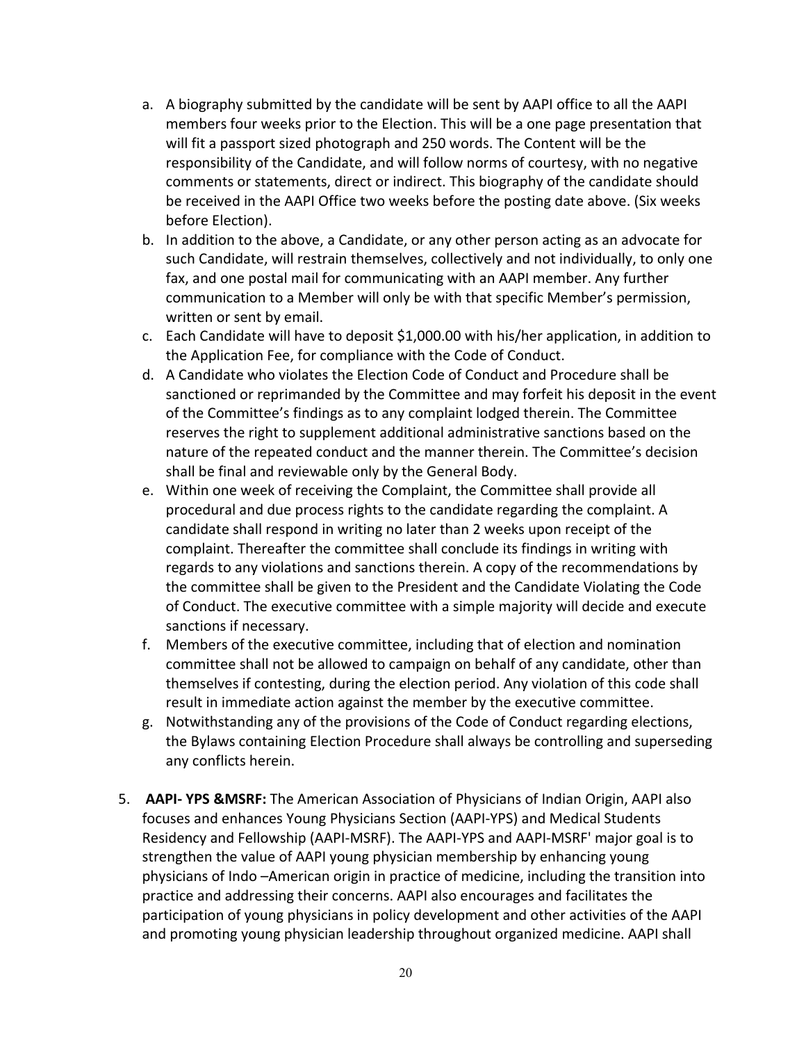a. A biography submitted by the candidate will be sent by AAPI office to all the AAPI members four weeks prior to the Election. This will be a one page presentation that will fit a passport sized photograph and 250 words. The Content will be the responsibility of the Candidate, and will follow norms of courtesy, with no negative comments or statements, direct or indirect. This biography of the candidate should be received in the AAPI Office two weeks before the posting date above. (Six weeks before Election).
b. In addition to the above, a Candidate, or any other person acting as an advocate for such Candidate, will restrain themselves, collectively and not individually, to only one fax, and one postal mail for communicating with an AAPI member. Any further communication to a Member will only be with that specific Member's permission, written or sent by email.
c. Each Candidate will have to deposit $1,000.00 with his/her application, in addition to the Application Fee, for compliance with the Code of Conduct.
d. A Candidate who violates the Election Code of Conduct and Procedure shall be sanctioned or reprimanded by the Committee and may forfeit his deposit in the event of the Committee's findings as to any complaint lodged therein. The Committee reserves the right to supplement additional administrative sanctions based on the nature of the repeated conduct and the manner therein. The Committee's decision shall be final and reviewable only by the General Body.
e. Within one week of receiving the Complaint, the Committee shall provide all procedural and due process rights to the candidate regarding the complaint. A candidate shall respond in writing no later than 2 weeks upon receipt of the complaint. Thereafter the committee shall conclude its findings in writing with regards to any violations and sanctions therein. A copy of the recommendations by the committee shall be given to the President and the Candidate Violating the Code of Conduct. The executive committee with a simple majority will decide and execute sanctions if necessary.
f. Members of the executive committee, including that of election and nomination committee shall not be allowed to campaign on behalf of any candidate, other than themselves if contesting, during the election period. Any violation of this code shall result in immediate action against the member by the executive committee.
g. Notwithstanding any of the provisions of the Code of Conduct regarding elections, the Bylaws containing Election Procedure shall always be controlling and superseding any conflicts herein.

5. **AAPI- YPS &MSRF:** The American Association of Physicians of Indian Origin, AAPI also focuses and enhances Young Physicians Section (AAPI-YPS) and Medical Students Residency and Fellowship (AAPI-MSRF). The AAPI-YPS and AAPI-MSRF' major goal is to strengthen the value of AAPI young physician membership by enhancing young physicians of Indo –American origin in practice of medicine, including the transition into practice and addressing their concerns. AAPI also encourages and facilitates the participation of young physicians in policy development and other activities of the AAPI and promoting young physician leadership throughout organized medicine. AAPI shall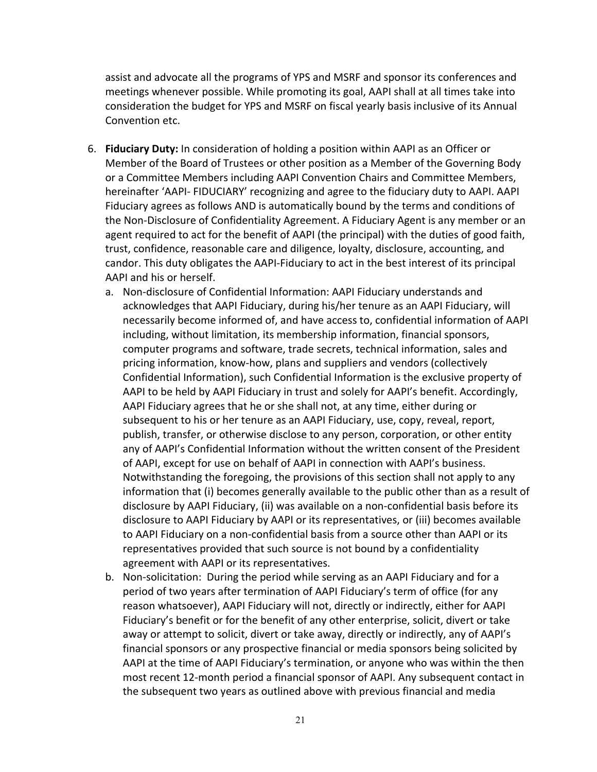assist and advocate all the programs of YPS and MSRF and sponsor its conferences and meetings whenever possible. While promoting its goal, AAPI shall at all times take into consideration the budget for YPS and MSRF on fiscal yearly basis inclusive of its Annual Convention etc.

6. **Fiduciary Duty:** In consideration of holding a position within AAPI as an Officer or Member of the Board of Trustees or other position as a Member of the Governing Body or a Committee Members including AAPI Convention Chairs and Committee Members, hereinafter 'AAPI- FIDUCIARY' recognizing and agree to the fiduciary duty to AAPI. AAPI Fiduciary agrees as follows AND is automatically bound by the terms and conditions of the Non-Disclosure of Confidentiality Agreement. A Fiduciary Agent is any member or an agent required to act for the benefit of AAPI (the principal) with the duties of good faith, trust, confidence, reasonable care and diligence, loyalty, disclosure, accounting, and candor. This duty obligates the AAPI-Fiduciary to act in the best interest of its principal AAPI and his or herself.
   a. Non-disclosure of Confidential Information: AAPI Fiduciary understands and acknowledges that AAPI Fiduciary, during his/her tenure as an AAPI Fiduciary, will necessarily become informed of, and have access to, confidential information of AAPI including, without limitation, its membership information, financial sponsors, computer programs and software, trade secrets, technical information, sales and pricing information, know-how, plans and suppliers and vendors (collectively Confidential Information), such Confidential Information is the exclusive property of AAPI to be held by AAPI Fiduciary in trust and solely for AAPI's benefit. Accordingly, AAPI Fiduciary agrees that he or she shall not, at any time, either during or subsequent to his or her tenure as an AAPI Fiduciary, use, copy, reveal, report, publish, transfer, or otherwise disclose to any person, corporation, or other entity any of AAPI's Confidential Information without the written consent of the President of AAPI, except for use on behalf of AAPI in connection with AAPI's business. Notwithstanding the foregoing, the provisions of this section shall not apply to any information that (i) becomes generally available to the public other than as a result of disclosure by AAPI Fiduciary, (ii) was available on a non-confidential basis before its disclosure to AAPI Fiduciary by AAPI or its representatives, or (iii) becomes available to AAPI Fiduciary on a non-confidential basis from a source other than AAPI or its representatives provided that such source is not bound by a confidentiality agreement with AAPI or its representatives.
   b. Non-solicitation: During the period while serving as an AAPI Fiduciary and for a period of two years after termination of AAPI Fiduciary's term of office (for any reason whatsoever), AAPI Fiduciary will not, directly or indirectly, either for AAPI Fiduciary's benefit or for the benefit of any other enterprise, solicit, divert or take away or attempt to solicit, divert or take away, directly or indirectly, any of AAPI's financial sponsors or any prospective financial or media sponsors being solicited by AAPI at the time of AAPI Fiduciary's termination, or anyone who was within the then most recent 12-month period a financial sponsor of AAPI. Any subsequent contact in the subsequent two years as outlined above with previous financial and media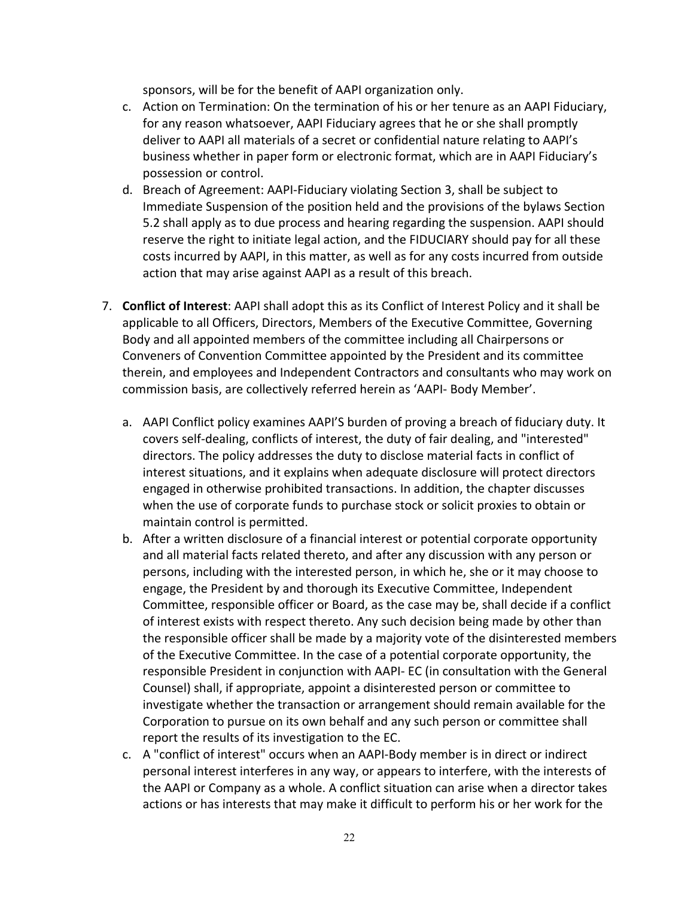sponsors, will be for the benefit of AAPI organization only.

c. Action on Termination: On the termination of his or her tenure as an AAPI Fiduciary, for any reason whatsoever, AAPI Fiduciary agrees that he or she shall promptly deliver to AAPI all materials of a secret or confidential nature relating to AAPI's business whether in paper form or electronic format, which are in AAPI Fiduciary's possession or control.

d. Breach of Agreement: AAPI-Fiduciary violating Section 3, shall be subject to Immediate Suspension of the position held and the provisions of the bylaws Section 5.2 shall apply as to due process and hearing regarding the suspension. AAPI should reserve the right to initiate legal action, and the FIDUCIARY should pay for all these costs incurred by AAPI, in this matter, as well as for any costs incurred from outside action that may arise against AAPI as a result of this breach.

7. **Conflict of Interest**: AAPI shall adopt this as its Conflict of Interest Policy and it shall be applicable to all Officers, Directors, Members of the Executive Committee, Governing Body and all appointed members of the committee including all Chairpersons or Conveners of Convention Committee appointed by the President and its committee therein, and employees and Independent Contractors and consultants who may work on commission basis, are collectively referred herein as 'AAPI- Body Member'.

   a. AAPI Conflict policy examines AAPI'S burden of proving a breach of fiduciary duty. It covers self-dealing, conflicts of interest, the duty of fair dealing, and "interested" directors. The policy addresses the duty to disclose material facts in conflict of interest situations, and it explains when adequate disclosure will protect directors engaged in otherwise prohibited transactions. In addition, the chapter discusses when the use of corporate funds to purchase stock or solicit proxies to obtain or maintain control is permitted.

   b. After a written disclosure of a financial interest or potential corporate opportunity and all material facts related thereto, and after any discussion with any person or persons, including with the interested person, in which he, she or it may choose to engage, the President by and thorough its Executive Committee, Independent Committee, responsible officer or Board, as the case may be, shall decide if a conflict of interest exists with respect thereto. Any such decision being made by other than the responsible officer shall be made by a majority vote of the disinterested members of the Executive Committee. In the case of a potential corporate opportunity, the responsible President in conjunction with AAPI- EC (in consultation with the General Counsel) shall, if appropriate, appoint a disinterested person or committee to investigate whether the transaction or arrangement should remain available for the Corporation to pursue on its own behalf and any such person or committee shall report the results of its investigation to the EC.

   c. A "conflict of interest" occurs when an AAPI-Body member is in direct or indirect personal interest interferes in any way, or appears to interfere, with the interests of the AAPI or Company as a whole. A conflict situation can arise when a director takes actions or has interests that may make it difficult to perform his or her work for the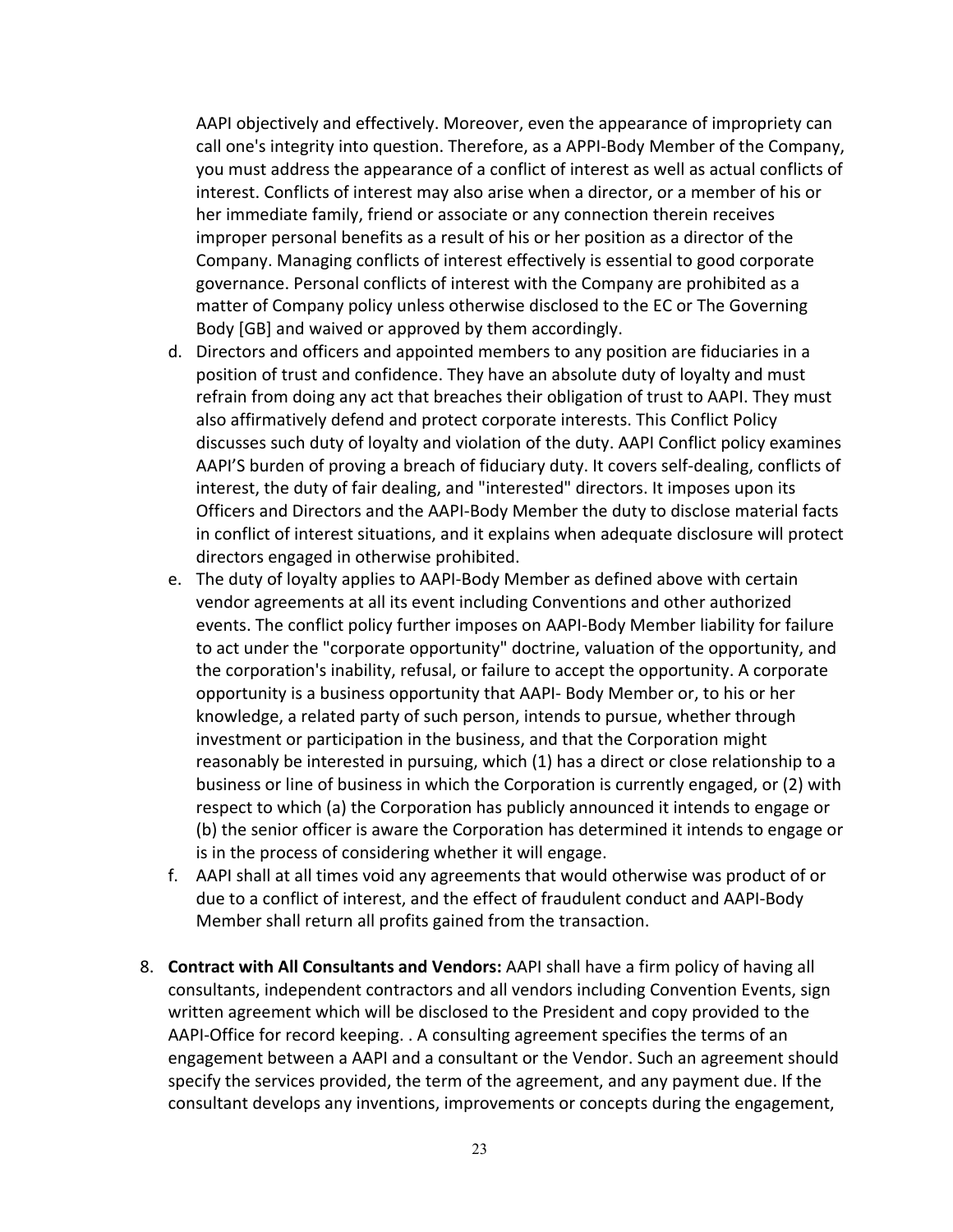AAPI objectively and effectively. Moreover, even the appearance of impropriety can call one's integrity into question. Therefore, as a APPI-Body Member of the Company, you must address the appearance of a conflict of interest as well as actual conflicts of interest. Conflicts of interest may also arise when a director, or a member of his or her immediate family, friend or associate or any connection therein receives improper personal benefits as a result of his or her position as a director of the Company. Managing conflicts of interest effectively is essential to good corporate governance. Personal conflicts of interest with the Company are prohibited as a matter of Company policy unless otherwise disclosed to the EC or The Governing Body [GB] and waived or approved by them accordingly.

d. Directors and officers and appointed members to any position are fiduciaries in a position of trust and confidence. They have an absolute duty of loyalty and must refrain from doing any act that breaches their obligation of trust to AAPI. They must also affirmatively defend and protect corporate interests. This Conflict Policy discusses such duty of loyalty and violation of the duty. AAPI Conflict policy examines AAPI'S burden of proving a breach of fiduciary duty. It covers self-dealing, conflicts of interest, the duty of fair dealing, and "interested" directors. It imposes upon its Officers and Directors and the AAPI-Body Member the duty to disclose material facts in conflict of interest situations, and it explains when adequate disclosure will protect directors engaged in otherwise prohibited.

e. The duty of loyalty applies to AAPI-Body Member as defined above with certain vendor agreements at all its event including Conventions and other authorized events. The conflict policy further imposes on AAPI-Body Member liability for failure to act under the "corporate opportunity" doctrine, valuation of the opportunity, and the corporation's inability, refusal, or failure to accept the opportunity. A corporate opportunity is a business opportunity that AAPI- Body Member or, to his or her knowledge, a related party of such person, intends to pursue, whether through investment or participation in the business, and that the Corporation might reasonably be interested in pursuing, which (1) has a direct or close relationship to a business or line of business in which the Corporation is currently engaged, or (2) with respect to which (a) the Corporation has publicly announced it intends to engage or (b) the senior officer is aware the Corporation has determined it intends to engage or is in the process of considering whether it will engage.

f. AAPI shall at all times void any agreements that would otherwise was product of or due to a conflict of interest, and the effect of fraudulent conduct and AAPI-Body Member shall return all profits gained from the transaction.

8. **Contract with All Consultants and Vendors:** AAPI shall have a firm policy of having all consultants, independent contractors and all vendors including Convention Events, sign written agreement which will be disclosed to the President and copy provided to the AAPI-Office for record keeping. . A consulting agreement specifies the terms of an engagement between a AAPI and a consultant or the Vendor. Such an agreement should specify the services provided, the term of the agreement, and any payment due. If the consultant develops any inventions, improvements or concepts during the engagement,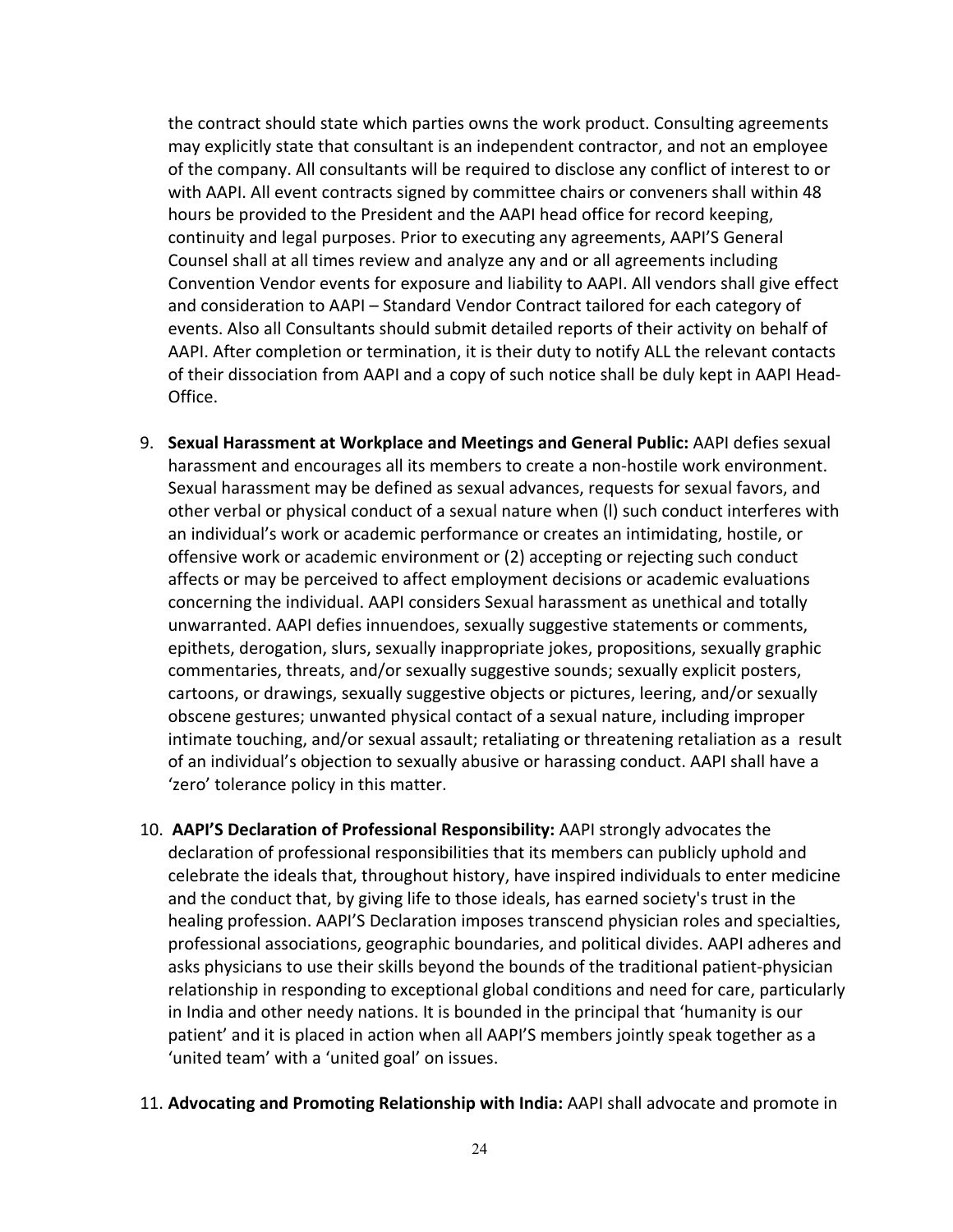the contract should state which parties owns the work product. Consulting agreements may explicitly state that consultant is an independent contractor, and not an employee of the company. All consultants will be required to disclose any conflict of interest to or with AAPI. All event contracts signed by committee chairs or conveners shall within 48 hours be provided to the President and the AAPI head office for record keeping, continuity and legal purposes. Prior to executing any agreements, AAPI'S General Counsel shall at all times review and analyze any and or all agreements including Convention Vendor events for exposure and liability to AAPI. All vendors shall give effect and consideration to AAPI – Standard Vendor Contract tailored for each category of events. Also all Consultants should submit detailed reports of their activity on behalf of AAPI. After completion or termination, it is their duty to notify ALL the relevant contacts of their dissociation from AAPI and a copy of such notice shall be duly kept in AAPI Head-Office.

9. **Sexual Harassment at Workplace and Meetings and General Public:** AAPI defies sexual harassment and encourages all its members to create a non-hostile work environment. Sexual harassment may be defined as sexual advances, requests for sexual favors, and other verbal or physical conduct of a sexual nature when (l) such conduct interferes with an individual's work or academic performance or creates an intimidating, hostile, or offensive work or academic environment or (2) accepting or rejecting such conduct affects or may be perceived to affect employment decisions or academic evaluations concerning the individual. AAPI considers Sexual harassment as unethical and totally unwarranted. AAPI defies innuendoes, sexually suggestive statements or comments, epithets, derogation, slurs, sexually inappropriate jokes, propositions, sexually graphic commentaries, threats, and/or sexually suggestive sounds; sexually explicit posters, cartoons, or drawings, sexually suggestive objects or pictures, leering, and/or sexually obscene gestures; unwanted physical contact of a sexual nature, including improper intimate touching, and/or sexual assault; retaliating or threatening retaliation as a result of an individual's objection to sexually abusive or harassing conduct. AAPI shall have a 'zero' tolerance policy in this matter.

10. **AAPI'S Declaration of Professional Responsibility:** AAPI strongly advocates the declaration of professional responsibilities that its members can publicly uphold and celebrate the ideals that, throughout history, have inspired individuals to enter medicine and the conduct that, by giving life to those ideals, has earned society's trust in the healing profession. AAPI'S Declaration imposes transcend physician roles and specialties, professional associations, geographic boundaries, and political divides. AAPI adheres and asks physicians to use their skills beyond the bounds of the traditional patient-physician relationship in responding to exceptional global conditions and need for care, particularly in India and other needy nations. It is bounded in the principal that 'humanity is our patient' and it is placed in action when all AAPI'S members jointly speak together as a 'united team' with a 'united goal' on issues.

11. **Advocating and Promoting Relationship with India:** AAPI shall advocate and promote in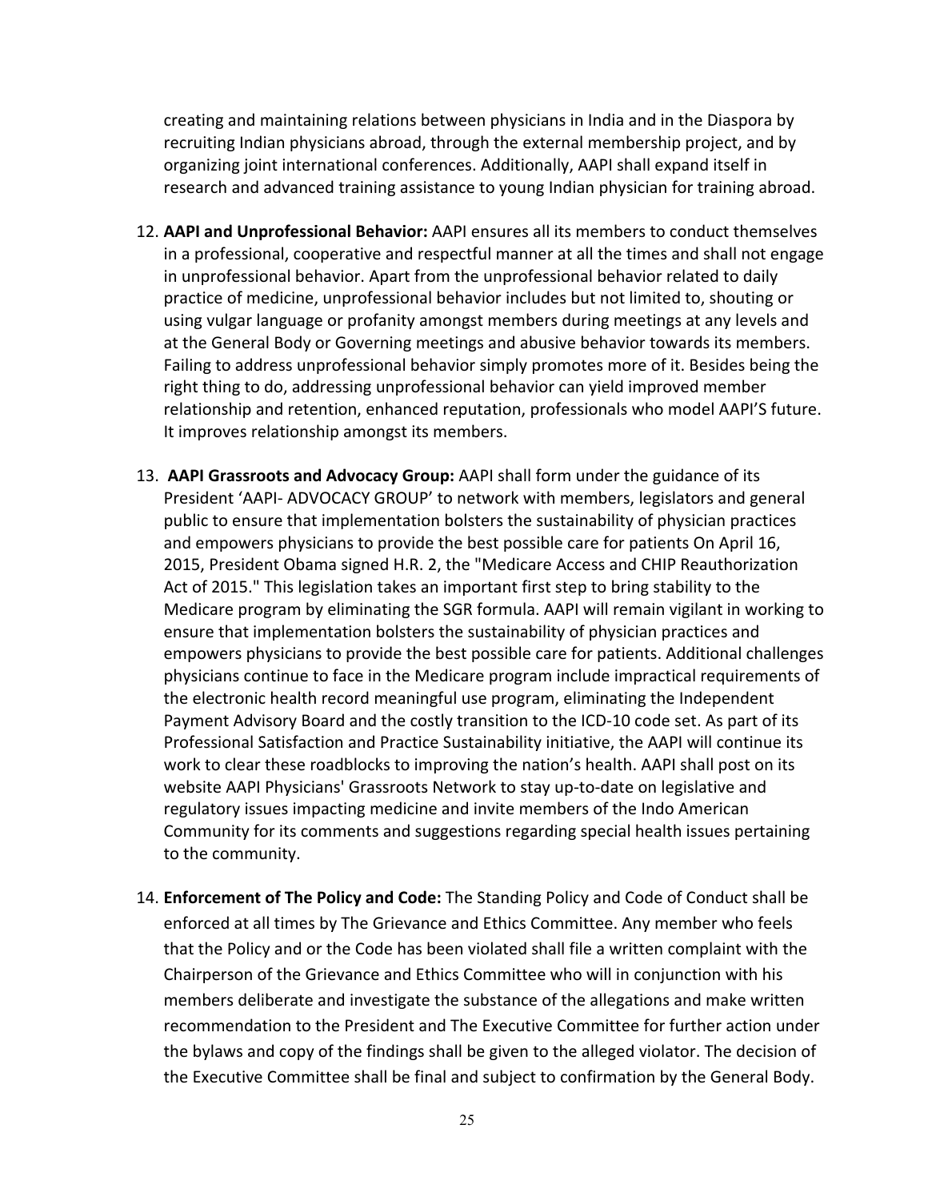creating and maintaining relations between physicians in India and in the Diaspora by recruiting Indian physicians abroad, through the external membership project, and by organizing joint international conferences. Additionally, AAPI shall expand itself in research and advanced training assistance to young Indian physician for training abroad.

12. **AAPI and Unprofessional Behavior:** AAPI ensures all its members to conduct themselves in a professional, cooperative and respectful manner at all the times and shall not engage in unprofessional behavior. Apart from the unprofessional behavior related to daily practice of medicine, unprofessional behavior includes but not limited to, shouting or using vulgar language or profanity amongst members during meetings at any levels and at the General Body or Governing meetings and abusive behavior towards its members. Failing to address unprofessional behavior simply promotes more of it. Besides being the right thing to do, addressing unprofessional behavior can yield improved member relationship and retention, enhanced reputation, professionals who model AAPI'S future. It improves relationship amongst its members.

13. **AAPI Grassroots and Advocacy Group:** AAPI shall form under the guidance of its President 'AAPI- ADVOCACY GROUP' to network with members, legislators and general public to ensure that implementation bolsters the sustainability of physician practices and empowers physicians to provide the best possible care for patients On April 16, 2015, President Obama signed H.R. 2, the "Medicare Access and CHIP Reauthorization Act of 2015." This legislation takes an important first step to bring stability to the Medicare program by eliminating the SGR formula. AAPI will remain vigilant in working to ensure that implementation bolsters the sustainability of physician practices and empowers physicians to provide the best possible care for patients. Additional challenges physicians continue to face in the Medicare program include impractical requirements of the electronic health record meaningful use program, eliminating the Independent Payment Advisory Board and the costly transition to the ICD-10 code set. As part of its Professional Satisfaction and Practice Sustainability initiative, the AAPI will continue its work to clear these roadblocks to improving the nation's health. AAPI shall post on its website AAPI Physicians' Grassroots Network to stay up-to-date on legislative and regulatory issues impacting medicine and invite members of the Indo American Community for its comments and suggestions regarding special health issues pertaining to the community.

14. **Enforcement of The Policy and Code:** The Standing Policy and Code of Conduct shall be enforced at all times by The Grievance and Ethics Committee. Any member who feels that the Policy and or the Code has been violated shall file a written complaint with the Chairperson of the Grievance and Ethics Committee who will in conjunction with his members deliberate and investigate the substance of the allegations and make written recommendation to the President and The Executive Committee for further action under the bylaws and copy of the findings shall be given to the alleged violator. The decision of the Executive Committee shall be final and subject to confirmation by the General Body.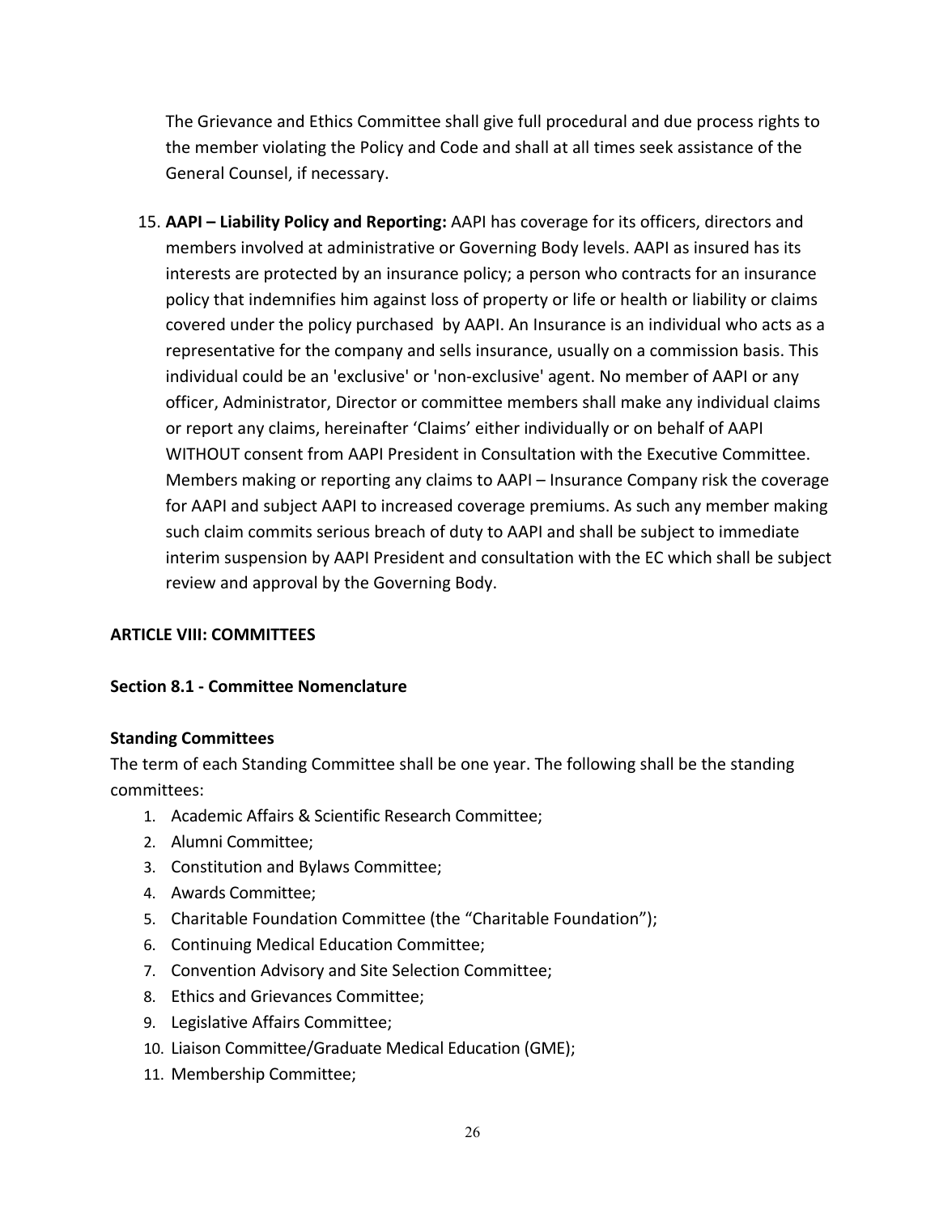The Grievance and Ethics Committee shall give full procedural and due process rights to the member violating the Policy and Code and shall at all times seek assistance of the General Counsel, if necessary.

15. **AAPI – Liability Policy and Reporting:** AAPI has coverage for its officers, directors and members involved at administrative or Governing Body levels. AAPI as insured has its interests are protected by an insurance policy; a person who contracts for an insurance policy that indemnifies him against loss of property or life or health or liability or claims covered under the policy purchased by AAPI. An Insurance is an individual who acts as a representative for the company and sells insurance, usually on a commission basis. This individual could be an 'exclusive' or 'non-exclusive' agent. No member of AAPI or any officer, Administrator, Director or committee members shall make any individual claims or report any claims, hereinafter 'Claims' either individually or on behalf of AAPI WITHOUT consent from AAPI President in Consultation with the Executive Committee. Members making or reporting any claims to AAPI – Insurance Company risk the coverage for AAPI and subject AAPI to increased coverage premiums. As such any member making such claim commits serious breach of duty to AAPI and shall be subject to immediate interim suspension by AAPI President and consultation with the EC which shall be subject review and approval by the Governing Body.

## ARTICLE VIII: COMMITTEES

### Section 8.1 - Committee Nomenclature

**Standing Committees**

The term of each Standing Committee shall be one year. The following shall be the standing committees:

1. Academic Affairs & Scientific Research Committee;
2. Alumni Committee;
3. Constitution and Bylaws Committee;
4. Awards Committee;
5. Charitable Foundation Committee (the "Charitable Foundation");
6. Continuing Medical Education Committee;
7. Convention Advisory and Site Selection Committee;
8. Ethics and Grievances Committee;
9. Legislative Affairs Committee;
10. Liaison Committee/Graduate Medical Education (GME);
11. Membership Committee;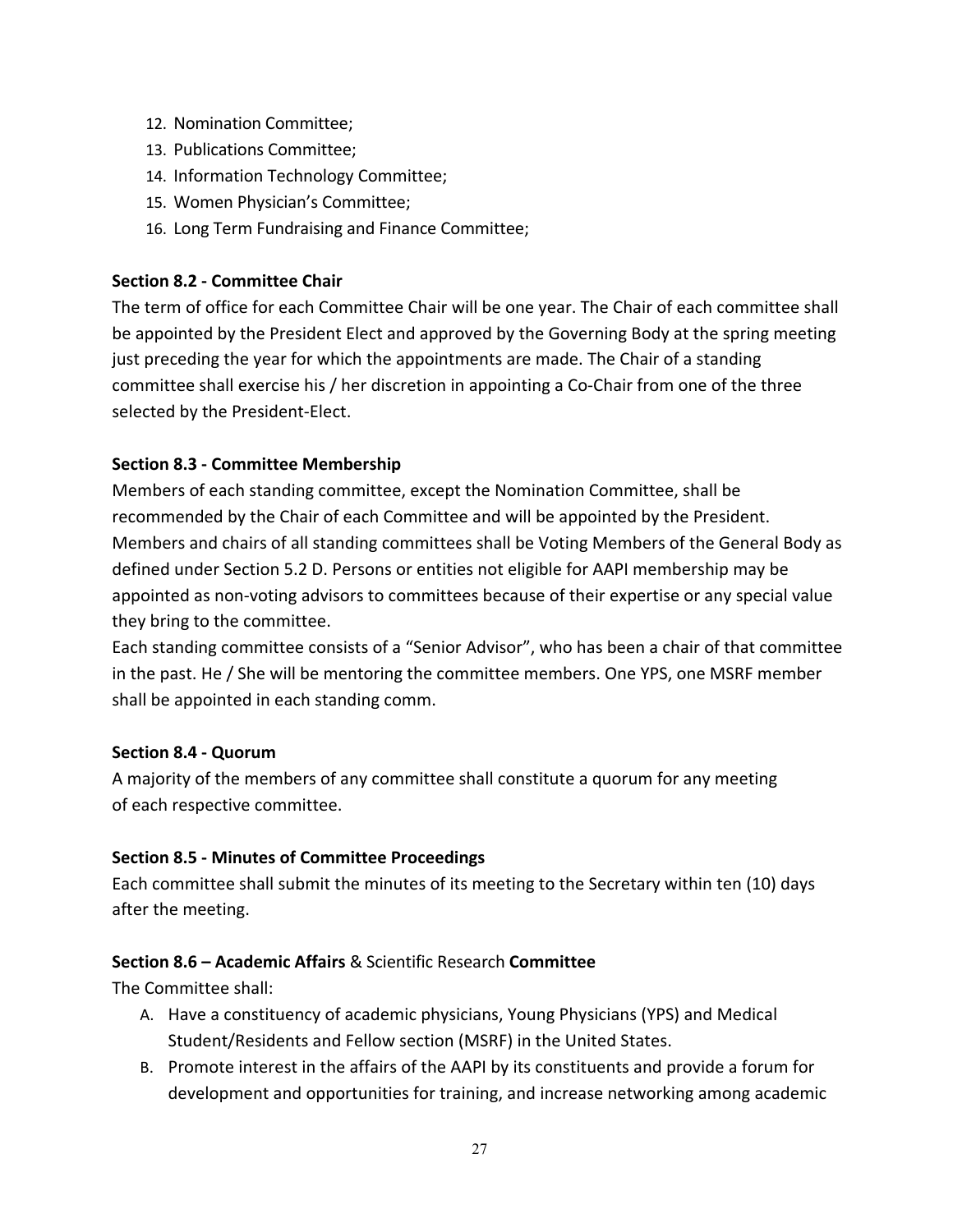12. Nomination Committee;
13. Publications Committee;
14. Information Technology Committee;
15. Women Physician's Committee;
16. Long Term Fundraising and Finance Committee;

**Section 8.2 - Committee Chair**

The term of office for each Committee Chair will be one year. The Chair of each committee shall be appointed by the President Elect and approved by the Governing Body at the spring meeting just preceding the year for which the appointments are made. The Chair of a standing committee shall exercise his / her discretion in appointing a Co-Chair from one of the three selected by the President-Elect.

**Section 8.3 - Committee Membership**

Members of each standing committee, except the Nomination Committee, shall be recommended by the Chair of each Committee and will be appointed by the President. Members and chairs of all standing committees shall be Voting Members of the General Body as defined under Section 5.2 D. Persons or entities not eligible for AAPI membership may be appointed as non-voting advisors to committees because of their expertise or any special value they bring to the committee.

Each standing committee consists of a "Senior Advisor", who has been a chair of that committee in the past. He / She will be mentoring the committee members. One YPS, one MSRF member shall be appointed in each standing comm.

**Section 8.4 - Quorum**

A majority of the members of any committee shall constitute a quorum for any meeting of each respective committee.

**Section 8.5 - Minutes of Committee Proceedings**

Each committee shall submit the minutes of its meeting to the Secretary within ten (10) days after the meeting.

**Section 8.6 – Academic Affairs** & Scientific Research **Committee**

The Committee shall:

A. Have a constituency of academic physicians, Young Physicians (YPS) and Medical Student/Residents and Fellow section (MSRF) in the United States.
B. Promote interest in the affairs of the AAPI by its constituents and provide a forum for development and opportunities for training, and increase networking among academic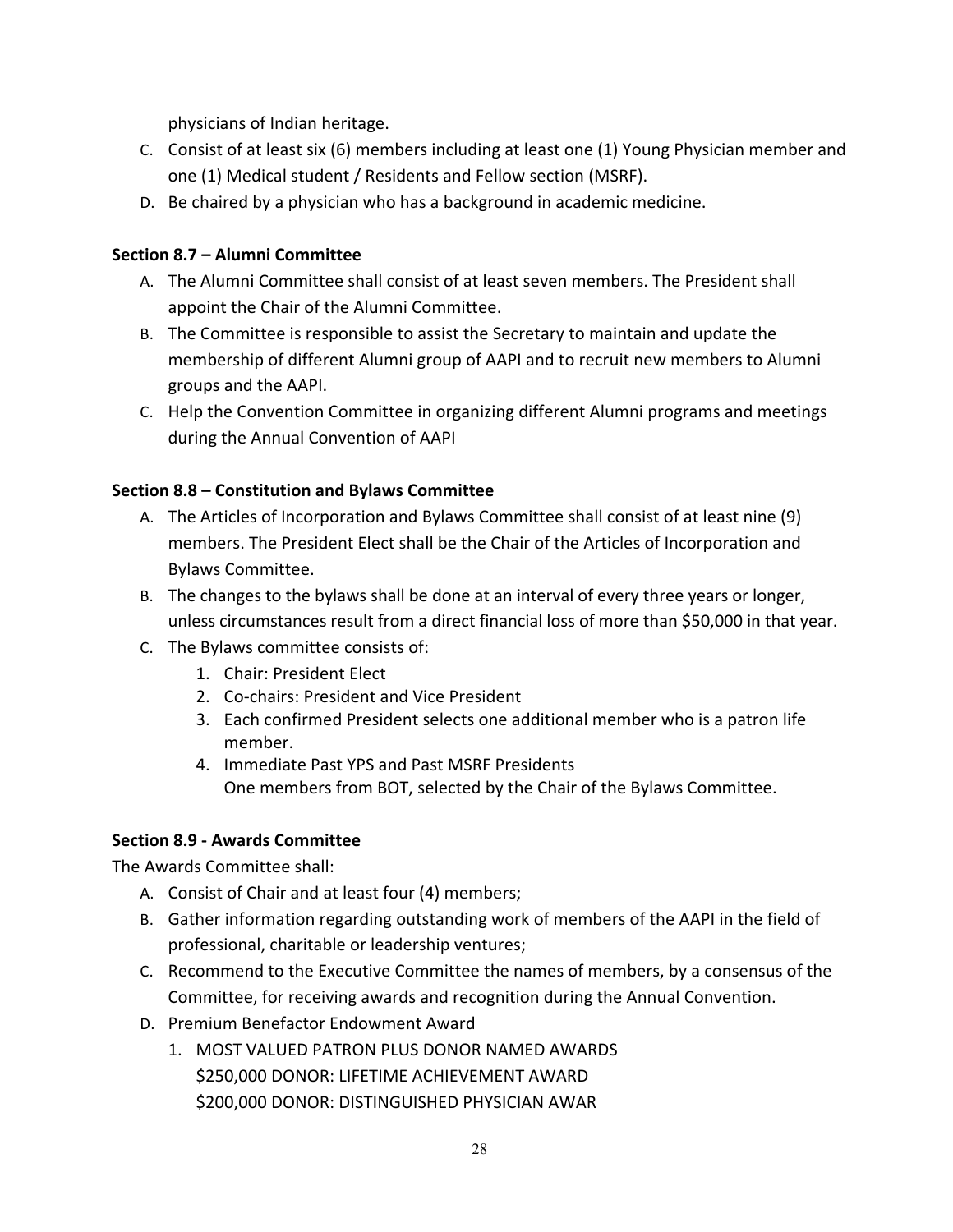physicians of Indian heritage.

C. Consist of at least six (6) members including at least one (1) Young Physician member and one (1) Medical student / Residents and Fellow section (MSRF).
D. Be chaired by a physician who has a background in academic medicine.

**Section 8.7 – Alumni Committee**

A. The Alumni Committee shall consist of at least seven members. The President shall appoint the Chair of the Alumni Committee.
B. The Committee is responsible to assist the Secretary to maintain and update the membership of different Alumni group of AAPI and to recruit new members to Alumni groups and the AAPI.
C. Help the Convention Committee in organizing different Alumni programs and meetings during the Annual Convention of AAPI

**Section 8.8 – Constitution and Bylaws Committee**

A. The Articles of Incorporation and Bylaws Committee shall consist of at least nine (9) members. The President Elect shall be the Chair of the Articles of Incorporation and Bylaws Committee.
B. The changes to the bylaws shall be done at an interval of every three years or longer, unless circumstances result from a direct financial loss of more than $50,000 in that year.
C. The Bylaws committee consists of:
    1. Chair: President Elect
    2. Co-chairs: President and Vice President
    3. Each confirmed President selects one additional member who is a patron life member.
    4. Immediate Past YPS and Past MSRF Presidents
       One members from BOT, selected by the Chair of the Bylaws Committee.

**Section 8.9 - Awards Committee**

The Awards Committee shall:

A. Consist of Chair and at least four (4) members;
B. Gather information regarding outstanding work of members of the AAPI in the field of professional, charitable or leadership ventures;
C. Recommend to the Executive Committee the names of members, by a consensus of the Committee, for receiving awards and recognition during the Annual Convention.
D. Premium Benefactor Endowment Award
    1. MOST VALUED PATRON PLUS DONOR NAMED AWARDS
       $250,000 DONOR: LIFETIME ACHIEVEMENT AWARD
       $200,000 DONOR: DISTINGUISHED PHYSICIAN AWAR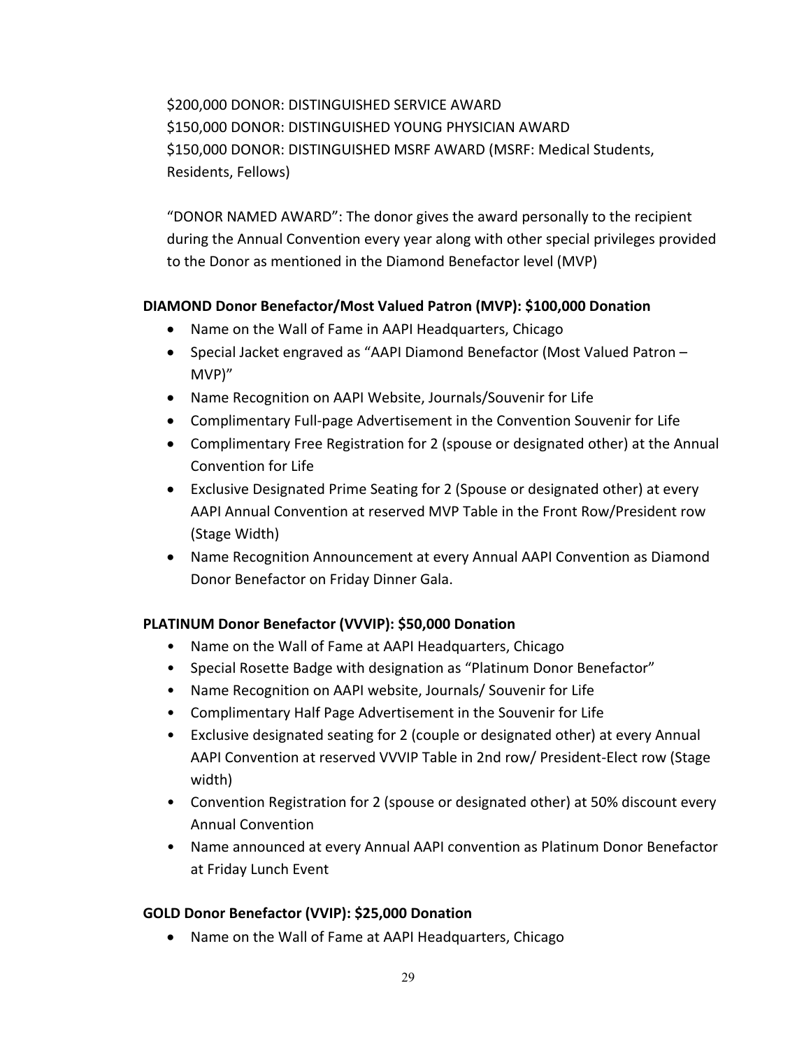$200,000 DONOR: DISTINGUISHED SERVICE AWARD
$150,000 DONOR: DISTINGUISHED YOUNG PHYSICIAN AWARD
$150,000 DONOR: DISTINGUISHED MSRF AWARD (MSRF: Medical Students, Residents, Fellows)

"DONOR NAMED AWARD": The donor gives the award personally to the recipient during the Annual Convention every year along with other special privileges provided to the Donor as mentioned in the Diamond Benefactor level (MVP)

**DIAMOND Donor Benefactor/Most Valued Patron (MVP): $100,000 Donation**

- Name on the Wall of Fame in AAPI Headquarters, Chicago
- Special Jacket engraved as "AAPI Diamond Benefactor (Most Valued Patron – MVP)"
- Name Recognition on AAPI Website, Journals/Souvenir for Life
- Complimentary Full-page Advertisement in the Convention Souvenir for Life
- Complimentary Free Registration for 2 (spouse or designated other) at the Annual Convention for Life
- Exclusive Designated Prime Seating for 2 (Spouse or designated other) at every AAPI Annual Convention at reserved MVP Table in the Front Row/President row (Stage Width)
- Name Recognition Announcement at every Annual AAPI Convention as Diamond Donor Benefactor on Friday Dinner Gala.

**PLATINUM Donor Benefactor (VVVIP): $50,000 Donation**

- Name on the Wall of Fame at AAPI Headquarters, Chicago
- Special Rosette Badge with designation as "Platinum Donor Benefactor"
- Name Recognition on AAPI website, Journals/ Souvenir for Life
- Complimentary Half Page Advertisement in the Souvenir for Life
- Exclusive designated seating for 2 (couple or designated other) at every Annual AAPI Convention at reserved VVVIP Table in 2nd row/ President-Elect row (Stage width)
- Convention Registration for 2 (spouse or designated other) at 50% discount every Annual Convention
- Name announced at every Annual AAPI convention as Platinum Donor Benefactor at Friday Lunch Event

**GOLD Donor Benefactor (VVIP): $25,000 Donation**

- Name on the Wall of Fame at AAPI Headquarters, Chicago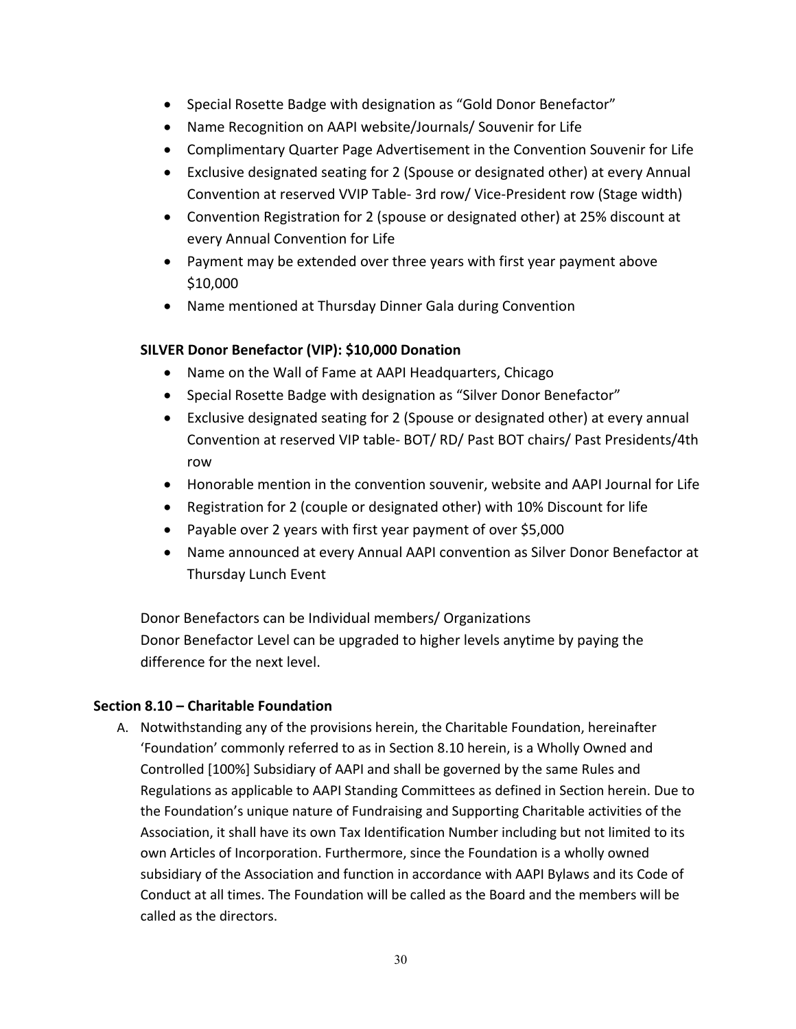- Special Rosette Badge with designation as "Gold Donor Benefactor"
- Name Recognition on AAPI website/Journals/ Souvenir for Life
- Complimentary Quarter Page Advertisement in the Convention Souvenir for Life
- Exclusive designated seating for 2 (Spouse or designated other) at every Annual Convention at reserved VVIP Table- 3rd row/ Vice-President row (Stage width)
- Convention Registration for 2 (spouse or designated other) at 25% discount at every Annual Convention for Life
- Payment may be extended over three years with first year payment above $10,000
- Name mentioned at Thursday Dinner Gala during Convention

**SILVER Donor Benefactor (VIP): $10,000 Donation**

- Name on the Wall of Fame at AAPI Headquarters, Chicago
- Special Rosette Badge with designation as "Silver Donor Benefactor"
- Exclusive designated seating for 2 (Spouse or designated other) at every annual Convention at reserved VIP table- BOT/ RD/ Past BOT chairs/ Past Presidents/4th row
- Honorable mention in the convention souvenir, website and AAPI Journal for Life
- Registration for 2 (couple or designated other) with 10% Discount for life
- Payable over 2 years with first year payment of over $5,000
- Name announced at every Annual AAPI convention as Silver Donor Benefactor at Thursday Lunch Event

Donor Benefactors can be Individual members/ Organizations
Donor Benefactor Level can be upgraded to higher levels anytime by paying the difference for the next level.

**Section 8.10 – Charitable Foundation**

A. Notwithstanding any of the provisions herein, the Charitable Foundation, hereinafter 'Foundation' commonly referred to as in Section 8.10 herein, is a Wholly Owned and Controlled [100%] Subsidiary of AAPI and shall be governed by the same Rules and Regulations as applicable to AAPI Standing Committees as defined in Section herein. Due to the Foundation's unique nature of Fundraising and Supporting Charitable activities of the Association, it shall have its own Tax Identification Number including but not limited to its own Articles of Incorporation. Furthermore, since the Foundation is a wholly owned subsidiary of the Association and function in accordance with AAPI Bylaws and its Code of Conduct at all times. The Foundation will be called as the Board and the members will be called as the directors.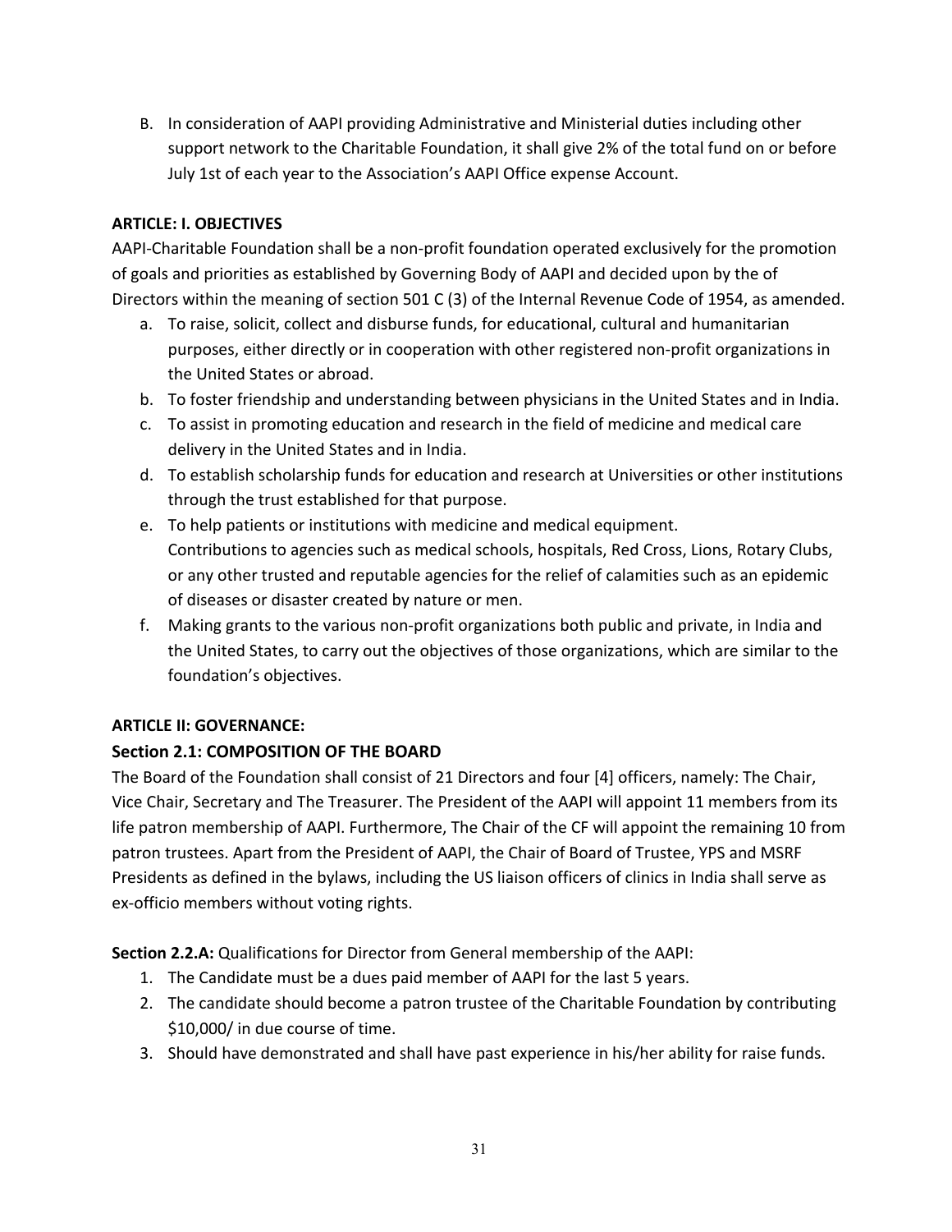B. In consideration of AAPI providing Administrative and Ministerial duties including other support network to the Charitable Foundation, it shall give 2% of the total fund on or before July 1st of each year to the Association's AAPI Office expense Account.

**ARTICLE: I. OBJECTIVES**

AAPI-Charitable Foundation shall be a non-profit foundation operated exclusively for the promotion of goals and priorities as established by Governing Body of AAPI and decided upon by the of Directors within the meaning of section 501 C (3) of the Internal Revenue Code of 1954, as amended.

a. To raise, solicit, collect and disburse funds, for educational, cultural and humanitarian purposes, either directly or in cooperation with other registered non-profit organizations in the United States or abroad.
b. To foster friendship and understanding between physicians in the United States and in India.
c. To assist in promoting education and research in the field of medicine and medical care delivery in the United States and in India.
d. To establish scholarship funds for education and research at Universities or other institutions through the trust established for that purpose.
e. To help patients or institutions with medicine and medical equipment.
   Contributions to agencies such as medical schools, hospitals, Red Cross, Lions, Rotary Clubs, or any other trusted and reputable agencies for the relief of calamities such as an epidemic of diseases or disaster created by nature or men.
f. Making grants to the various non-profit organizations both public and private, in India and the United States, to carry out the objectives of those organizations, which are similar to the foundation's objectives.

**ARTICLE II: GOVERNANCE:**

**Section 2.1: COMPOSITION OF THE BOARD**

The Board of the Foundation shall consist of 21 Directors and four [4] officers, namely: The Chair, Vice Chair, Secretary and The Treasurer. The President of the AAPI will appoint 11 members from its life patron membership of AAPI. Furthermore, The Chair of the CF will appoint the remaining 10 from patron trustees. Apart from the President of AAPI, the Chair of Board of Trustee, YPS and MSRF Presidents as defined in the bylaws, including the US liaison officers of clinics in India shall serve as ex-officio members without voting rights.

**Section 2.2.A:** Qualifications for Director from General membership of the AAPI:

1. The Candidate must be a dues paid member of AAPI for the last 5 years.
2. The candidate should become a patron trustee of the Charitable Foundation by contributing $10,000/ in due course of time.
3. Should have demonstrated and shall have past experience in his/her ability for raise funds.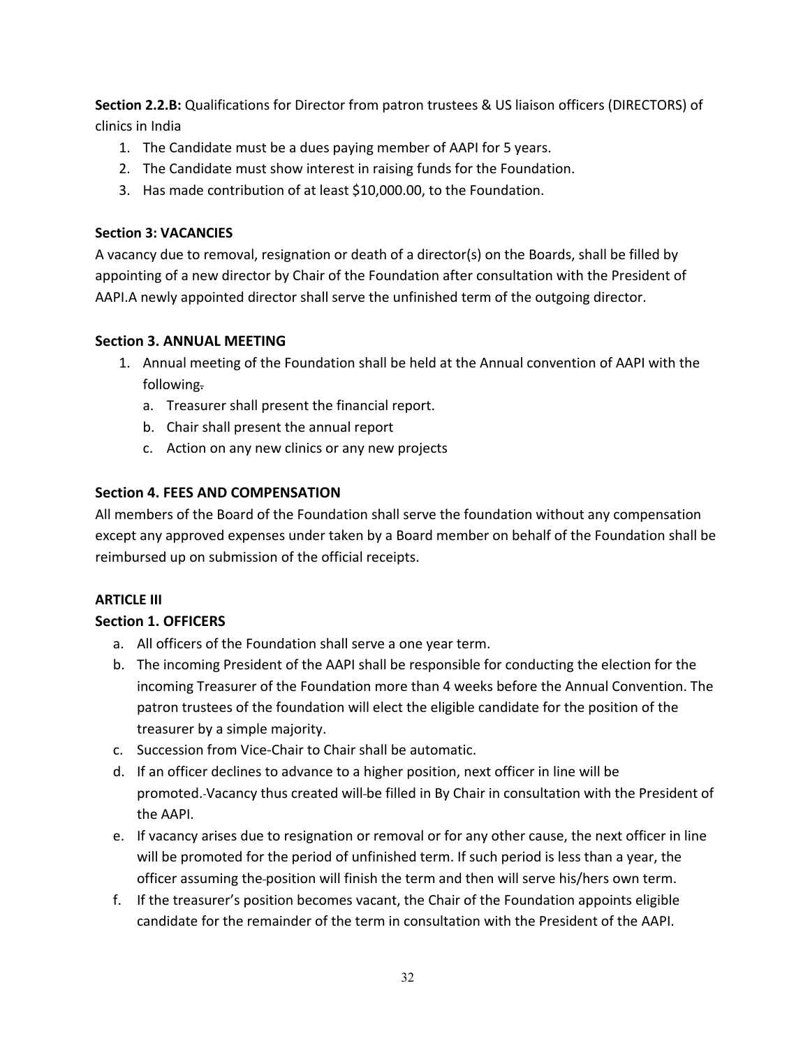**Section 2.2.B:** Qualifications for Director from patron trustees & US liaison officers (DIRECTORS) of clinics in India

1. The Candidate must be a dues paying member of AAPI for 5 years.
2. The Candidate must show interest in raising funds for the Foundation.
3. Has made contribution of at least $10,000.00, to the Foundation.

**Section 3: VACANCIES**

A vacancy due to removal, resignation or death of a director(s) on the Boards, shall be filled by appointing of a new director by Chair of the Foundation after consultation with the President of AAPI.A newly appointed director shall serve the unfinished term of the outgoing director.

### Section 3. ANNUAL MEETING

1. Annual meeting of the Foundation shall be held at the Annual convention of AAPI with the following.
   a. Treasurer shall present the financial report.
   b. Chair shall present the annual report
   c. Action on any new clinics or any new projects

### Section 4. FEES AND COMPENSATION

All members of the Board of the Foundation shall serve the foundation without any compensation except any approved expenses under taken by a Board member on behalf of the Foundation shall be reimbursed up on submission of the official receipts.

**ARTICLE III**

### Section 1. OFFICERS

a. All officers of the Foundation shall serve a one year term.
b. The incoming President of the AAPI shall be responsible for conducting the election for the incoming Treasurer of the Foundation more than 4 weeks before the Annual Convention. The patron trustees of the foundation will elect the eligible candidate for the position of the treasurer by a simple majority.
c. Succession from Vice-Chair to Chair shall be automatic.
d. If an officer declines to advance to a higher position, next officer in line will be promoted. Vacancy thus created will be filled in By Chair in consultation with the President of the AAPI.
e. If vacancy arises due to resignation or removal or for any other cause, the next officer in line will be promoted for the period of unfinished term. If such period is less than a year, the officer assuming the position will finish the term and then will serve his/hers own term.
f. If the treasurer's position becomes vacant, the Chair of the Foundation appoints eligible candidate for the remainder of the term in consultation with the President of the AAPI.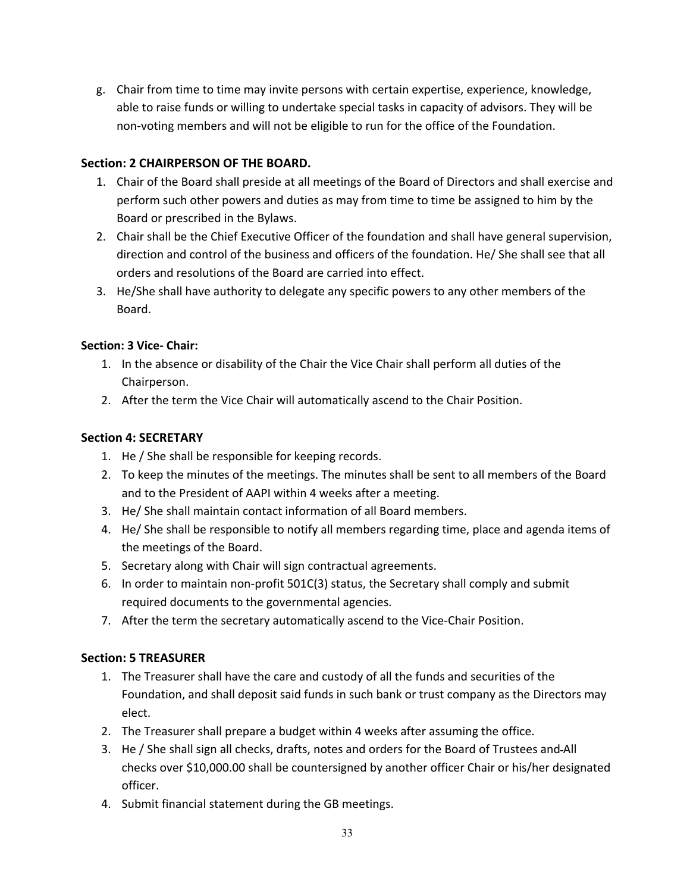g. Chair from time to time may invite persons with certain expertise, experience, knowledge, able to raise funds or willing to undertake special tasks in capacity of advisors. They will be non-voting members and will not be eligible to run for the office of the Foundation.

**Section: 2 CHAIRPERSON OF THE BOARD.**

1. Chair of the Board shall preside at all meetings of the Board of Directors and shall exercise and perform such other powers and duties as may from time to time be assigned to him by the Board or prescribed in the Bylaws.
2. Chair shall be the Chief Executive Officer of the foundation and shall have general supervision, direction and control of the business and officers of the foundation. He/ She shall see that all orders and resolutions of the Board are carried into effect.
3. He/She shall have authority to delegate any specific powers to any other members of the Board.

**Section: 3 Vice- Chair:**

1. In the absence or disability of the Chair the Vice Chair shall perform all duties of the Chairperson.
2. After the term the Vice Chair will automatically ascend to the Chair Position.

**Section 4: SECRETARY**

1. He / She shall be responsible for keeping records.
2. To keep the minutes of the meetings. The minutes shall be sent to all members of the Board and to the President of AAPI within 4 weeks after a meeting.
3. He/ She shall maintain contact information of all Board members.
4. He/ She shall be responsible to notify all members regarding time, place and agenda items of the meetings of the Board.
5. Secretary along with Chair will sign contractual agreements.
6. In order to maintain non-profit 501C(3) status, the Secretary shall comply and submit required documents to the governmental agencies.
7. After the term the secretary automatically ascend to the Vice-Chair Position.

**Section: 5 TREASURER**

1. The Treasurer shall have the care and custody of all the funds and securities of the Foundation, and shall deposit said funds in such bank or trust company as the Directors may elect.
2. The Treasurer shall prepare a budget within 4 weeks after assuming the office.
3. He / She shall sign all checks, drafts, notes and orders for the Board of Trustees and All checks over $10,000.00 shall be countersigned by another officer Chair or his/her designated officer.
4. Submit financial statement during the GB meetings.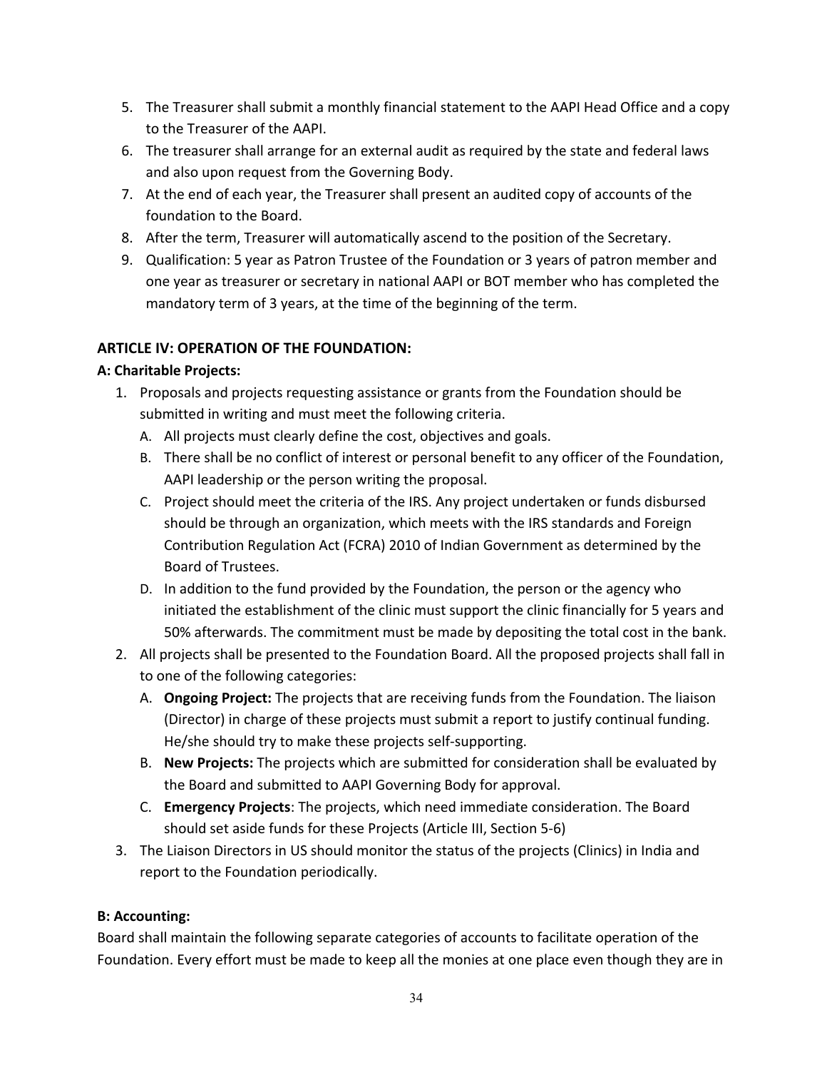5. The Treasurer shall submit a monthly financial statement to the AAPI Head Office and a copy to the Treasurer of the AAPI.
6. The treasurer shall arrange for an external audit as required by the state and federal laws and also upon request from the Governing Body.
7. At the end of each year, the Treasurer shall present an audited copy of accounts of the foundation to the Board.
8. After the term, Treasurer will automatically ascend to the position of the Secretary.
9. Qualification: 5 year as Patron Trustee of the Foundation or 3 years of patron member and one year as treasurer or secretary in national AAPI or BOT member who has completed the mandatory term of 3 years, at the time of the beginning of the term.

**ARTICLE IV: OPERATION OF THE FOUNDATION:**

**A: Charitable Projects:**

1. Proposals and projects requesting assistance or grants from the Foundation should be submitted in writing and must meet the following criteria.
   A. All projects must clearly define the cost, objectives and goals.
   B. There shall be no conflict of interest or personal benefit to any officer of the Foundation, AAPI leadership or the person writing the proposal.
   C. Project should meet the criteria of the IRS. Any project undertaken or funds disbursed should be through an organization, which meets with the IRS standards and Foreign Contribution Regulation Act (FCRA) 2010 of Indian Government as determined by the Board of Trustees.
   D. In addition to the fund provided by the Foundation, the person or the agency who initiated the establishment of the clinic must support the clinic financially for 5 years and 50% afterwards. The commitment must be made by depositing the total cost in the bank.
2. All projects shall be presented to the Foundation Board. All the proposed projects shall fall in to one of the following categories:
   A. **Ongoing Project:** The projects that are receiving funds from the Foundation. The liaison (Director) in charge of these projects must submit a report to justify continual funding. He/she should try to make these projects self-supporting.
   B. **New Projects:** The projects which are submitted for consideration shall be evaluated by the Board and submitted to AAPI Governing Body for approval.
   C. **Emergency Projects**: The projects, which need immediate consideration. The Board should set aside funds for these Projects (Article III, Section 5-6)
3. The Liaison Directors in US should monitor the status of the projects (Clinics) in India and report to the Foundation periodically.

**B: Accounting:**

Board shall maintain the following separate categories of accounts to facilitate operation of the Foundation. Every effort must be made to keep all the monies at one place even though they are in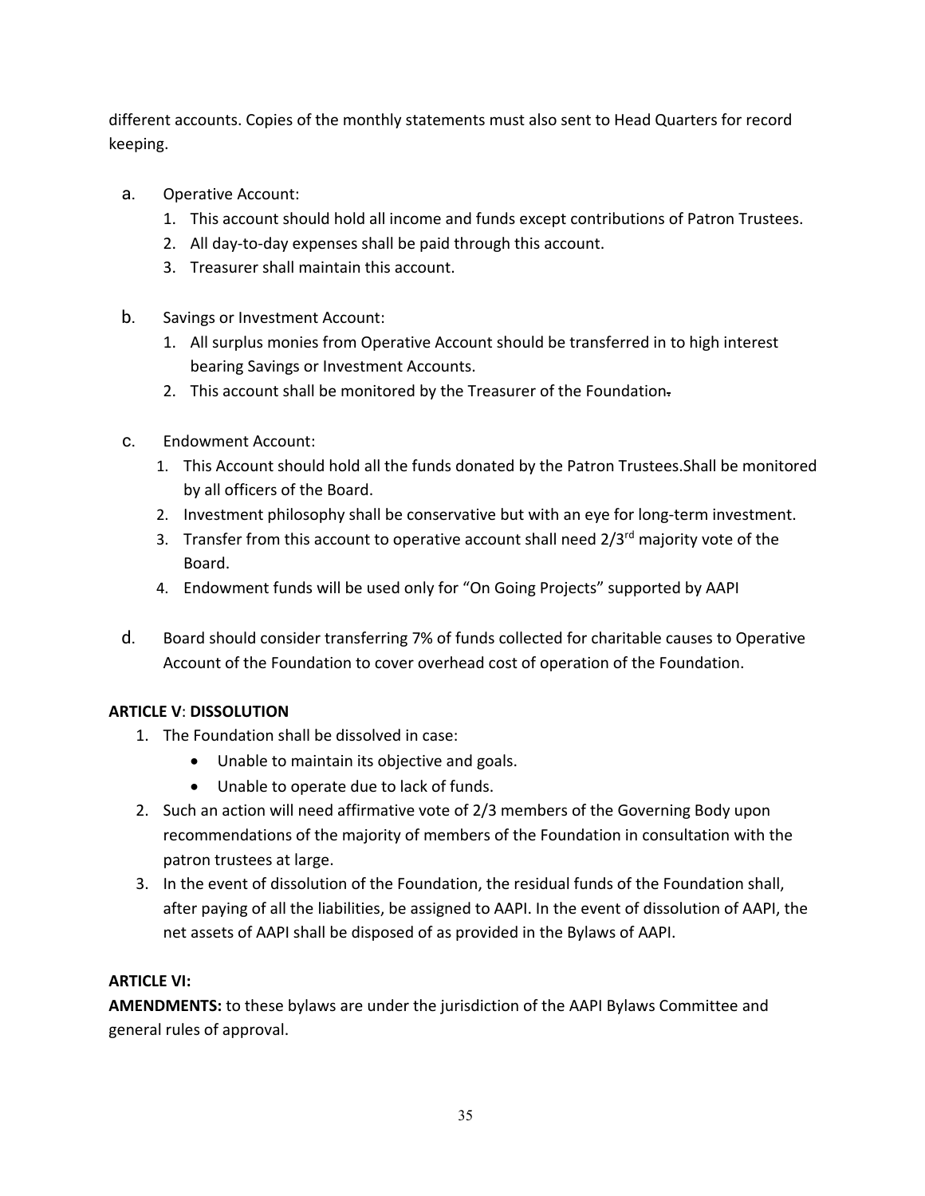different accounts. Copies of the monthly statements must also sent to Head Quarters for record keeping.

a. Operative Account:
   1. This account should hold all income and funds except contributions of Patron Trustees.
   2. All day-to-day expenses shall be paid through this account.
   3. Treasurer shall maintain this account.

b. Savings or Investment Account:
   1. All surplus monies from Operative Account should be transferred in to high interest bearing Savings or Investment Accounts.
   2. This account shall be monitored by the Treasurer of the Foundation.

c. Endowment Account:
   1. This Account should hold all the funds donated by the Patron Trustees.Shall be monitored by all officers of the Board.
   2. Investment philosophy shall be conservative but with an eye for long-term investment.
   3. Transfer from this account to operative account shall need 2/3rd majority vote of the Board.
   4. Endowment funds will be used only for "On Going Projects" supported by AAPI

d. Board should consider transferring 7% of funds collected for charitable causes to Operative Account of the Foundation to cover overhead cost of operation of the Foundation.

**ARTICLE V**: **DISSOLUTION**

1. The Foundation shall be dissolved in case:
   - Unable to maintain its objective and goals.
   - Unable to operate due to lack of funds.
2. Such an action will need affirmative vote of 2/3 members of the Governing Body upon recommendations of the majority of members of the Foundation in consultation with the patron trustees at large.
3. In the event of dissolution of the Foundation, the residual funds of the Foundation shall, after paying of all the liabilities, be assigned to AAPI. In the event of dissolution of AAPI, the net assets of AAPI shall be disposed of as provided in the Bylaws of AAPI.

**ARTICLE VI:**

**AMENDMENTS:** to these bylaws are under the jurisdiction of the AAPI Bylaws Committee and general rules of approval.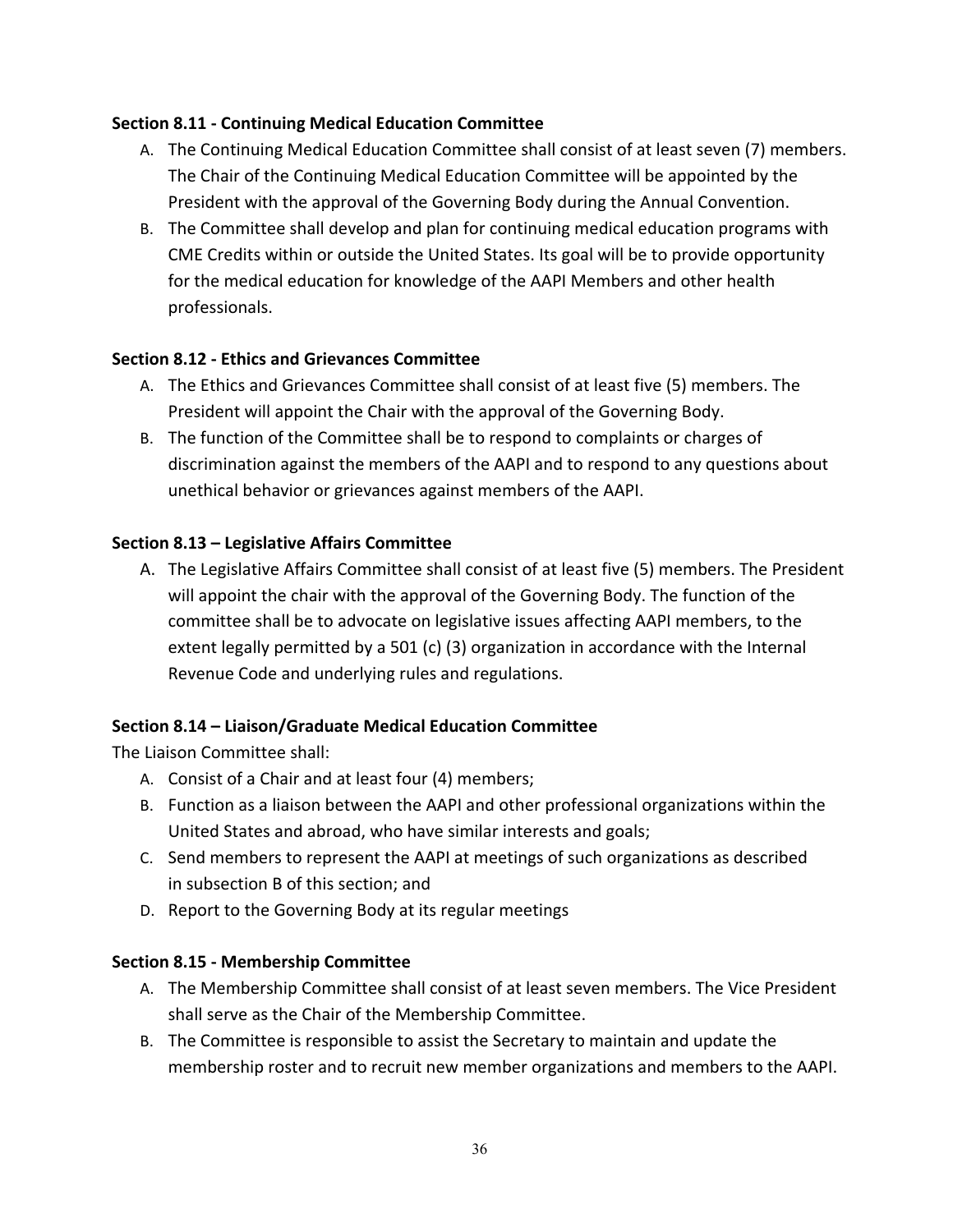**Section 8.11 - Continuing Medical Education Committee**

A. The Continuing Medical Education Committee shall consist of at least seven (7) members. The Chair of the Continuing Medical Education Committee will be appointed by the President with the approval of the Governing Body during the Annual Convention.
B. The Committee shall develop and plan for continuing medical education programs with CME Credits within or outside the United States. Its goal will be to provide opportunity for the medical education for knowledge of the AAPI Members and other health professionals.

**Section 8.12 - Ethics and Grievances Committee**

A. The Ethics and Grievances Committee shall consist of at least five (5) members. The President will appoint the Chair with the approval of the Governing Body.
B. The function of the Committee shall be to respond to complaints or charges of discrimination against the members of the AAPI and to respond to any questions about unethical behavior or grievances against members of the AAPI.

**Section 8.13 – Legislative Affairs Committee**

A. The Legislative Affairs Committee shall consist of at least five (5) members. The President will appoint the chair with the approval of the Governing Body. The function of the committee shall be to advocate on legislative issues affecting AAPI members, to the extent legally permitted by a 501 (c) (3) organization in accordance with the Internal Revenue Code and underlying rules and regulations.

**Section 8.14 – Liaison/Graduate Medical Education Committee**

The Liaison Committee shall:

A. Consist of a Chair and at least four (4) members;
B. Function as a liaison between the AAPI and other professional organizations within the United States and abroad, who have similar interests and goals;
C. Send members to represent the AAPI at meetings of such organizations as described in subsection B of this section; and
D. Report to the Governing Body at its regular meetings

**Section 8.15 - Membership Committee**

A. The Membership Committee shall consist of at least seven members. The Vice President shall serve as the Chair of the Membership Committee.
B. The Committee is responsible to assist the Secretary to maintain and update the membership roster and to recruit new member organizations and members to the AAPI.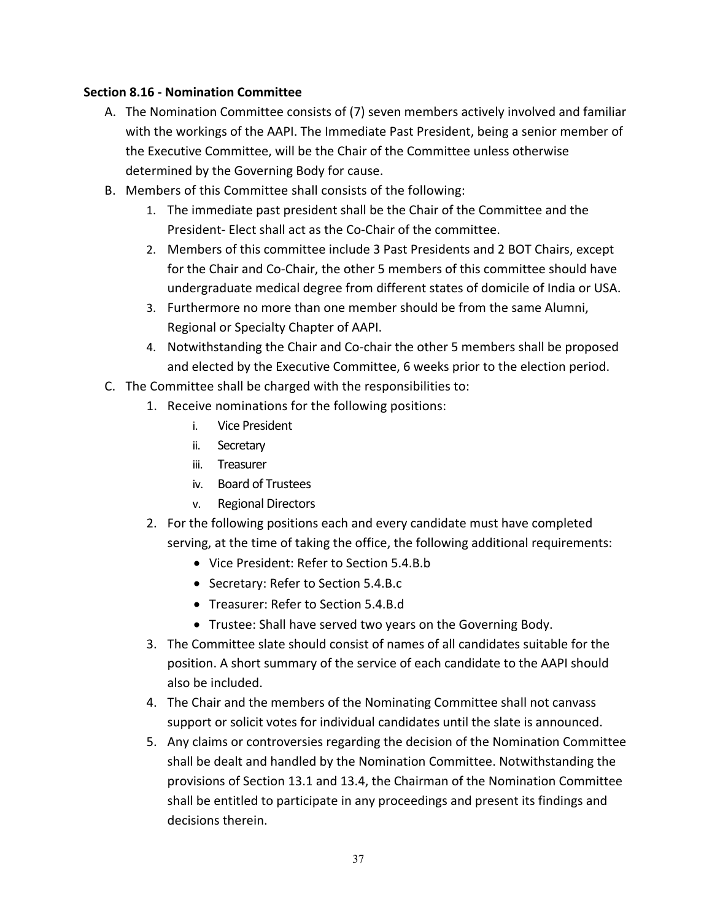**Section 8.16 - Nomination Committee**

A. The Nomination Committee consists of (7) seven members actively involved and familiar with the workings of the AAPI. The Immediate Past President, being a senior member of the Executive Committee, will be the Chair of the Committee unless otherwise determined by the Governing Body for cause.

B. Members of this Committee shall consists of the following:

   1. The immediate past president shall be the Chair of the Committee and the President- Elect shall act as the Co-Chair of the committee.
   2. Members of this committee include 3 Past Presidents and 2 BOT Chairs, except for the Chair and Co-Chair, the other 5 members of this committee should have undergraduate medical degree from different states of domicile of India or USA.
   3. Furthermore no more than one member should be from the same Alumni, Regional or Specialty Chapter of AAPI.
   4. Notwithstanding the Chair and Co-chair the other 5 members shall be proposed and elected by the Executive Committee, 6 weeks prior to the election period.

C. The Committee shall be charged with the responsibilities to:

   1. Receive nominations for the following positions:
      i. Vice President
      ii. Secretary
      iii. Treasurer
      iv. Board of Trustees
      v. Regional Directors
   2. For the following positions each and every candidate must have completed serving, at the time of taking the office, the following additional requirements:
      - Vice President: Refer to Section 5.4.B.b
      - Secretary: Refer to Section 5.4.B.c
      - Treasurer: Refer to Section 5.4.B.d
      - Trustee: Shall have served two years on the Governing Body.
   3. The Committee slate should consist of names of all candidates suitable for the position. A short summary of the service of each candidate to the AAPI should also be included.
   4. The Chair and the members of the Nominating Committee shall not canvass support or solicit votes for individual candidates until the slate is announced.
   5. Any claims or controversies regarding the decision of the Nomination Committee shall be dealt and handled by the Nomination Committee. Notwithstanding the provisions of Section 13.1 and 13.4, the Chairman of the Nomination Committee shall be entitled to participate in any proceedings and present its findings and decisions therein.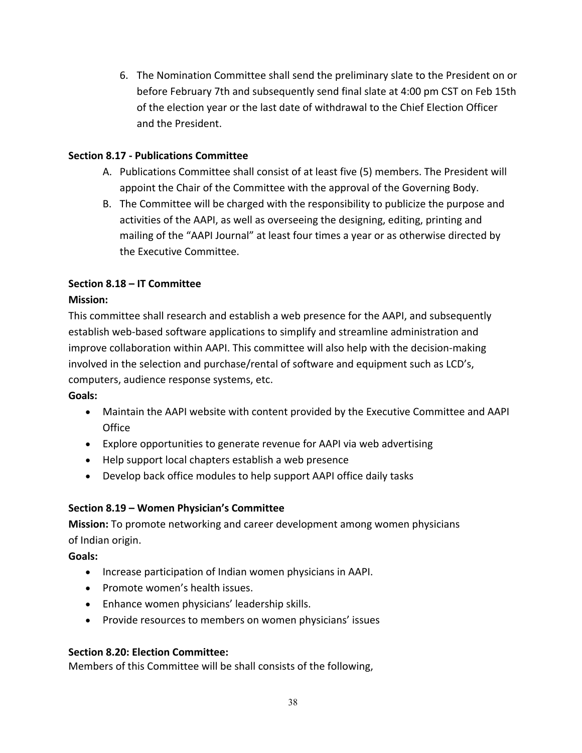6. The Nomination Committee shall send the preliminary slate to the President on or before February 7th and subsequently send final slate at 4:00 pm CST on Feb 15th of the election year or the last date of withdrawal to the Chief Election Officer and the President.

**Section 8.17 - Publications Committee**

A. Publications Committee shall consist of at least five (5) members. The President will appoint the Chair of the Committee with the approval of the Governing Body.
B. The Committee will be charged with the responsibility to publicize the purpose and activities of the AAPI, as well as overseeing the designing, editing, printing and mailing of the "AAPI Journal" at least four times a year or as otherwise directed by the Executive Committee.

**Section 8.18 – IT Committee**

**Mission:**

This committee shall research and establish a web presence for the AAPI, and subsequently establish web-based software applications to simplify and streamline administration and improve collaboration within AAPI. This committee will also help with the decision-making involved in the selection and purchase/rental of software and equipment such as LCD's, computers, audience response systems, etc.

**Goals:**

- Maintain the AAPI website with content provided by the Executive Committee and AAPI Office
- Explore opportunities to generate revenue for AAPI via web advertising
- Help support local chapters establish a web presence
- Develop back office modules to help support AAPI office daily tasks

**Section 8.19 – Women Physician's Committee**

**Mission:** To promote networking and career development among women physicians of Indian origin.

**Goals:**

- Increase participation of Indian women physicians in AAPI.
- Promote women's health issues.
- Enhance women physicians' leadership skills.
- Provide resources to members on women physicians' issues

**Section 8.20: Election Committee:**

Members of this Committee will be shall consists of the following,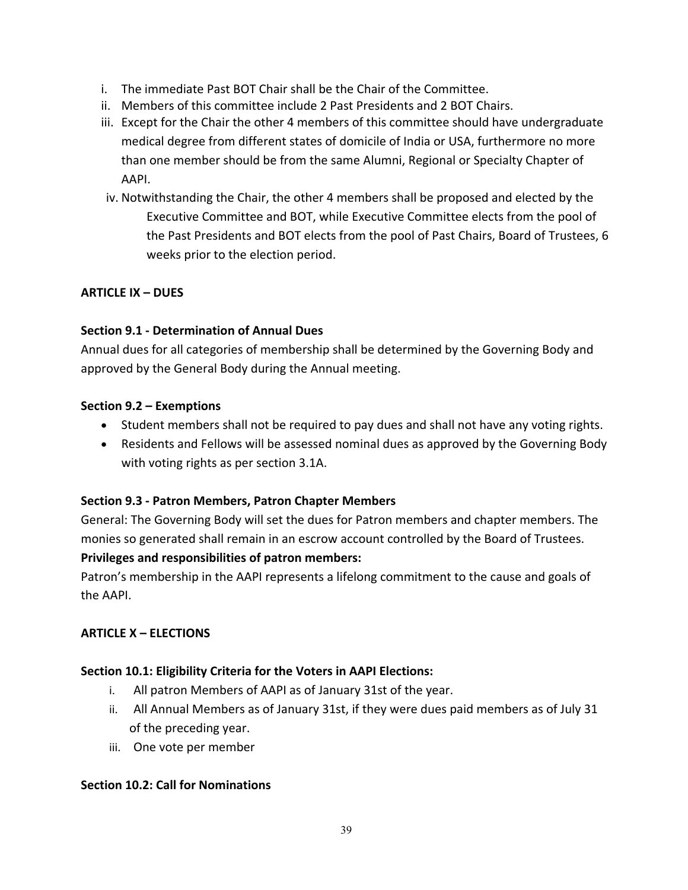i. The immediate Past BOT Chair shall be the Chair of the Committee.
ii. Members of this committee include 2 Past Presidents and 2 BOT Chairs.
iii. Except for the Chair the other 4 members of this committee should have undergraduate medical degree from different states of domicile of India or USA, furthermore no more than one member should be from the same Alumni, Regional or Specialty Chapter of AAPI.
iv. Notwithstanding the Chair, the other 4 members shall be proposed and elected by the Executive Committee and BOT, while Executive Committee elects from the pool of the Past Presidents and BOT elects from the pool of Past Chairs, Board of Trustees, 6 weeks prior to the election period.

**ARTICLE IX – DUES**

**Section 9.1 - Determination of Annual Dues**

Annual dues for all categories of membership shall be determined by the Governing Body and approved by the General Body during the Annual meeting.

**Section 9.2 – Exemptions**

- Student members shall not be required to pay dues and shall not have any voting rights.
- Residents and Fellows will be assessed nominal dues as approved by the Governing Body with voting rights as per section 3.1A.

**Section 9.3 - Patron Members, Patron Chapter Members**

General: The Governing Body will set the dues for Patron members and chapter members. The monies so generated shall remain in an escrow account controlled by the Board of Trustees.

**Privileges and responsibilities of patron members:**

Patron's membership in the AAPI represents a lifelong commitment to the cause and goals of the AAPI.

**ARTICLE X – ELECTIONS**

**Section 10.1: Eligibility Criteria for the Voters in AAPI Elections:**

i. All patron Members of AAPI as of January 31st of the year.
ii. All Annual Members as of January 31st, if they were dues paid members as of July 31 of the preceding year.
iii. One vote per member

**Section 10.2: Call for Nominations**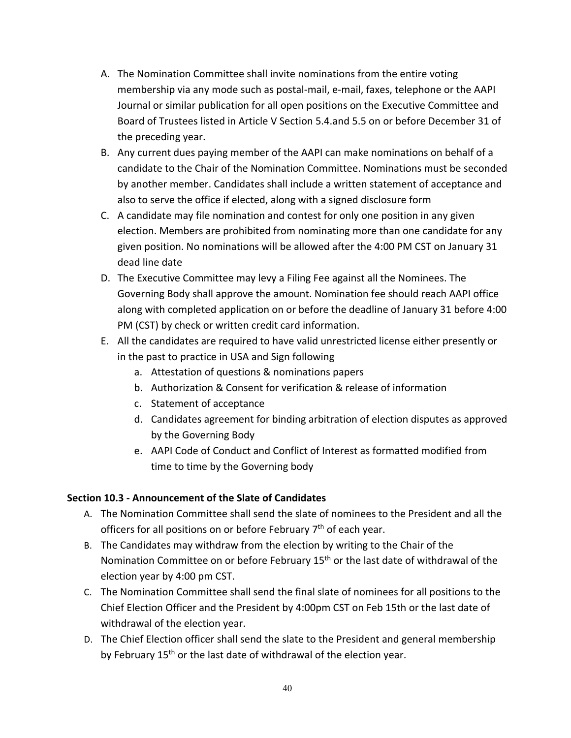A. The Nomination Committee shall invite nominations from the entire voting membership via any mode such as postal-mail, e-mail, faxes, telephone or the AAPI Journal or similar publication for all open positions on the Executive Committee and Board of Trustees listed in Article V Section 5.4.and 5.5 on or before December 31 of the preceding year.
B. Any current dues paying member of the AAPI can make nominations on behalf of a candidate to the Chair of the Nomination Committee. Nominations must be seconded by another member. Candidates shall include a written statement of acceptance and also to serve the office if elected, along with a signed disclosure form
C. A candidate may file nomination and contest for only one position in any given election. Members are prohibited from nominating more than one candidate for any given position. No nominations will be allowed after the 4:00 PM CST on January 31 dead line date
D. The Executive Committee may levy a Filing Fee against all the Nominees. The Governing Body shall approve the amount. Nomination fee should reach AAPI office along with completed application on or before the deadline of January 31 before 4:00 PM (CST) by check or written credit card information.
E. All the candidates are required to have valid unrestricted license either presently or in the past to practice in USA and Sign following
    a. Attestation of questions & nominations papers
    b. Authorization & Consent for verification & release of information
    c. Statement of acceptance
    d. Candidates agreement for binding arbitration of election disputes as approved by the Governing Body
    e. AAPI Code of Conduct and Conflict of Interest as formatted modified from time to time by the Governing body

**Section 10.3 - Announcement of the Slate of Candidates**

A. The Nomination Committee shall send the slate of nominees to the President and all the officers for all positions on or before February 7th of each year.
B. The Candidates may withdraw from the election by writing to the Chair of the Nomination Committee on or before February 15th or the last date of withdrawal of the election year by 4:00 pm CST.
C. The Nomination Committee shall send the final slate of nominees for all positions to the Chief Election Officer and the President by 4:00pm CST on Feb 15th or the last date of withdrawal of the election year.
D. The Chief Election officer shall send the slate to the President and general membership by February 15th or the last date of withdrawal of the election year.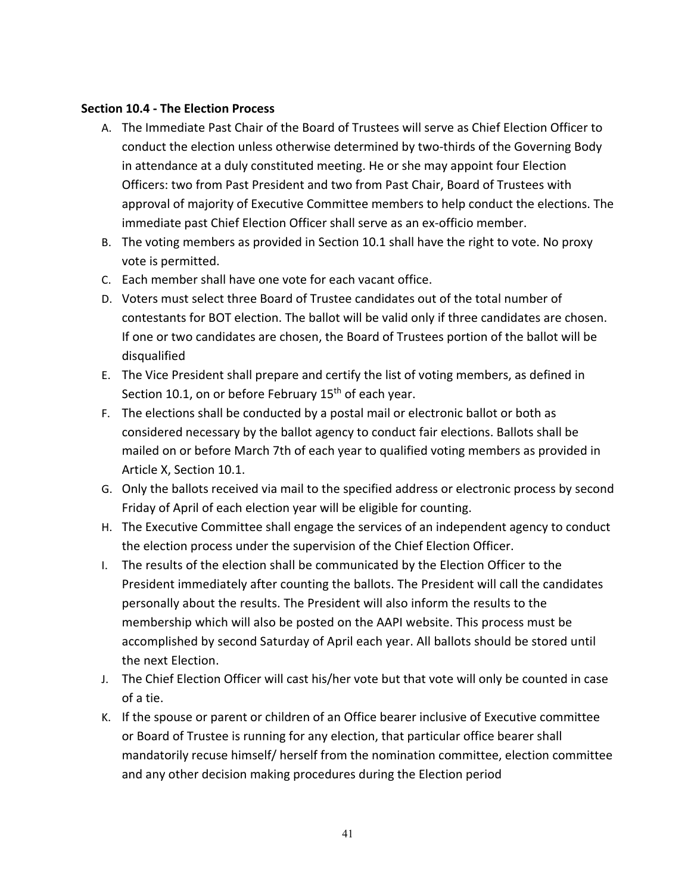**Section 10.4 - The Election Process**

A. The Immediate Past Chair of the Board of Trustees will serve as Chief Election Officer to conduct the election unless otherwise determined by two-thirds of the Governing Body in attendance at a duly constituted meeting. He or she may appoint four Election Officers: two from Past President and two from Past Chair, Board of Trustees with approval of majority of Executive Committee members to help conduct the elections. The immediate past Chief Election Officer shall serve as an ex-officio member.
B. The voting members as provided in Section 10.1 shall have the right to vote. No proxy vote is permitted.
C. Each member shall have one vote for each vacant office.
D. Voters must select three Board of Trustee candidates out of the total number of contestants for BOT election. The ballot will be valid only if three candidates are chosen. If one or two candidates are chosen, the Board of Trustees portion of the ballot will be disqualified
E. The Vice President shall prepare and certify the list of voting members, as defined in Section 10.1, on or before February 15th of each year.
F. The elections shall be conducted by a postal mail or electronic ballot or both as considered necessary by the ballot agency to conduct fair elections. Ballots shall be mailed on or before March 7th of each year to qualified voting members as provided in Article X, Section 10.1.
G. Only the ballots received via mail to the specified address or electronic process by second Friday of April of each election year will be eligible for counting.
H. The Executive Committee shall engage the services of an independent agency to conduct the election process under the supervision of the Chief Election Officer.
I. The results of the election shall be communicated by the Election Officer to the President immediately after counting the ballots. The President will call the candidates personally about the results. The President will also inform the results to the membership which will also be posted on the AAPI website. This process must be accomplished by second Saturday of April each year. All ballots should be stored until the next Election.
J. The Chief Election Officer will cast his/her vote but that vote will only be counted in case of a tie.
K. If the spouse or parent or children of an Office bearer inclusive of Executive committee or Board of Trustee is running for any election, that particular office bearer shall mandatorily recuse himself/ herself from the nomination committee, election committee and any other decision making procedures during the Election period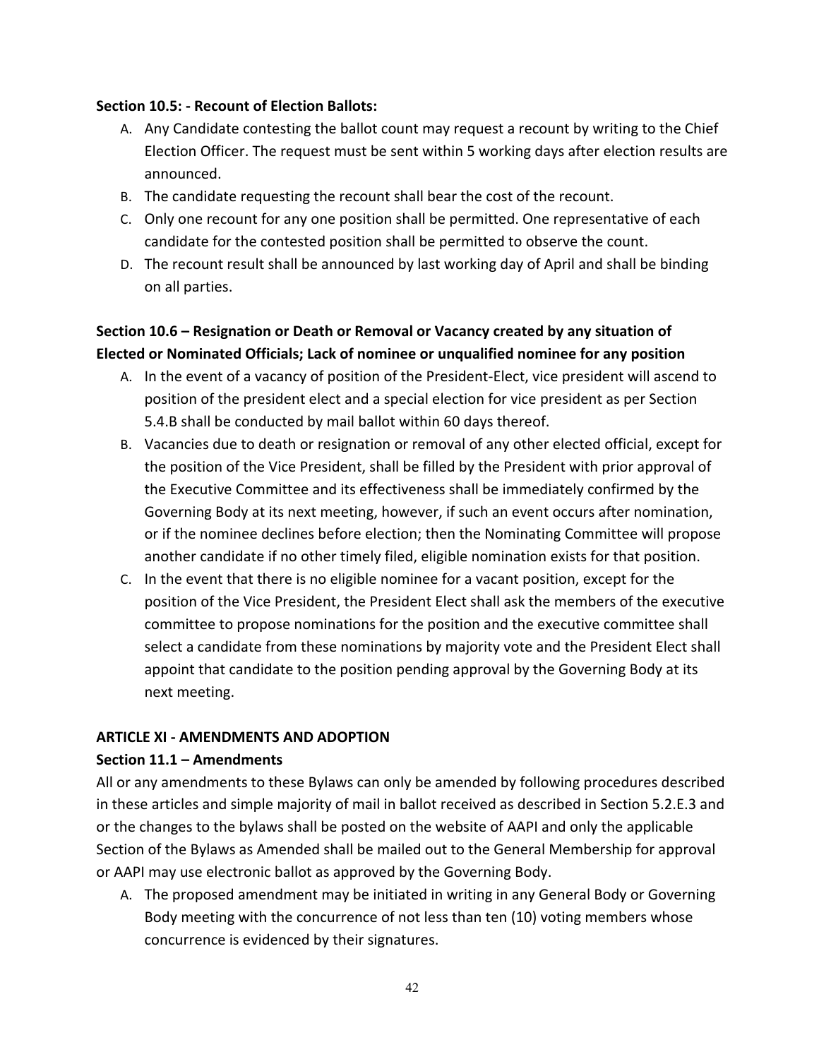**Section 10.5: - Recount of Election Ballots:**

A. Any Candidate contesting the ballot count may request a recount by writing to the Chief Election Officer. The request must be sent within 5 working days after election results are announced.
B. The candidate requesting the recount shall bear the cost of the recount.
C. Only one recount for any one position shall be permitted. One representative of each candidate for the contested position shall be permitted to observe the count.
D. The recount result shall be announced by last working day of April and shall be binding on all parties.

**Section 10.6 – Resignation or Death or Removal or Vacancy created by any situation of Elected or Nominated Officials; Lack of nominee or unqualified nominee for any position**

A. In the event of a vacancy of position of the President-Elect, vice president will ascend to position of the president elect and a special election for vice president as per Section 5.4.B shall be conducted by mail ballot within 60 days thereof.
B. Vacancies due to death or resignation or removal of any other elected official, except for the position of the Vice President, shall be filled by the President with prior approval of the Executive Committee and its effectiveness shall be immediately confirmed by the Governing Body at its next meeting, however, if such an event occurs after nomination, or if the nominee declines before election; then the Nominating Committee will propose another candidate if no other timely filed, eligible nomination exists for that position.
C. In the event that there is no eligible nominee for a vacant position, except for the position of the Vice President, the President Elect shall ask the members of the executive committee to propose nominations for the position and the executive committee shall select a candidate from these nominations by majority vote and the President Elect shall appoint that candidate to the position pending approval by the Governing Body at its next meeting.

**ARTICLE XI - AMENDMENTS AND ADOPTION**

**Section 11.1 – Amendments**

All or any amendments to these Bylaws can only be amended by following procedures described in these articles and simple majority of mail in ballot received as described in Section 5.2.E.3 and or the changes to the bylaws shall be posted on the website of AAPI and only the applicable Section of the Bylaws as Amended shall be mailed out to the General Membership for approval or AAPI may use electronic ballot as approved by the Governing Body.

A. The proposed amendment may be initiated in writing in any General Body or Governing Body meeting with the concurrence of not less than ten (10) voting members whose concurrence is evidenced by their signatures.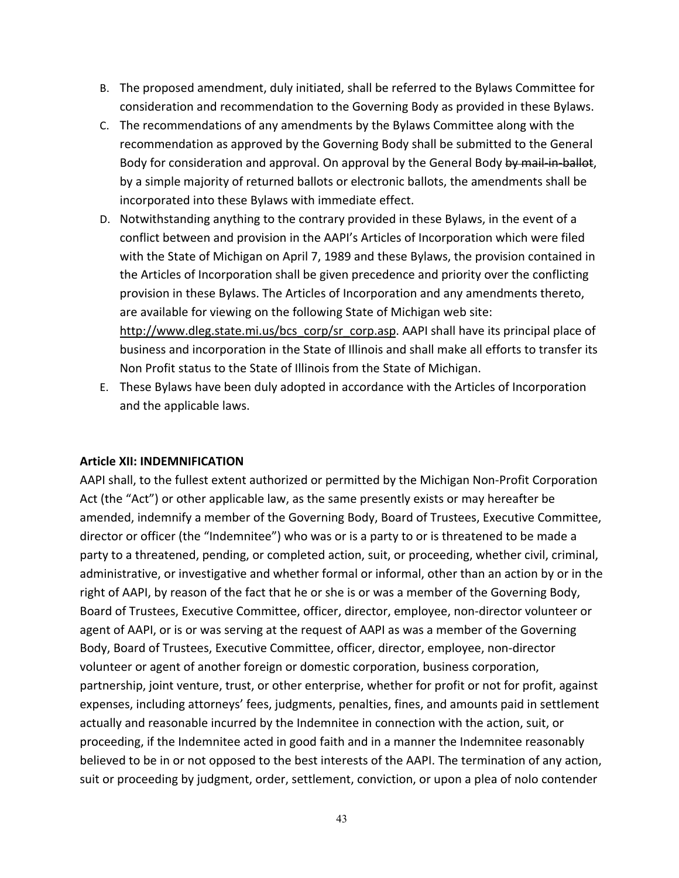B. The proposed amendment, duly initiated, shall be referred to the Bylaws Committee for consideration and recommendation to the Governing Body as provided in these Bylaws.

C. The recommendations of any amendments by the Bylaws Committee along with the recommendation as approved by the Governing Body shall be submitted to the General Body for consideration and approval. On approval by the General Body ~~by mail-in-ballot~~, by a simple majority of returned ballots or electronic ballots, the amendments shall be incorporated into these Bylaws with immediate effect.

D. Notwithstanding anything to the contrary provided in these Bylaws, in the event of a conflict between and provision in the AAPI's Articles of Incorporation which were filed with the State of Michigan on April 7, 1989 and these Bylaws, the provision contained in the Articles of Incorporation shall be given precedence and priority over the conflicting provision in these Bylaws. The Articles of Incorporation and any amendments thereto, are available for viewing on the following State of Michigan web site: http://www.dleg.state.mi.us/bcs_corp/sr_corp.asp. AAPI shall have its principal place of business and incorporation in the State of Illinois and shall make all efforts to transfer its Non Profit status to the State of Illinois from the State of Michigan.

E. These Bylaws have been duly adopted in accordance with the Articles of Incorporation and the applicable laws.

**Article XII: INDEMNIFICATION**

AAPI shall, to the fullest extent authorized or permitted by the Michigan Non-Profit Corporation Act (the "Act") or other applicable law, as the same presently exists or may hereafter be amended, indemnify a member of the Governing Body, Board of Trustees, Executive Committee, director or officer (the "Indemnitee") who was or is a party to or is threatened to be made a party to a threatened, pending, or completed action, suit, or proceeding, whether civil, criminal, administrative, or investigative and whether formal or informal, other than an action by or in the right of AAPI, by reason of the fact that he or she is or was a member of the Governing Body, Board of Trustees, Executive Committee, officer, director, employee, non-director volunteer or agent of AAPI, or is or was serving at the request of AAPI as was a member of the Governing Body, Board of Trustees, Executive Committee, officer, director, employee, non-director volunteer or agent of another foreign or domestic corporation, business corporation, partnership, joint venture, trust, or other enterprise, whether for profit or not for profit, against expenses, including attorneys' fees, judgments, penalties, fines, and amounts paid in settlement actually and reasonable incurred by the Indemnitee in connection with the action, suit, or proceeding, if the Indemnitee acted in good faith and in a manner the Indemnitee reasonably believed to be in or not opposed to the best interests of the AAPI. The termination of any action, suit or proceeding by judgment, order, settlement, conviction, or upon a plea of nolo contender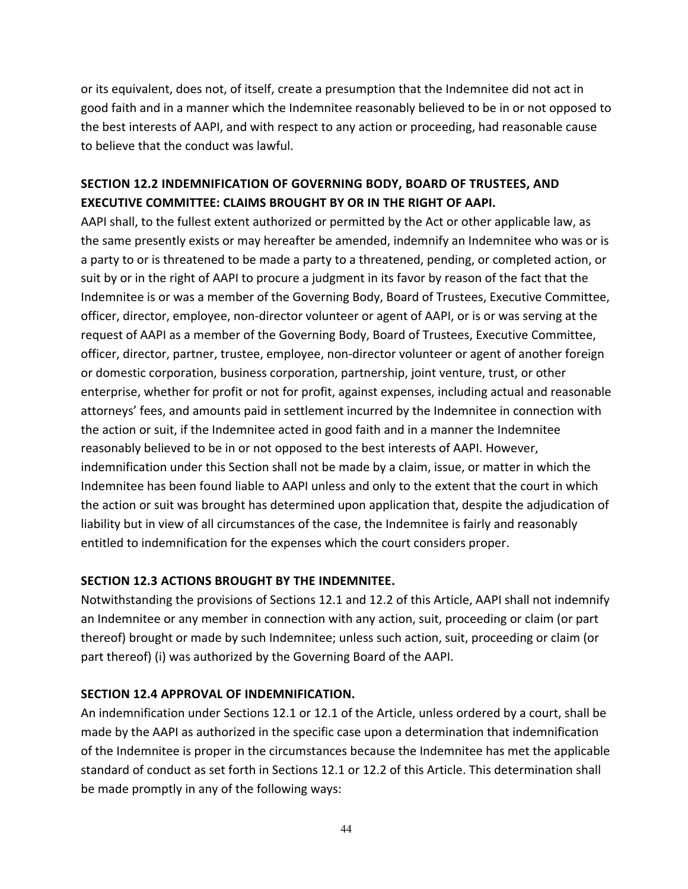or its equivalent, does not, of itself, create a presumption that the Indemnitee did not act in good faith and in a manner which the Indemnitee reasonably believed to be in or not opposed to the best interests of AAPI, and with respect to any action or proceeding, had reasonable cause to believe that the conduct was lawful.

## SECTION 12.2 INDEMNIFICATION OF GOVERNING BODY, BOARD OF TRUSTEES, AND EXECUTIVE COMMITTEE: CLAIMS BROUGHT BY OR IN THE RIGHT OF AAPI.

AAPI shall, to the fullest extent authorized or permitted by the Act or other applicable law, as the same presently exists or may hereafter be amended, indemnify an Indemnitee who was or is a party to or is threatened to be made a party to a threatened, pending, or completed action, or suit by or in the right of AAPI to procure a judgment in its favor by reason of the fact that the Indemnitee is or was a member of the Governing Body, Board of Trustees, Executive Committee, officer, director, employee, non-director volunteer or agent of AAPI, or is or was serving at the request of AAPI as a member of the Governing Body, Board of Trustees, Executive Committee, officer, director, partner, trustee, employee, non-director volunteer or agent of another foreign or domestic corporation, business corporation, partnership, joint venture, trust, or other enterprise, whether for profit or not for profit, against expenses, including actual and reasonable attorneys' fees, and amounts paid in settlement incurred by the Indemnitee in connection with the action or suit, if the Indemnitee acted in good faith and in a manner the Indemnitee reasonably believed to be in or not opposed to the best interests of AAPI. However, indemnification under this Section shall not be made by a claim, issue, or matter in which the Indemnitee has been found liable to AAPI unless and only to the extent that the court in which the action or suit was brought has determined upon application that, despite the adjudication of liability but in view of all circumstances of the case, the Indemnitee is fairly and reasonably entitled to indemnification for the expenses which the court considers proper.

## SECTION 12.3 ACTIONS BROUGHT BY THE INDEMNITEE.

Notwithstanding the provisions of Sections 12.1 and 12.2 of this Article, AAPI shall not indemnify an Indemnitee or any member in connection with any action, suit, proceeding or claim (or part thereof) brought or made by such Indemnitee; unless such action, suit, proceeding or claim (or part thereof) (i) was authorized by the Governing Board of the AAPI.

## SECTION 12.4 APPROVAL OF INDEMNIFICATION.

An indemnification under Sections 12.1 or 12.1 of the Article, unless ordered by a court, shall be made by the AAPI as authorized in the specific case upon a determination that indemnification of the Indemnitee is proper in the circumstances because the Indemnitee has met the applicable standard of conduct as set forth in Sections 12.1 or 12.2 of this Article. This determination shall be made promptly in any of the following ways: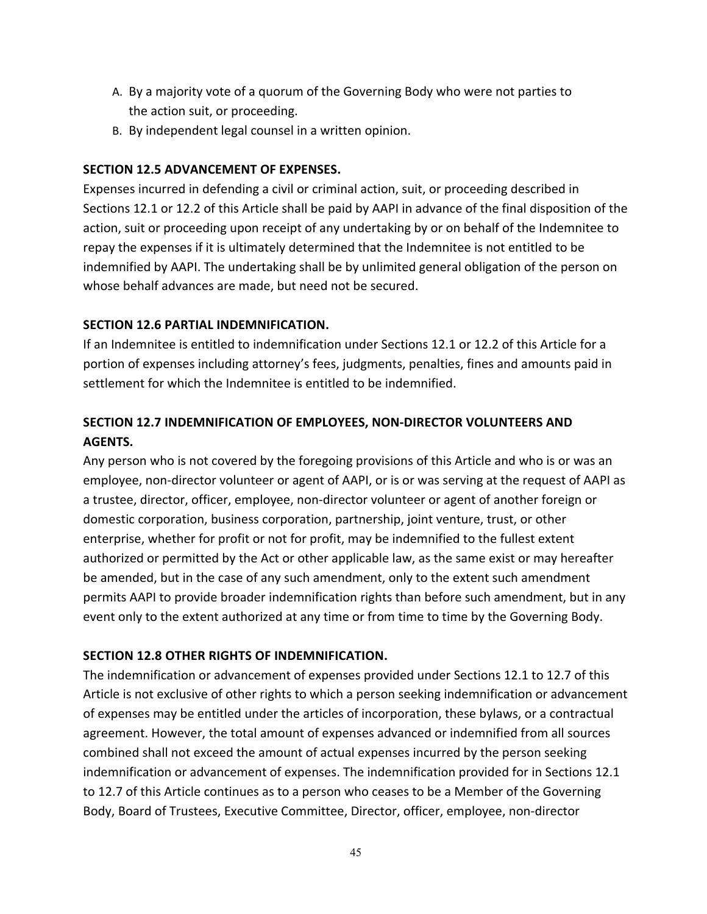A. By a majority vote of a quorum of the Governing Body who were not parties to the action suit, or proceeding.
B. By independent legal counsel in a written opinion.

**SECTION 12.5 ADVANCEMENT OF EXPENSES.**

Expenses incurred in defending a civil or criminal action, suit, or proceeding described in Sections 12.1 or 12.2 of this Article shall be paid by AAPI in advance of the final disposition of the action, suit or proceeding upon receipt of any undertaking by or on behalf of the Indemnitee to repay the expenses if it is ultimately determined that the Indemnitee is not entitled to be indemnified by AAPI. The undertaking shall be by unlimited general obligation of the person on whose behalf advances are made, but need not be secured.

**SECTION 12.6 PARTIAL INDEMNIFICATION.**

If an Indemnitee is entitled to indemnification under Sections 12.1 or 12.2 of this Article for a portion of expenses including attorney's fees, judgments, penalties, fines and amounts paid in settlement for which the Indemnitee is entitled to be indemnified.

**SECTION 12.7 INDEMNIFICATION OF EMPLOYEES, NON-DIRECTOR VOLUNTEERS AND AGENTS.**

Any person who is not covered by the foregoing provisions of this Article and who is or was an employee, non-director volunteer or agent of AAPI, or is or was serving at the request of AAPI as a trustee, director, officer, employee, non-director volunteer or agent of another foreign or domestic corporation, business corporation, partnership, joint venture, trust, or other enterprise, whether for profit or not for profit, may be indemnified to the fullest extent authorized or permitted by the Act or other applicable law, as the same exist or may hereafter be amended, but in the case of any such amendment, only to the extent such amendment permits AAPI to provide broader indemnification rights than before such amendment, but in any event only to the extent authorized at any time or from time to time by the Governing Body.

**SECTION 12.8 OTHER RIGHTS OF INDEMNIFICATION.**

The indemnification or advancement of expenses provided under Sections 12.1 to 12.7 of this Article is not exclusive of other rights to which a person seeking indemnification or advancement of expenses may be entitled under the articles of incorporation, these bylaws, or a contractual agreement. However, the total amount of expenses advanced or indemnified from all sources combined shall not exceed the amount of actual expenses incurred by the person seeking indemnification or advancement of expenses. The indemnification provided for in Sections 12.1 to 12.7 of this Article continues as to a person who ceases to be a Member of the Governing Body, Board of Trustees, Executive Committee, Director, officer, employee, non-director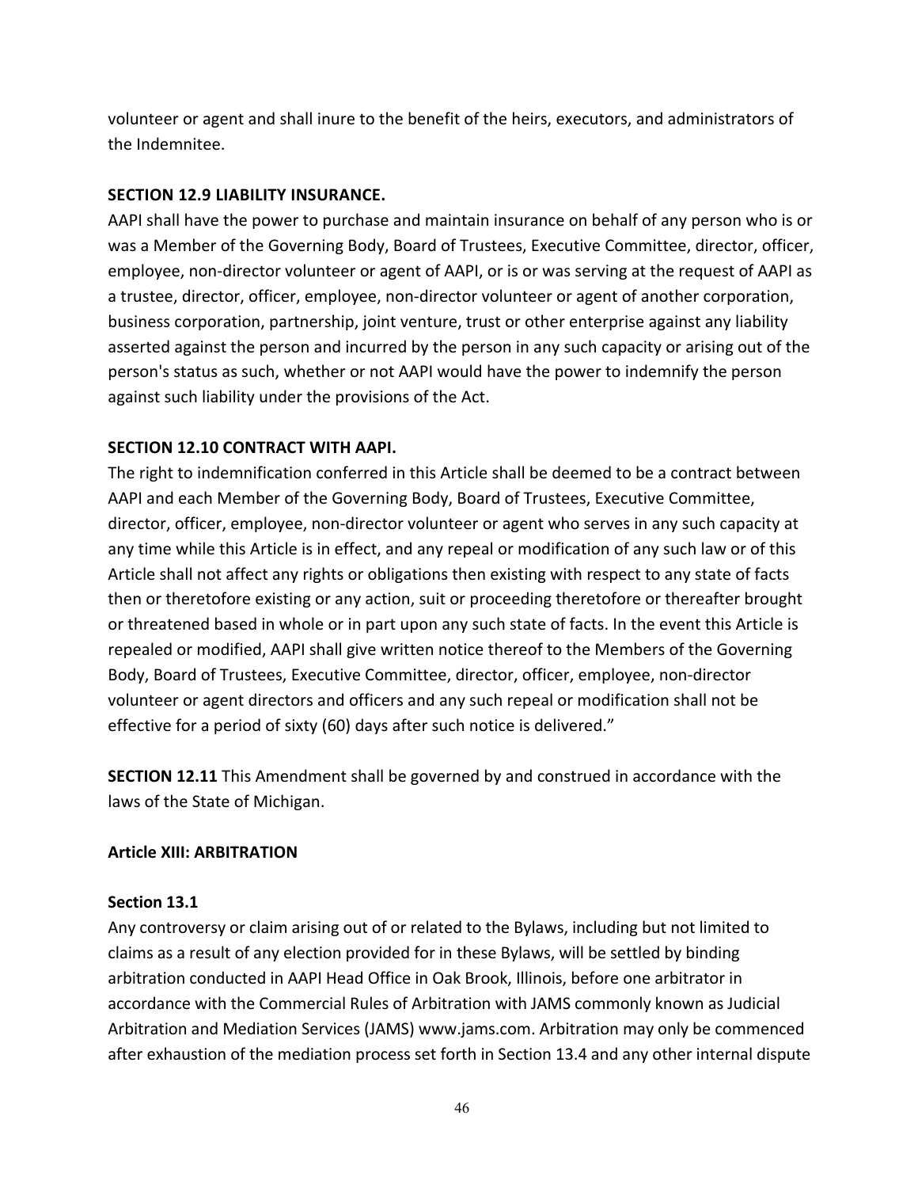volunteer or agent and shall inure to the benefit of the heirs, executors, and administrators of the Indemnitee.

**SECTION 12.9 LIABILITY INSURANCE.**

AAPI shall have the power to purchase and maintain insurance on behalf of any person who is or was a Member of the Governing Body, Board of Trustees, Executive Committee, director, officer, employee, non-director volunteer or agent of AAPI, or is or was serving at the request of AAPI as a trustee, director, officer, employee, non-director volunteer or agent of another corporation, business corporation, partnership, joint venture, trust or other enterprise against any liability asserted against the person and incurred by the person in any such capacity or arising out of the person's status as such, whether or not AAPI would have the power to indemnify the person against such liability under the provisions of the Act.

**SECTION 12.10 CONTRACT WITH AAPI.**

The right to indemnification conferred in this Article shall be deemed to be a contract between AAPI and each Member of the Governing Body, Board of Trustees, Executive Committee, director, officer, employee, non-director volunteer or agent who serves in any such capacity at any time while this Article is in effect, and any repeal or modification of any such law or of this Article shall not affect any rights or obligations then existing with respect to any state of facts then or theretofore existing or any action, suit or proceeding theretofore or thereafter brought or threatened based in whole or in part upon any such state of facts. In the event this Article is repealed or modified, AAPI shall give written notice thereof to the Members of the Governing Body, Board of Trustees, Executive Committee, director, officer, employee, non-director volunteer or agent directors and officers and any such repeal or modification shall not be effective for a period of sixty (60) days after such notice is delivered."

**SECTION 12.11** This Amendment shall be governed by and construed in accordance with the laws of the State of Michigan.

**Article XIII: ARBITRATION**

**Section 13.1**

Any controversy or claim arising out of or related to the Bylaws, including but not limited to claims as a result of any election provided for in these Bylaws, will be settled by binding arbitration conducted in AAPI Head Office in Oak Brook, Illinois, before one arbitrator in accordance with the Commercial Rules of Arbitration with JAMS commonly known as Judicial Arbitration and Mediation Services (JAMS) www.jams.com. Arbitration may only be commenced after exhaustion of the mediation process set forth in Section 13.4 and any other internal dispute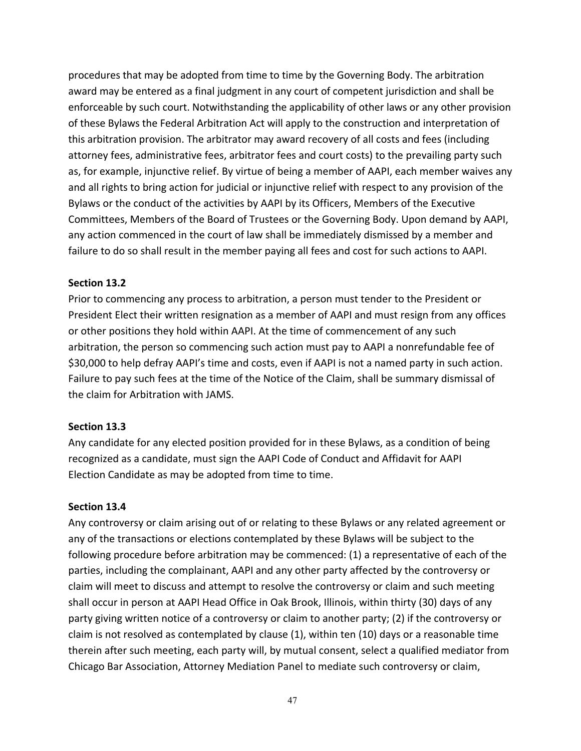procedures that may be adopted from time to time by the Governing Body. The arbitration award may be entered as a final judgment in any court of competent jurisdiction and shall be enforceable by such court. Notwithstanding the applicability of other laws or any other provision of these Bylaws the Federal Arbitration Act will apply to the construction and interpretation of this arbitration provision. The arbitrator may award recovery of all costs and fees (including attorney fees, administrative fees, arbitrator fees and court costs) to the prevailing party such as, for example, injunctive relief. By virtue of being a member of AAPI, each member waives any and all rights to bring action for judicial or injunctive relief with respect to any provision of the Bylaws or the conduct of the activities by AAPI by its Officers, Members of the Executive Committees, Members of the Board of Trustees or the Governing Body. Upon demand by AAPI, any action commenced in the court of law shall be immediately dismissed by a member and failure to do so shall result in the member paying all fees and cost for such actions to AAPI.

**Section 13.2**

Prior to commencing any process to arbitration, a person must tender to the President or President Elect their written resignation as a member of AAPI and must resign from any offices or other positions they hold within AAPI. At the time of commencement of any such arbitration, the person so commencing such action must pay to AAPI a nonrefundable fee of $30,000 to help defray AAPI's time and costs, even if AAPI is not a named party in such action. Failure to pay such fees at the time of the Notice of the Claim, shall be summary dismissal of the claim for Arbitration with JAMS.

**Section 13.3**

Any candidate for any elected position provided for in these Bylaws, as a condition of being recognized as a candidate, must sign the AAPI Code of Conduct and Affidavit for AAPI Election Candidate as may be adopted from time to time.

**Section 13.4**

Any controversy or claim arising out of or relating to these Bylaws or any related agreement or any of the transactions or elections contemplated by these Bylaws will be subject to the following procedure before arbitration may be commenced: (1) a representative of each of the parties, including the complainant, AAPI and any other party affected by the controversy or claim will meet to discuss and attempt to resolve the controversy or claim and such meeting shall occur in person at AAPI Head Office in Oak Brook, Illinois, within thirty (30) days of any party giving written notice of a controversy or claim to another party; (2) if the controversy or claim is not resolved as contemplated by clause (1), within ten (10) days or a reasonable time therein after such meeting, each party will, by mutual consent, select a qualified mediator from Chicago Bar Association, Attorney Mediation Panel to mediate such controversy or claim,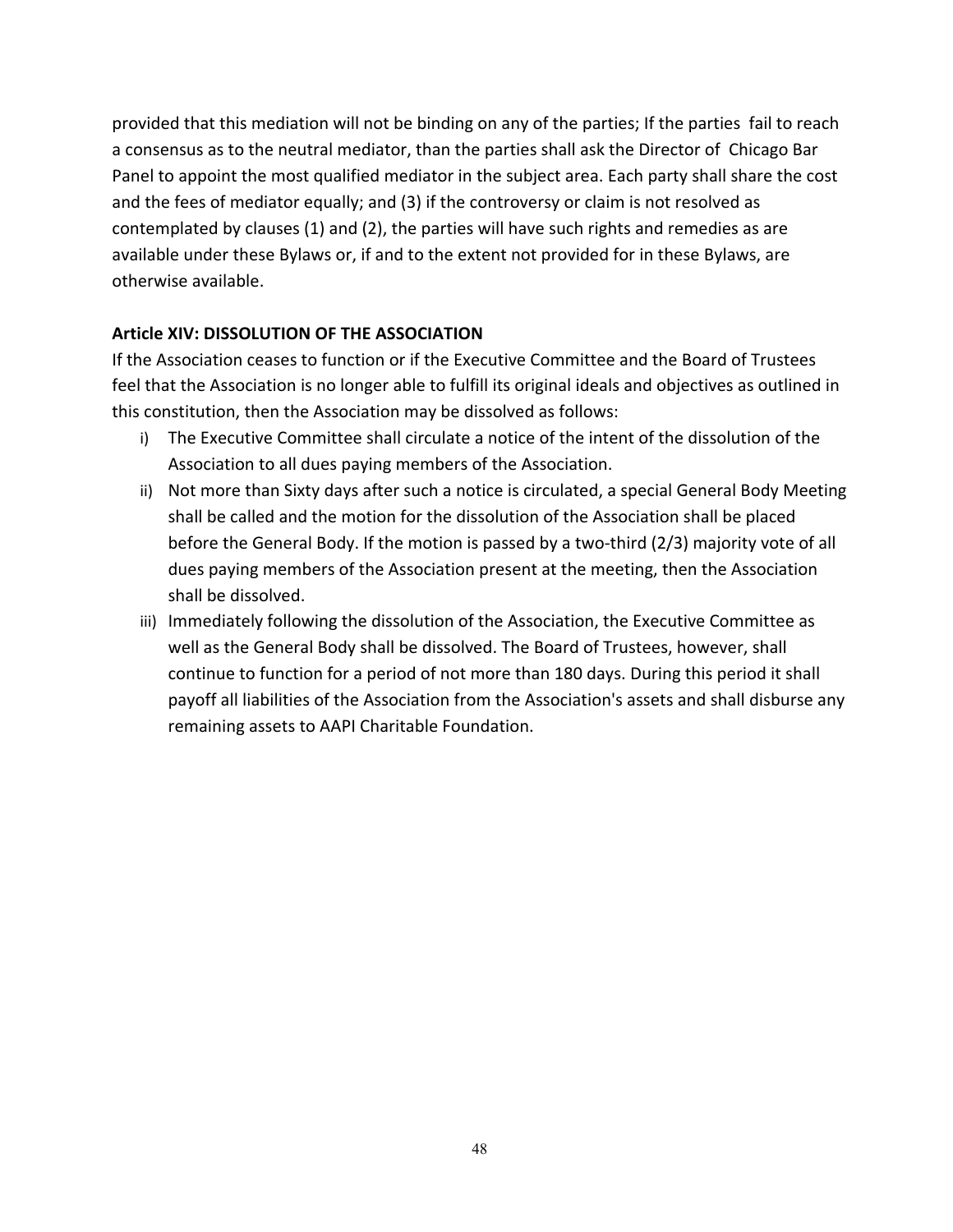provided that this mediation will not be binding on any of the parties; If the parties  fail to reach a consensus as to the neutral mediator, than the parties shall ask the Director of  Chicago Bar Panel to appoint the most qualified mediator in the subject area. Each party shall share the cost and the fees of mediator equally; and (3) if the controversy or claim is not resolved as contemplated by clauses (1) and (2), the parties will have such rights and remedies as are available under these Bylaws or, if and to the extent not provided for in these Bylaws, are otherwise available.

**Article XIV: DISSOLUTION OF THE ASSOCIATION**

If the Association ceases to function or if the Executive Committee and the Board of Trustees feel that the Association is no longer able to fulfill its original ideals and objectives as outlined in this constitution, then the Association may be dissolved as follows:

i) The Executive Committee shall circulate a notice of the intent of the dissolution of the Association to all dues paying members of the Association.

ii) Not more than Sixty days after such a notice is circulated, a special General Body Meeting shall be called and the motion for the dissolution of the Association shall be placed before the General Body. If the motion is passed by a two-third (2/3) majority vote of all dues paying members of the Association present at the meeting, then the Association shall be dissolved.

iii) Immediately following the dissolution of the Association, the Executive Committee as well as the General Body shall be dissolved. The Board of Trustees, however, shall continue to function for a period of not more than 180 days. During this period it shall payoff all liabilities of the Association from the Association's assets and shall disburse any remaining assets to AAPI Charitable Foundation.